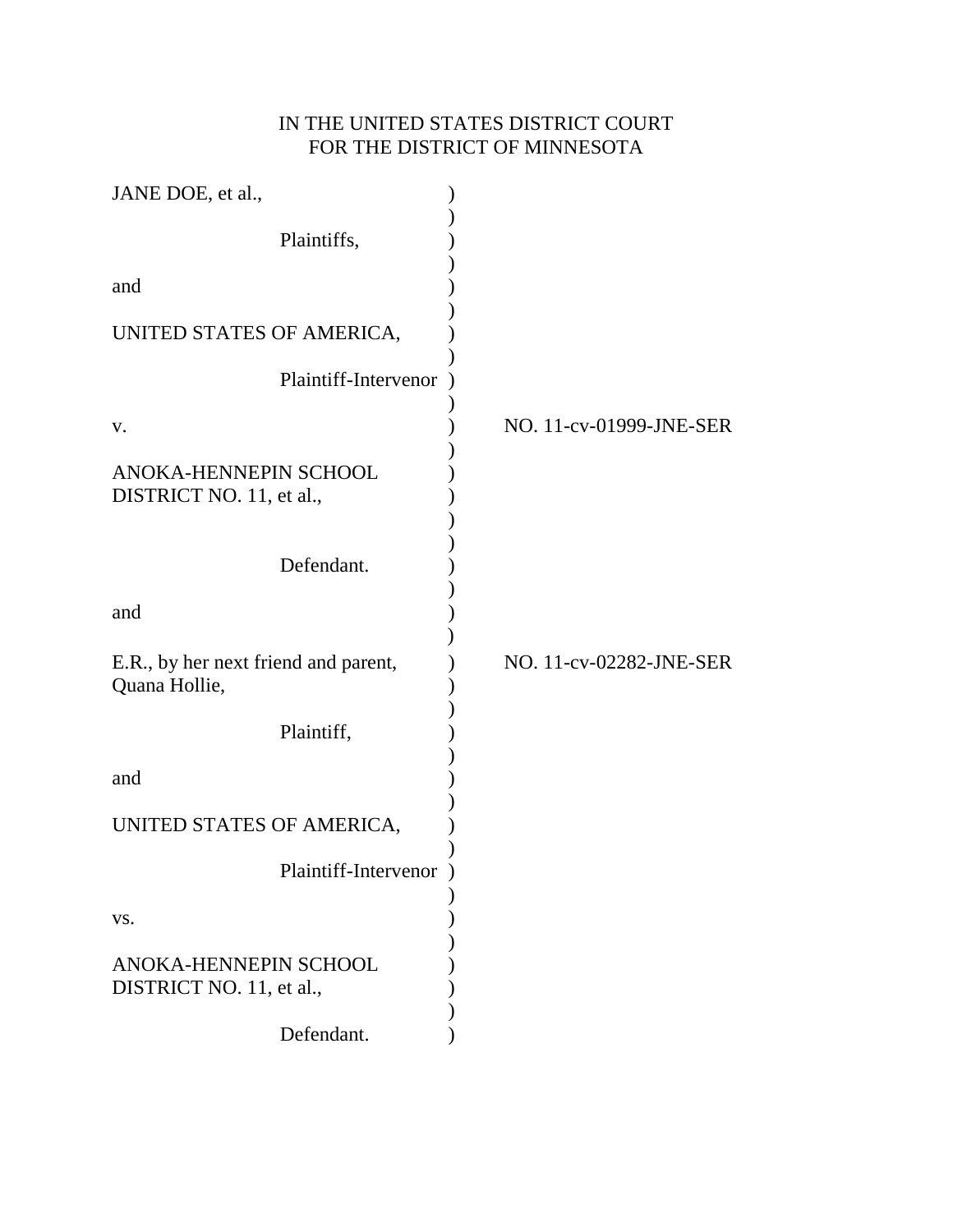IN THE UNITED STATES DISTRICT COURT
FOR THE DISTRICT OF MINNESOTA

| | | |
|---|---|---|
| JANE DOE, et al., | ) | |
| Plaintiffs, | ) | |
| and | ) | |
| UNITED STATES OF AMERICA, | ) | |
| Plaintiff-Intervenor | ) | |
| v. | ) | NO. 11-cv-01999-JNE-SER |
| ANOKA-HENNEPIN SCHOOL DISTRICT NO. 11, et al., | ) | |
| Defendant. | ) | |
| and | ) | |
| E.R., by her next friend and parent, Quana Hollie, | ) | NO. 11-cv-02282-JNE-SER |
| Plaintiff, | ) | |
| and | ) | |
| UNITED STATES OF AMERICA, | ) | |
| Plaintiff-Intervenor | ) | |
| vs. | ) | |
| ANOKA-HENNEPIN SCHOOL DISTRICT NO. 11, et al., | ) | |
| Defendant. | ) | |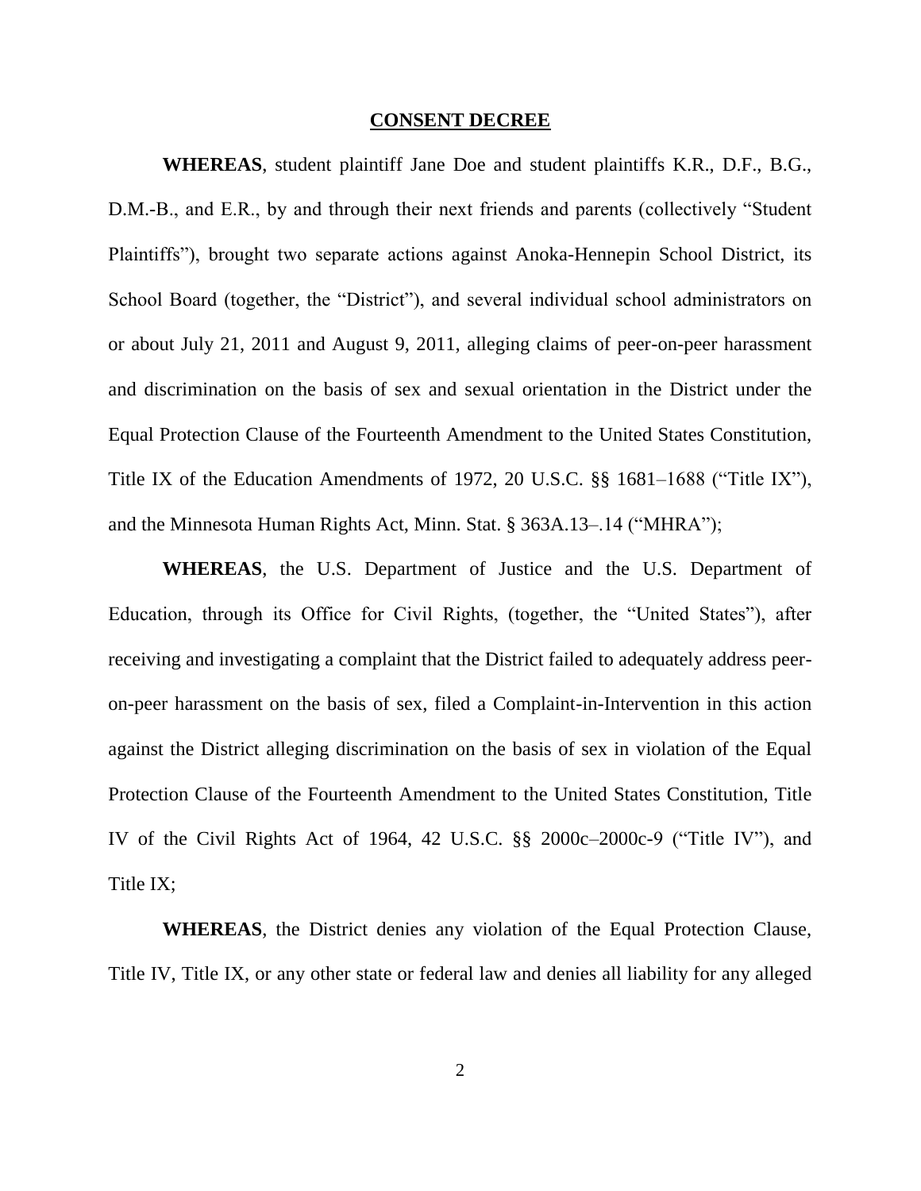# CONSENT DECREE

**WHEREAS**, student plaintiff Jane Doe and student plaintiffs K.R., D.F., B.G., D.M.-B., and E.R., by and through their next friends and parents (collectively "Student Plaintiffs"), brought two separate actions against Anoka-Hennepin School District, its School Board (together, the "District"), and several individual school administrators on or about July 21, 2011 and August 9, 2011, alleging claims of peer-on-peer harassment and discrimination on the basis of sex and sexual orientation in the District under the Equal Protection Clause of the Fourteenth Amendment to the United States Constitution, Title IX of the Education Amendments of 1972, 20 U.S.C. §§ 1681–1688 ("Title IX"), and the Minnesota Human Rights Act, Minn. Stat. § 363A.13–.14 ("MHRA");

**WHEREAS**, the U.S. Department of Justice and the U.S. Department of Education, through its Office for Civil Rights, (together, the "United States"), after receiving and investigating a complaint that the District failed to adequately address peer-on-peer harassment on the basis of sex, filed a Complaint-in-Intervention in this action against the District alleging discrimination on the basis of sex in violation of the Equal Protection Clause of the Fourteenth Amendment to the United States Constitution, Title IV of the Civil Rights Act of 1964, 42 U.S.C. §§ 2000c–2000c-9 ("Title IV"), and Title IX;

**WHEREAS**, the District denies any violation of the Equal Protection Clause, Title IV, Title IX, or any other state or federal law and denies all liability for any alleged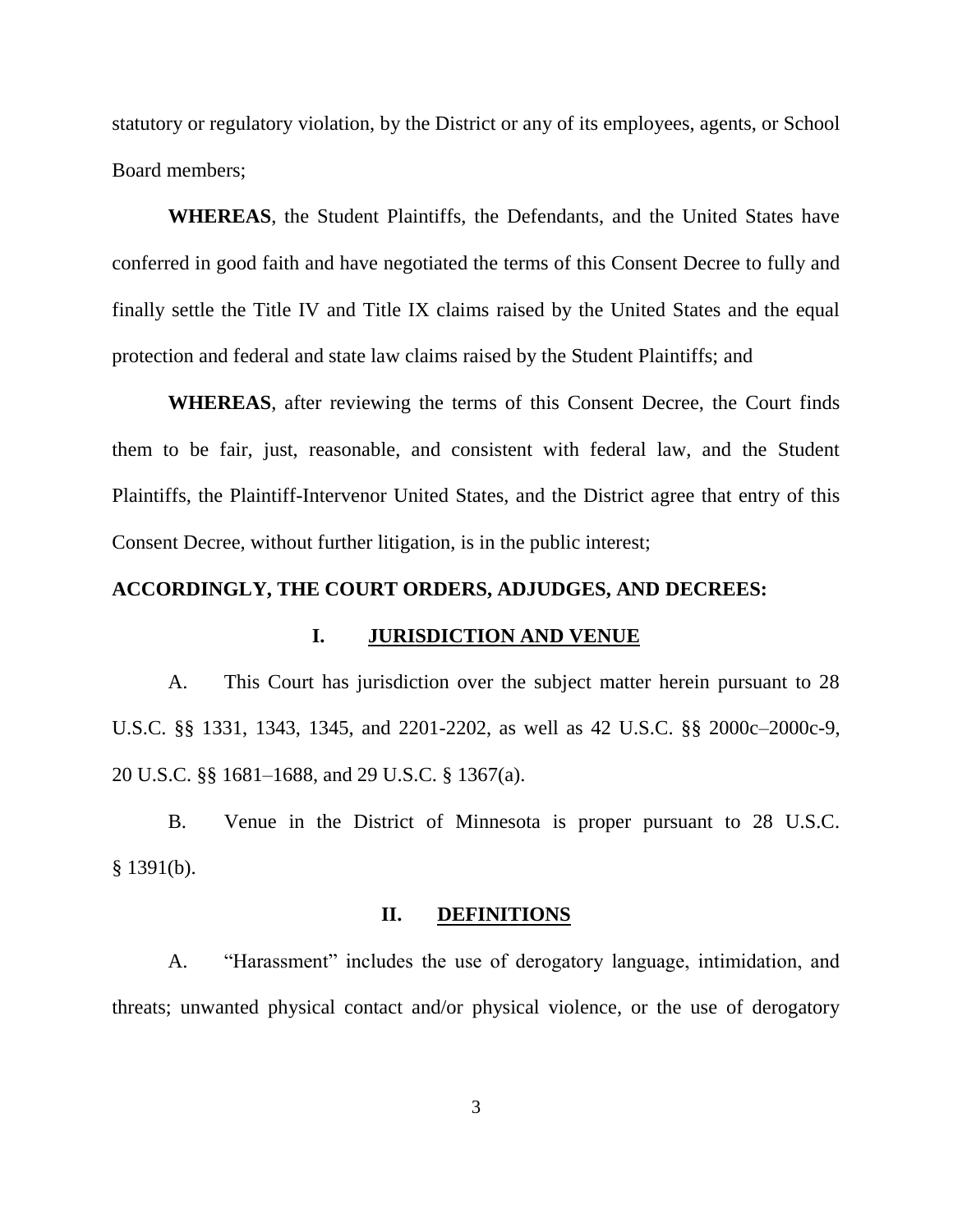statutory or regulatory violation, by the District or any of its employees, agents, or School Board members;

**WHEREAS**, the Student Plaintiffs, the Defendants, and the United States have conferred in good faith and have negotiated the terms of this Consent Decree to fully and finally settle the Title IV and Title IX claims raised by the United States and the equal protection and federal and state law claims raised by the Student Plaintiffs; and

**WHEREAS**, after reviewing the terms of this Consent Decree, the Court finds them to be fair, just, reasonable, and consistent with federal law, and the Student Plaintiffs, the Plaintiff-Intervenor United States, and the District agree that entry of this Consent Decree, without further litigation, is in the public interest;

**ACCORDINGLY, THE COURT ORDERS, ADJUDGES, AND DECREES:**

## I. JURISDICTION AND VENUE

A. This Court has jurisdiction over the subject matter herein pursuant to 28 U.S.C. §§ 1331, 1343, 1345, and 2201-2202, as well as 42 U.S.C. §§ 2000c–2000c-9, 20 U.S.C. §§ 1681–1688, and 29 U.S.C. § 1367(a).

B. Venue in the District of Minnesota is proper pursuant to 28 U.S.C. § 1391(b).

## II. DEFINITIONS

A. "Harassment" includes the use of derogatory language, intimidation, and threats; unwanted physical contact and/or physical violence, or the use of derogatory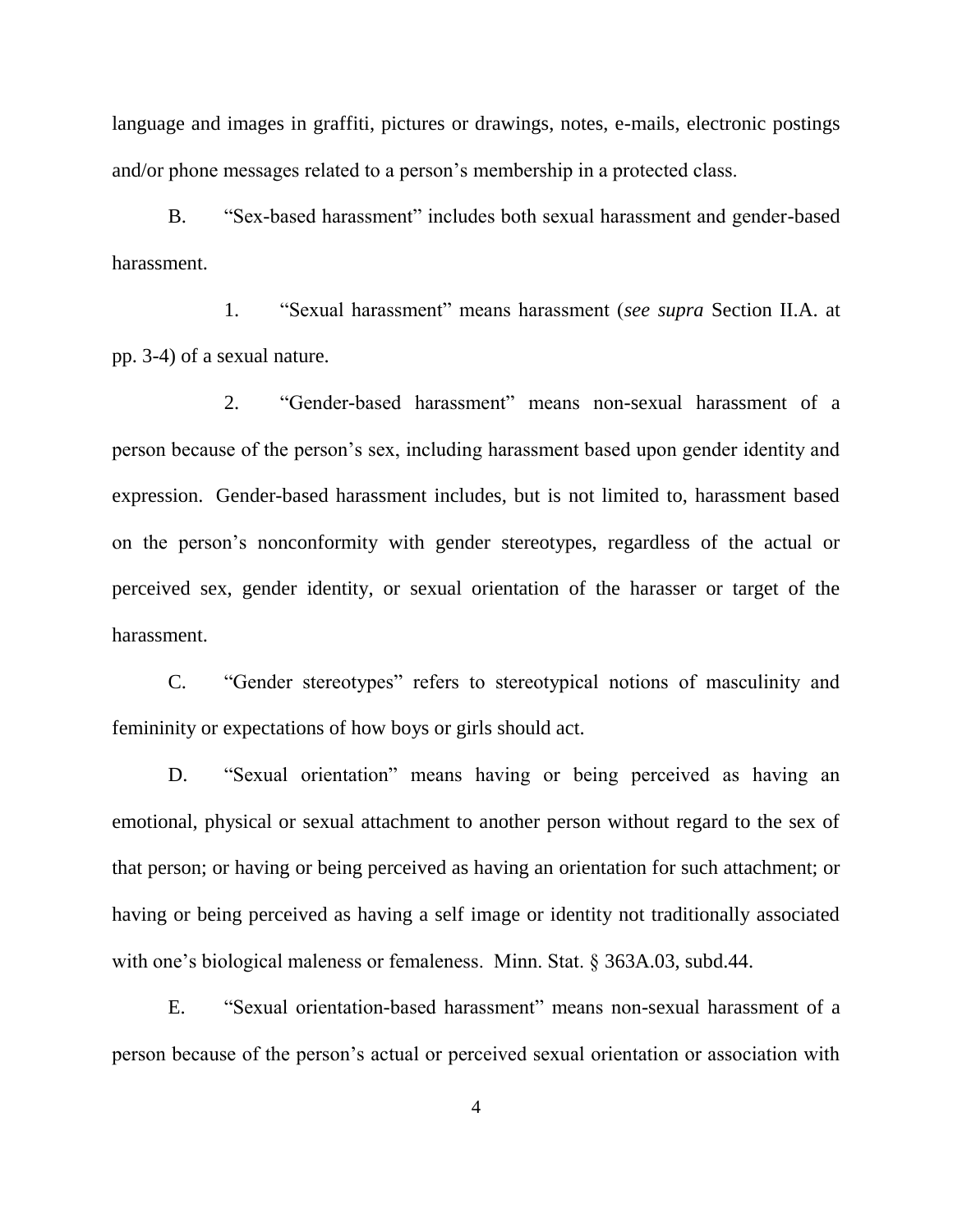language and images in graffiti, pictures or drawings, notes, e-mails, electronic postings and/or phone messages related to a person's membership in a protected class.

B. "Sex-based harassment" includes both sexual harassment and gender-based harassment.

1. "Sexual harassment" means harassment (*see supra* Section II.A. at pp. 3-4) of a sexual nature.

2. "Gender-based harassment" means non-sexual harassment of a person because of the person's sex, including harassment based upon gender identity and expression. Gender-based harassment includes, but is not limited to, harassment based on the person's nonconformity with gender stereotypes, regardless of the actual or perceived sex, gender identity, or sexual orientation of the harasser or target of the harassment.

C. "Gender stereotypes" refers to stereotypical notions of masculinity and femininity or expectations of how boys or girls should act.

D. "Sexual orientation" means having or being perceived as having an emotional, physical or sexual attachment to another person without regard to the sex of that person; or having or being perceived as having an orientation for such attachment; or having or being perceived as having a self image or identity not traditionally associated with one's biological maleness or femaleness. Minn. Stat. § 363A.03, subd.44.

E. "Sexual orientation-based harassment" means non-sexual harassment of a person because of the person's actual or perceived sexual orientation or association with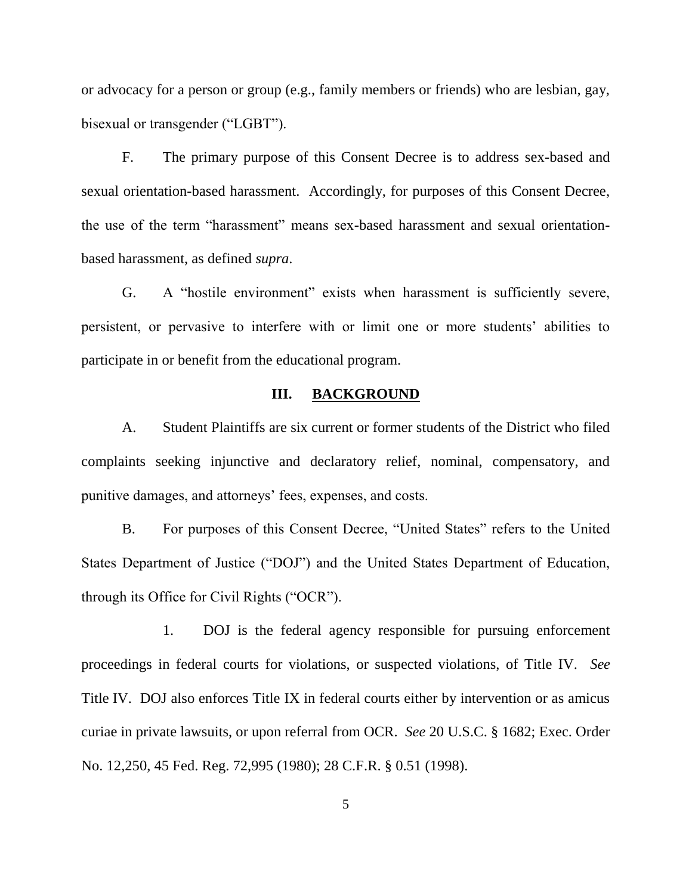or advocacy for a person or group (e.g., family members or friends) who are lesbian, gay, bisexual or transgender ("LGBT").

F. The primary purpose of this Consent Decree is to address sex-based and sexual orientation-based harassment. Accordingly, for purposes of this Consent Decree, the use of the term "harassment" means sex-based harassment and sexual orientation-based harassment, as defined *supra*.

G. A "hostile environment" exists when harassment is sufficiently severe, persistent, or pervasive to interfere with or limit one or more students' abilities to participate in or benefit from the educational program.

## III. BACKGROUND

A. Student Plaintiffs are six current or former students of the District who filed complaints seeking injunctive and declaratory relief, nominal, compensatory, and punitive damages, and attorneys' fees, expenses, and costs.

B. For purposes of this Consent Decree, "United States" refers to the United States Department of Justice ("DOJ") and the United States Department of Education, through its Office for Civil Rights ("OCR").

1. DOJ is the federal agency responsible for pursuing enforcement proceedings in federal courts for violations, or suspected violations, of Title IV. *See* Title IV. DOJ also enforces Title IX in federal courts either by intervention or as amicus curiae in private lawsuits, or upon referral from OCR. *See* 20 U.S.C. § 1682; Exec. Order No. 12,250, 45 Fed. Reg. 72,995 (1980); 28 C.F.R. § 0.51 (1998).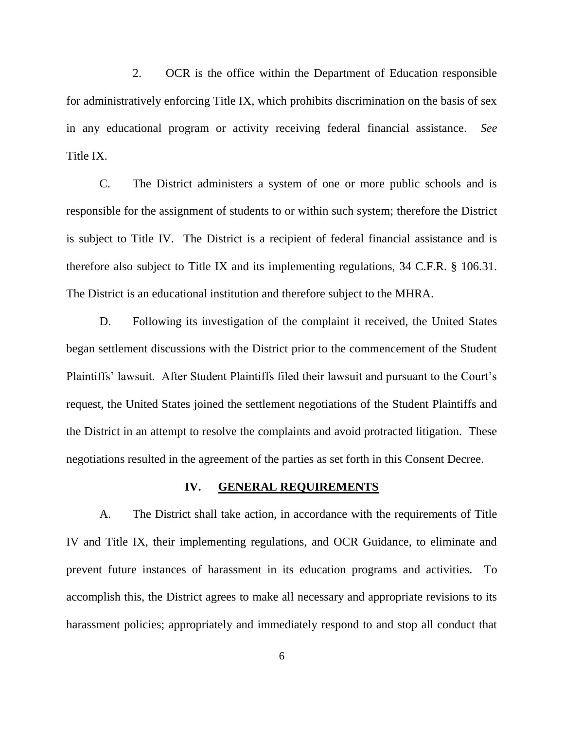2. OCR is the office within the Department of Education responsible for administratively enforcing Title IX, which prohibits discrimination on the basis of sex in any educational program or activity receiving federal financial assistance. *See* Title IX.

C. The District administers a system of one or more public schools and is responsible for the assignment of students to or within such system; therefore the District is subject to Title IV. The District is a recipient of federal financial assistance and is therefore also subject to Title IX and its implementing regulations, 34 C.F.R. § 106.31. The District is an educational institution and therefore subject to the MHRA.

D. Following its investigation of the complaint it received, the United States began settlement discussions with the District prior to the commencement of the Student Plaintiffs' lawsuit. After Student Plaintiffs filed their lawsuit and pursuant to the Court's request, the United States joined the settlement negotiations of the Student Plaintiffs and the District in an attempt to resolve the complaints and avoid protracted litigation. These negotiations resulted in the agreement of the parties as set forth in this Consent Decree.

## IV. GENERAL REQUIREMENTS

A. The District shall take action, in accordance with the requirements of Title IV and Title IX, their implementing regulations, and OCR Guidance, to eliminate and prevent future instances of harassment in its education programs and activities. To accomplish this, the District agrees to make all necessary and appropriate revisions to its harassment policies; appropriately and immediately respond to and stop all conduct that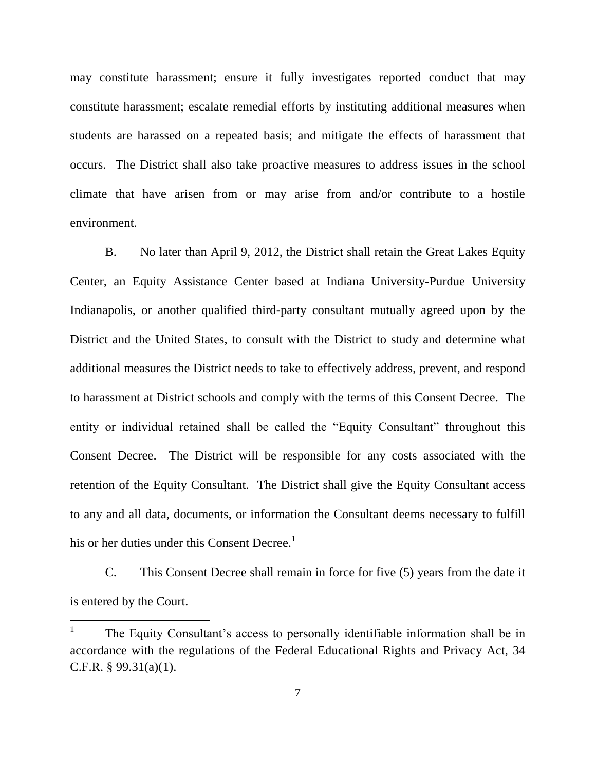may constitute harassment; ensure it fully investigates reported conduct that may constitute harassment; escalate remedial efforts by instituting additional measures when students are harassed on a repeated basis; and mitigate the effects of harassment that occurs. The District shall also take proactive measures to address issues in the school climate that have arisen from or may arise from and/or contribute to a hostile environment.

B. No later than April 9, 2012, the District shall retain the Great Lakes Equity Center, an Equity Assistance Center based at Indiana University-Purdue University Indianapolis, or another qualified third-party consultant mutually agreed upon by the District and the United States, to consult with the District to study and determine what additional measures the District needs to take to effectively address, prevent, and respond to harassment at District schools and comply with the terms of this Consent Decree. The entity or individual retained shall be called the "Equity Consultant" throughout this Consent Decree. The District will be responsible for any costs associated with the retention of the Equity Consultant. The District shall give the Equity Consultant access to any and all data, documents, or information the Consultant deems necessary to fulfill his or her duties under this Consent Decree.[1]

C. This Consent Decree shall remain in force for five (5) years from the date it is entered by the Court.

[1] The Equity Consultant's access to personally identifiable information shall be in accordance with the regulations of the Federal Educational Rights and Privacy Act, 34 C.F.R. § 99.31(a)(1).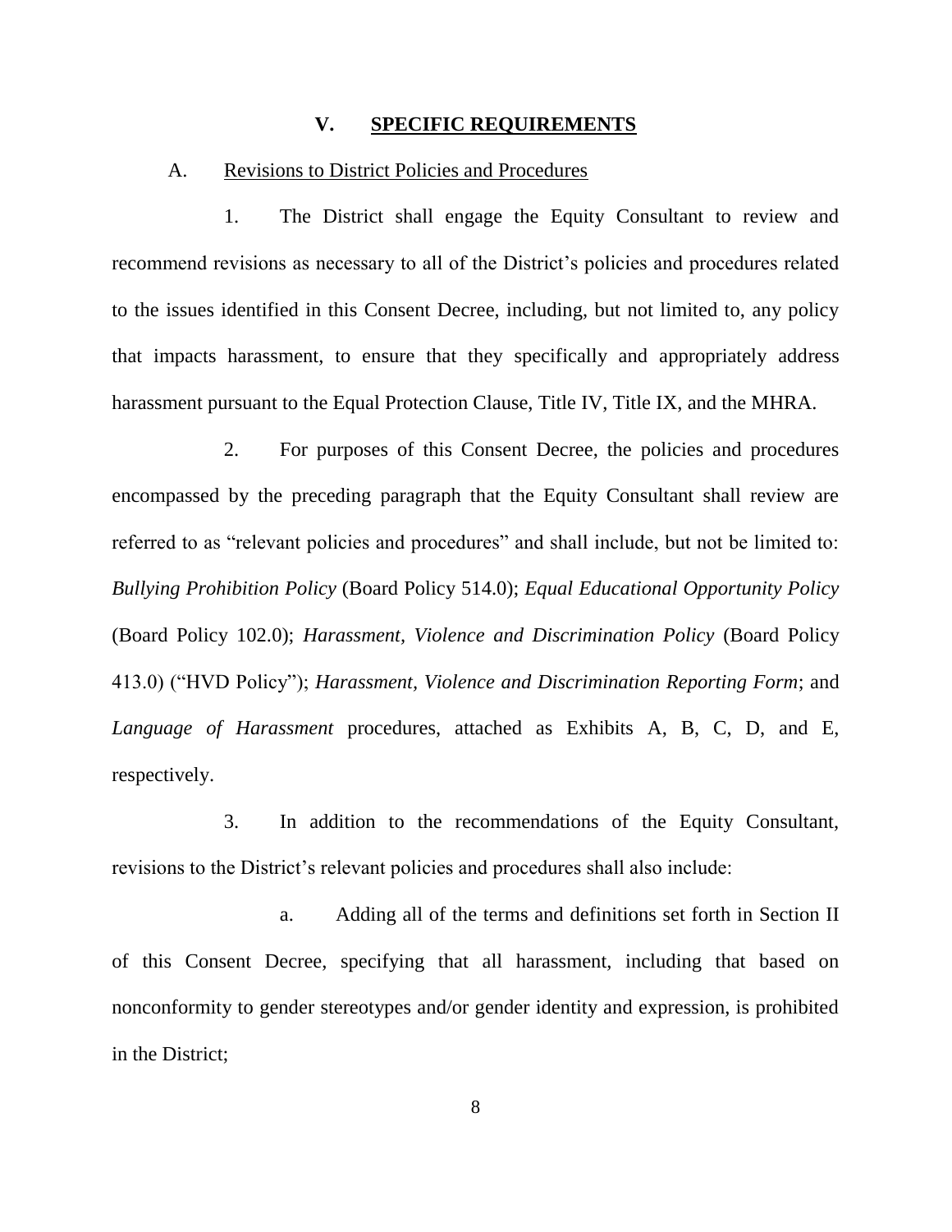## V. SPECIFIC REQUIREMENTS

### A. Revisions to District Policies and Procedures

1. The District shall engage the Equity Consultant to review and recommend revisions as necessary to all of the District's policies and procedures related to the issues identified in this Consent Decree, including, but not limited to, any policy that impacts harassment, to ensure that they specifically and appropriately address harassment pursuant to the Equal Protection Clause, Title IV, Title IX, and the MHRA.

2. For purposes of this Consent Decree, the policies and procedures encompassed by the preceding paragraph that the Equity Consultant shall review are referred to as "relevant policies and procedures" and shall include, but not be limited to: *Bullying Prohibition Policy* (Board Policy 514.0); *Equal Educational Opportunity Policy* (Board Policy 102.0); *Harassment, Violence and Discrimination Policy* (Board Policy 413.0) ("HVD Policy"); *Harassment, Violence and Discrimination Reporting Form*; and *Language of Harassment* procedures, attached as Exhibits A, B, C, D, and E, respectively.

3. In addition to the recommendations of the Equity Consultant, revisions to the District's relevant policies and procedures shall also include:

   a. Adding all of the terms and definitions set forth in Section II of this Consent Decree, specifying that all harassment, including that based on nonconformity to gender stereotypes and/or gender identity and expression, is prohibited in the District;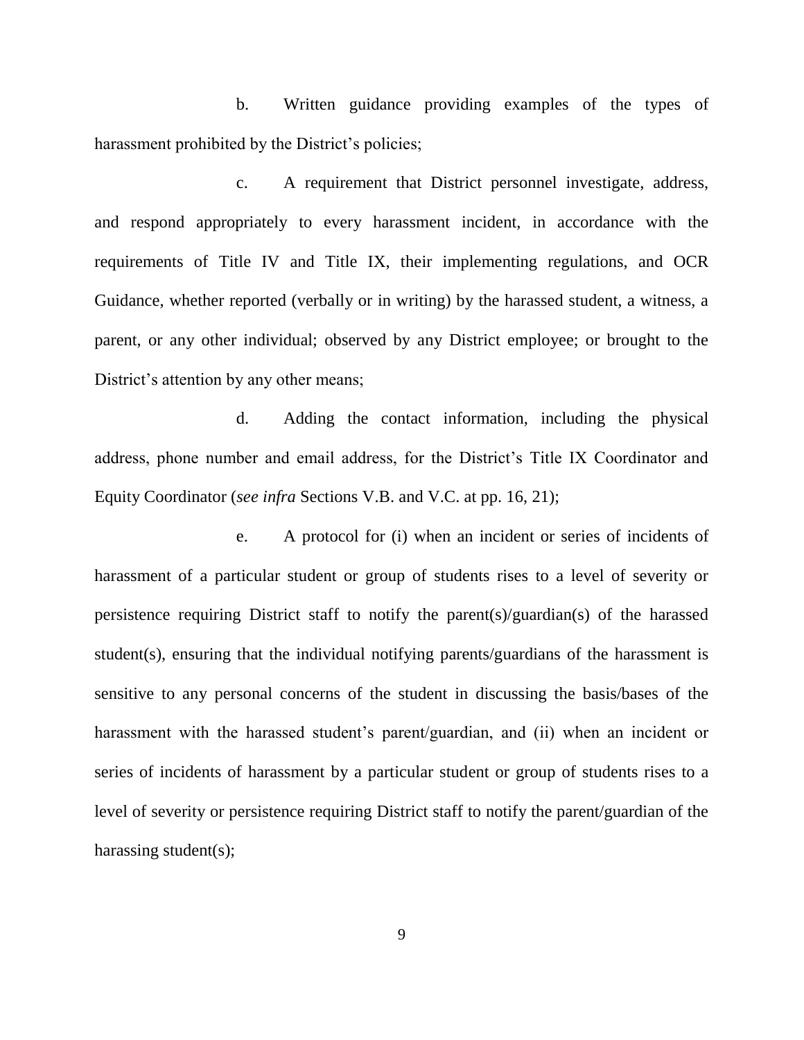b. Written guidance providing examples of the types of harassment prohibited by the District's policies;

c. A requirement that District personnel investigate, address, and respond appropriately to every harassment incident, in accordance with the requirements of Title IV and Title IX, their implementing regulations, and OCR Guidance, whether reported (verbally or in writing) by the harassed student, a witness, a parent, or any other individual; observed by any District employee; or brought to the District's attention by any other means;

d. Adding the contact information, including the physical address, phone number and email address, for the District's Title IX Coordinator and Equity Coordinator (*see infra* Sections V.B. and V.C. at pp. 16, 21);

e. A protocol for (i) when an incident or series of incidents of harassment of a particular student or group of students rises to a level of severity or persistence requiring District staff to notify the parent(s)/guardian(s) of the harassed student(s), ensuring that the individual notifying parents/guardians of the harassment is sensitive to any personal concerns of the student in discussing the basis/bases of the harassment with the harassed student's parent/guardian, and (ii) when an incident or series of incidents of harassment by a particular student or group of students rises to a level of severity or persistence requiring District staff to notify the parent/guardian of the harassing student(s);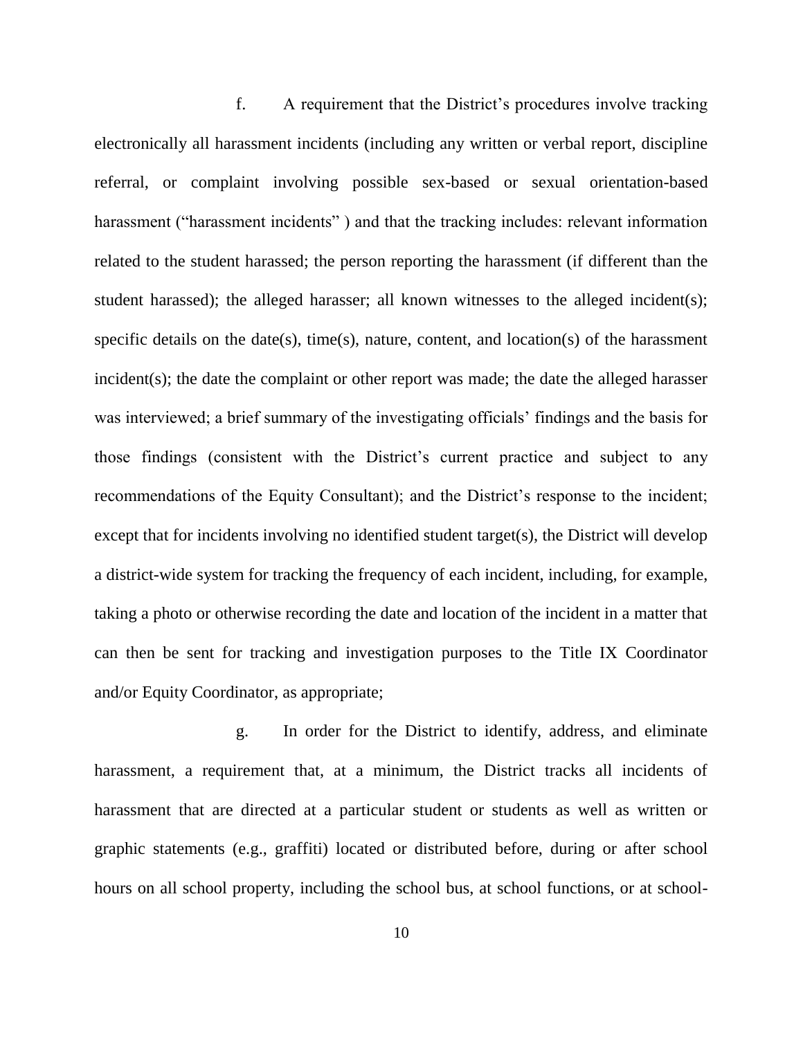f. A requirement that the District's procedures involve tracking electronically all harassment incidents (including any written or verbal report, discipline referral, or complaint involving possible sex-based or sexual orientation-based harassment ("harassment incidents" ) and that the tracking includes: relevant information related to the student harassed; the person reporting the harassment (if different than the student harassed); the alleged harasser; all known witnesses to the alleged incident(s); specific details on the date(s), time(s), nature, content, and location(s) of the harassment incident(s); the date the complaint or other report was made; the date the alleged harasser was interviewed; a brief summary of the investigating officials' findings and the basis for those findings (consistent with the District's current practice and subject to any recommendations of the Equity Consultant); and the District's response to the incident; except that for incidents involving no identified student target(s), the District will develop a district-wide system for tracking the frequency of each incident, including, for example, taking a photo or otherwise recording the date and location of the incident in a matter that can then be sent for tracking and investigation purposes to the Title IX Coordinator and/or Equity Coordinator, as appropriate;

g. In order for the District to identify, address, and eliminate harassment, a requirement that, at a minimum, the District tracks all incidents of harassment that are directed at a particular student or students as well as written or graphic statements (e.g., graffiti) located or distributed before, during or after school hours on all school property, including the school bus, at school functions, or at school-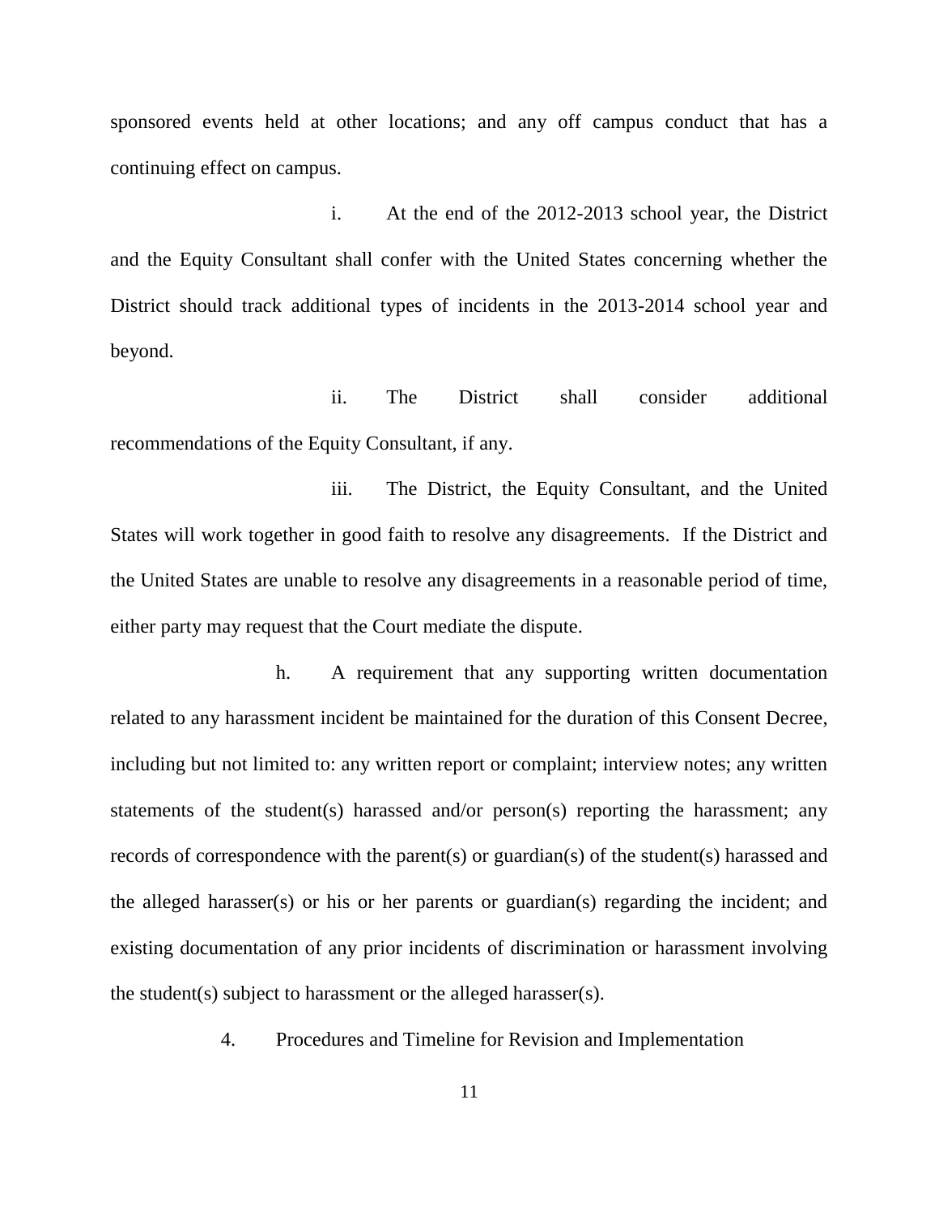sponsored events held at other locations; and any off campus conduct that has a continuing effect on campus.

i. At the end of the 2012-2013 school year, the District and the Equity Consultant shall confer with the United States concerning whether the District should track additional types of incidents in the 2013-2014 school year and beyond.

ii. The District shall consider additional recommendations of the Equity Consultant, if any.

iii. The District, the Equity Consultant, and the United States will work together in good faith to resolve any disagreements. If the District and the United States are unable to resolve any disagreements in a reasonable period of time, either party may request that the Court mediate the dispute.

h. A requirement that any supporting written documentation related to any harassment incident be maintained for the duration of this Consent Decree, including but not limited to: any written report or complaint; interview notes; any written statements of the student(s) harassed and/or person(s) reporting the harassment; any records of correspondence with the parent(s) or guardian(s) of the student(s) harassed and the alleged harasser(s) or his or her parents or guardian(s) regarding the incident; and existing documentation of any prior incidents of discrimination or harassment involving the student(s) subject to harassment or the alleged harasser(s).

4. Procedures and Timeline for Revision and Implementation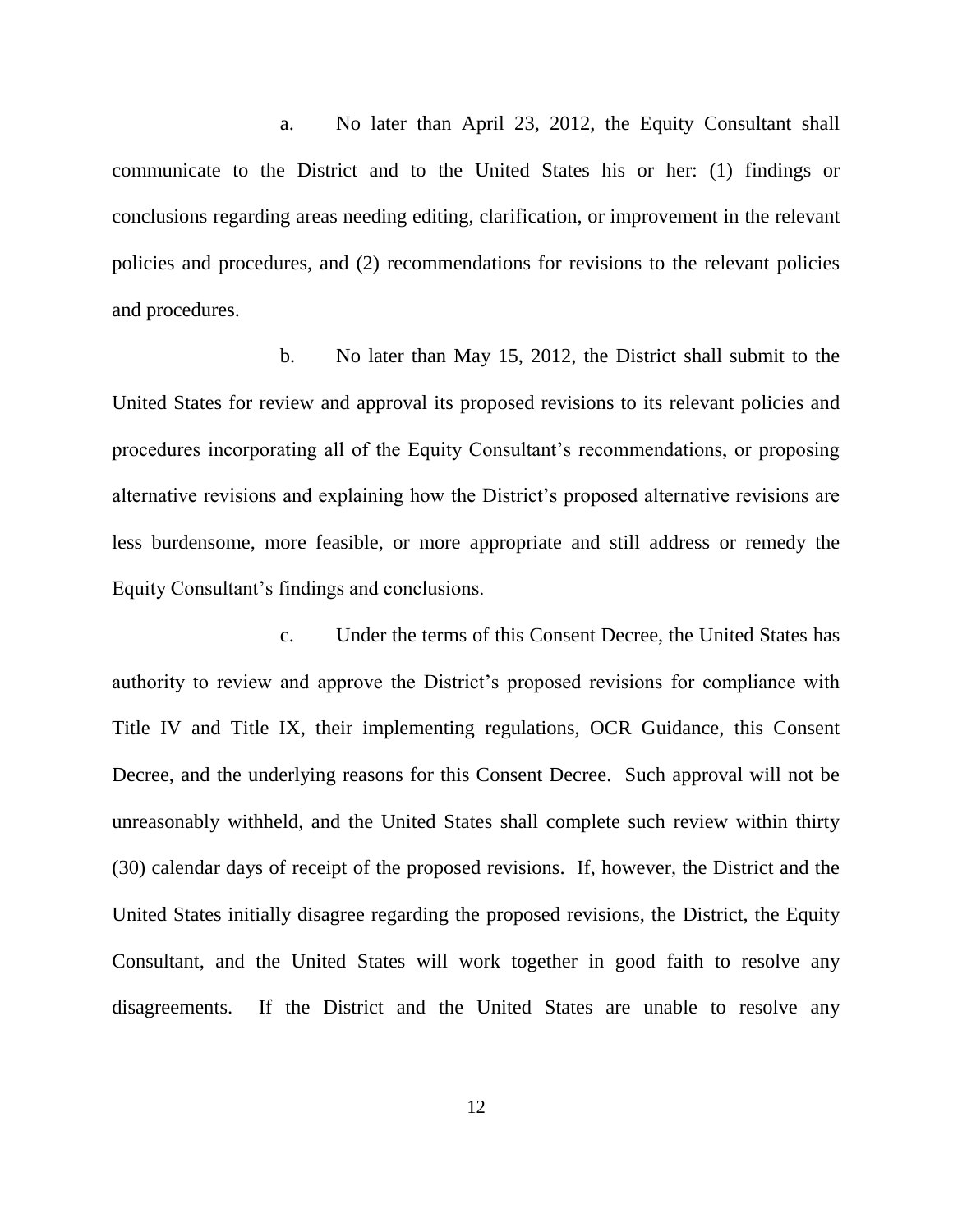a. No later than April 23, 2012, the Equity Consultant shall communicate to the District and to the United States his or her: (1) findings or conclusions regarding areas needing editing, clarification, or improvement in the relevant policies and procedures, and (2) recommendations for revisions to the relevant policies and procedures.

b. No later than May 15, 2012, the District shall submit to the United States for review and approval its proposed revisions to its relevant policies and procedures incorporating all of the Equity Consultant's recommendations, or proposing alternative revisions and explaining how the District's proposed alternative revisions are less burdensome, more feasible, or more appropriate and still address or remedy the Equity Consultant's findings and conclusions.

c. Under the terms of this Consent Decree, the United States has authority to review and approve the District's proposed revisions for compliance with Title IV and Title IX, their implementing regulations, OCR Guidance, this Consent Decree, and the underlying reasons for this Consent Decree. Such approval will not be unreasonably withheld, and the United States shall complete such review within thirty (30) calendar days of receipt of the proposed revisions. If, however, the District and the United States initially disagree regarding the proposed revisions, the District, the Equity Consultant, and the United States will work together in good faith to resolve any disagreements. If the District and the United States are unable to resolve any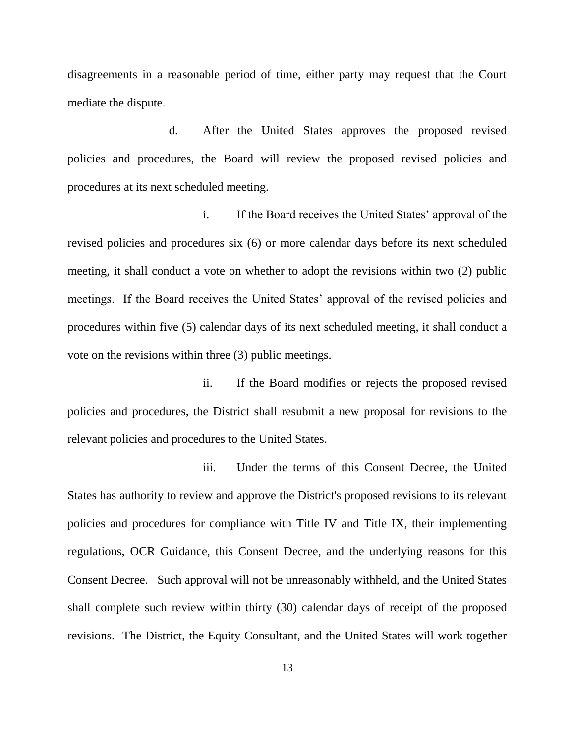disagreements in a reasonable period of time, either party may request that the Court mediate the dispute.

d. After the United States approves the proposed revised policies and procedures, the Board will review the proposed revised policies and procedures at its next scheduled meeting.

i. If the Board receives the United States' approval of the revised policies and procedures six (6) or more calendar days before its next scheduled meeting, it shall conduct a vote on whether to adopt the revisions within two (2) public meetings. If the Board receives the United States' approval of the revised policies and procedures within five (5) calendar days of its next scheduled meeting, it shall conduct a vote on the revisions within three (3) public meetings.

ii. If the Board modifies or rejects the proposed revised policies and procedures, the District shall resubmit a new proposal for revisions to the relevant policies and procedures to the United States.

iii. Under the terms of this Consent Decree, the United States has authority to review and approve the District's proposed revisions to its relevant policies and procedures for compliance with Title IV and Title IX, their implementing regulations, OCR Guidance, this Consent Decree, and the underlying reasons for this Consent Decree. Such approval will not be unreasonably withheld, and the United States shall complete such review within thirty (30) calendar days of receipt of the proposed revisions. The District, the Equity Consultant, and the United States will work together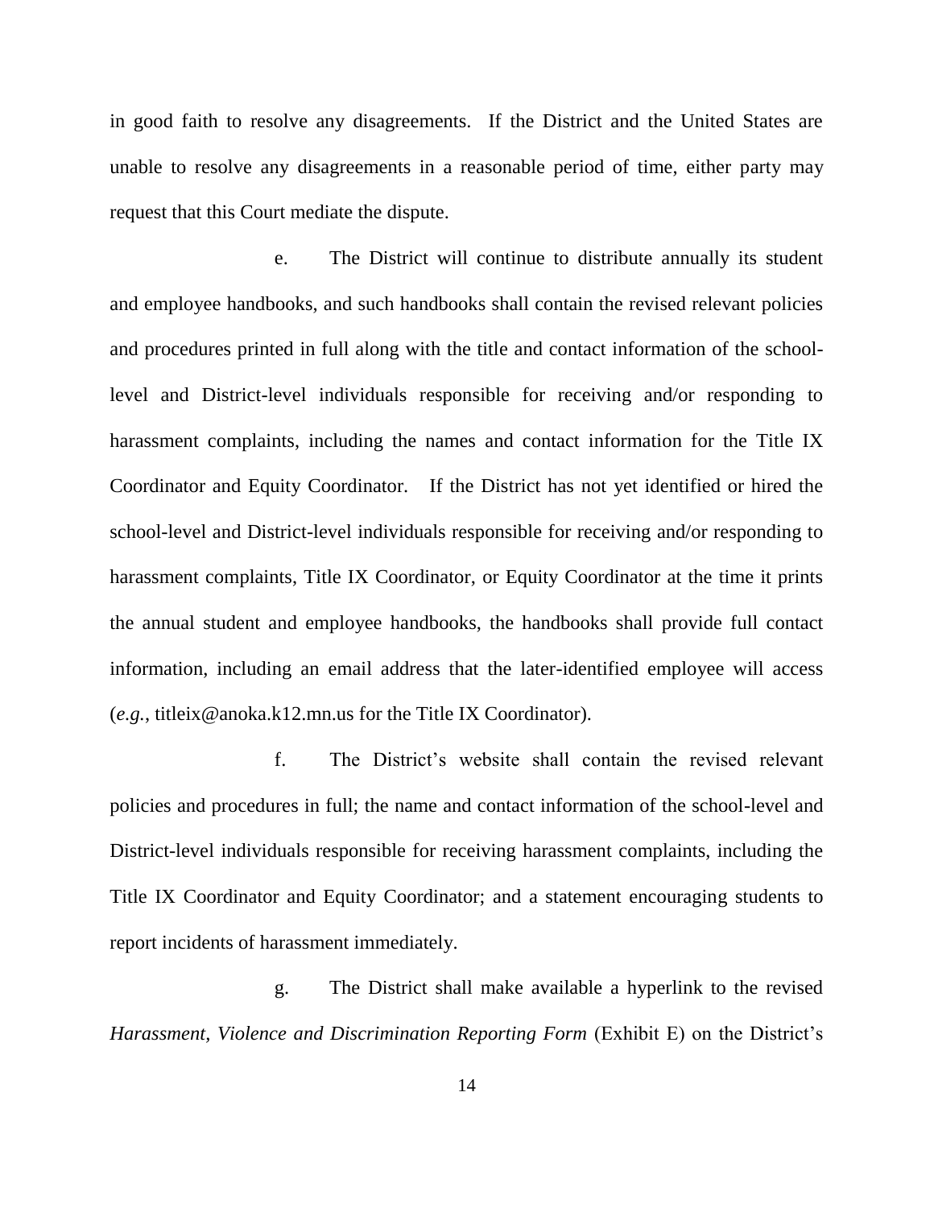in good faith to resolve any disagreements. If the District and the United States are unable to resolve any disagreements in a reasonable period of time, either party may request that this Court mediate the dispute.

e. The District will continue to distribute annually its student and employee handbooks, and such handbooks shall contain the revised relevant policies and procedures printed in full along with the title and contact information of the school-level and District-level individuals responsible for receiving and/or responding to harassment complaints, including the names and contact information for the Title IX Coordinator and Equity Coordinator. If the District has not yet identified or hired the school-level and District-level individuals responsible for receiving and/or responding to harassment complaints, Title IX Coordinator, or Equity Coordinator at the time it prints the annual student and employee handbooks, the handbooks shall provide full contact information, including an email address that the later-identified employee will access (*e.g.*, titleix@anoka.k12.mn.us for the Title IX Coordinator).

f. The District's website shall contain the revised relevant policies and procedures in full; the name and contact information of the school-level and District-level individuals responsible for receiving harassment complaints, including the Title IX Coordinator and Equity Coordinator; and a statement encouraging students to report incidents of harassment immediately.

g. The District shall make available a hyperlink to the revised *Harassment, Violence and Discrimination Reporting Form* (Exhibit E) on the District's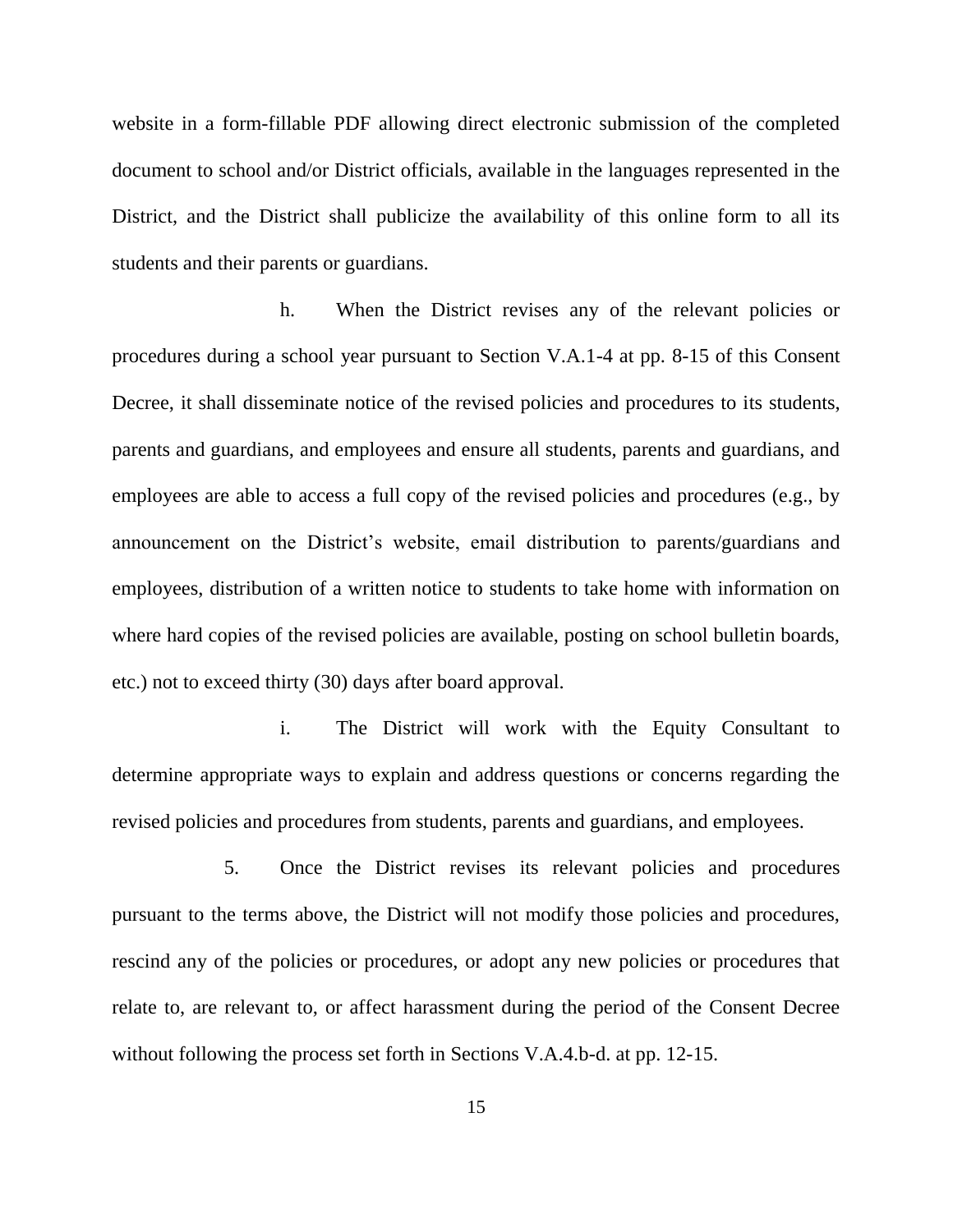website in a form-fillable PDF allowing direct electronic submission of the completed document to school and/or District officials, available in the languages represented in the District, and the District shall publicize the availability of this online form to all its students and their parents or guardians.

h. When the District revises any of the relevant policies or procedures during a school year pursuant to Section V.A.1-4 at pp. 8-15 of this Consent Decree, it shall disseminate notice of the revised policies and procedures to its students, parents and guardians, and employees and ensure all students, parents and guardians, and employees are able to access a full copy of the revised policies and procedures (e.g., by announcement on the District's website, email distribution to parents/guardians and employees, distribution of a written notice to students to take home with information on where hard copies of the revised policies are available, posting on school bulletin boards, etc.) not to exceed thirty (30) days after board approval.

i. The District will work with the Equity Consultant to determine appropriate ways to explain and address questions or concerns regarding the revised policies and procedures from students, parents and guardians, and employees.

5. Once the District revises its relevant policies and procedures pursuant to the terms above, the District will not modify those policies and procedures, rescind any of the policies or procedures, or adopt any new policies or procedures that relate to, are relevant to, or affect harassment during the period of the Consent Decree without following the process set forth in Sections V.A.4.b-d. at pp. 12-15.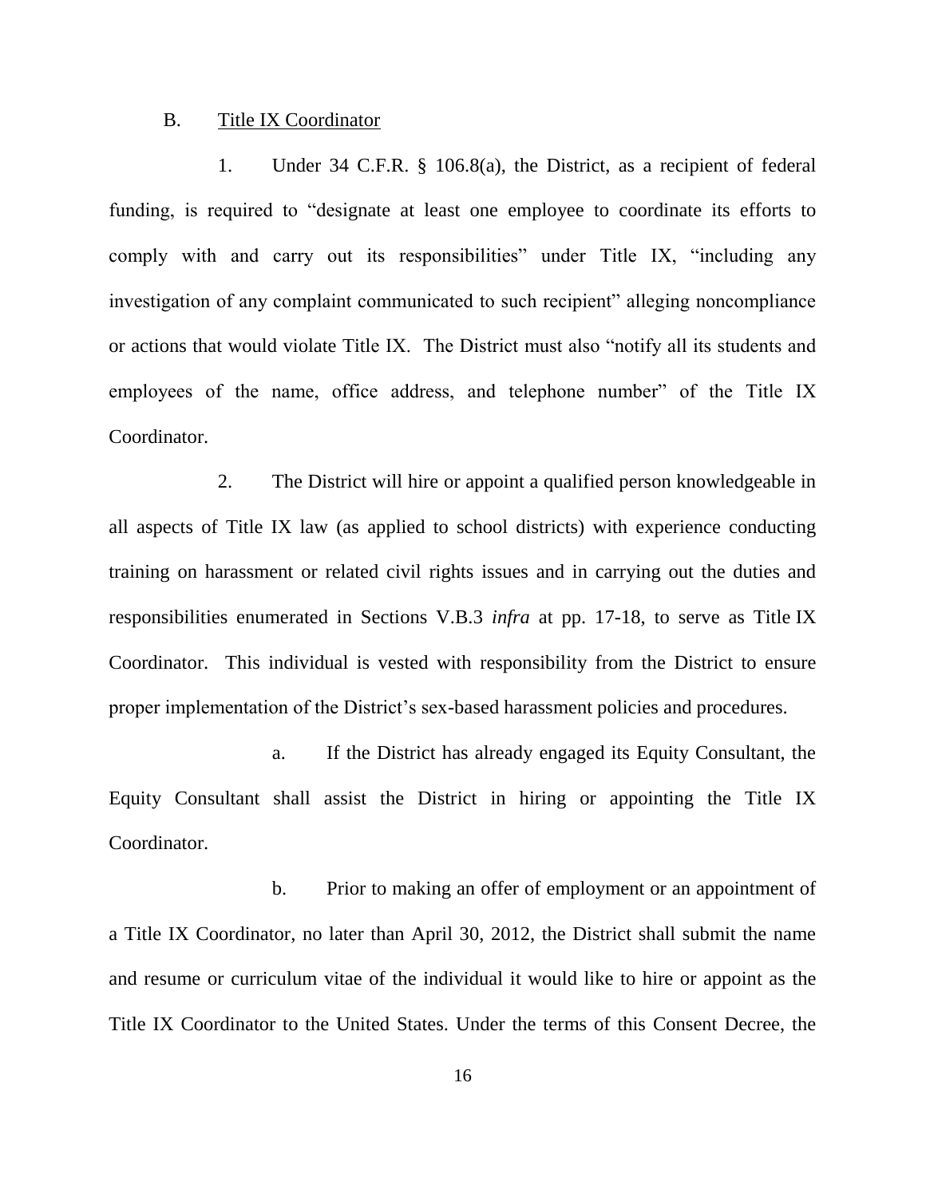B. <u>Title IX Coordinator</u>

1. Under 34 C.F.R. § 106.8(a), the District, as a recipient of federal funding, is required to "designate at least one employee to coordinate its efforts to comply with and carry out its responsibilities" under Title IX, "including any investigation of any complaint communicated to such recipient" alleging noncompliance or actions that would violate Title IX. The District must also "notify all its students and employees of the name, office address, and telephone number" of the Title IX Coordinator.

2. The District will hire or appoint a qualified person knowledgeable in all aspects of Title IX law (as applied to school districts) with experience conducting training on harassment or related civil rights issues and in carrying out the duties and responsibilities enumerated in Sections V.B.3 *infra* at pp. 17-18, to serve as Title IX Coordinator. This individual is vested with responsibility from the District to ensure proper implementation of the District's sex-based harassment policies and procedures.

a. If the District has already engaged its Equity Consultant, the Equity Consultant shall assist the District in hiring or appointing the Title IX Coordinator.

b. Prior to making an offer of employment or an appointment of a Title IX Coordinator, no later than April 30, 2012, the District shall submit the name and resume or curriculum vitae of the individual it would like to hire or appoint as the Title IX Coordinator to the United States. Under the terms of this Consent Decree, the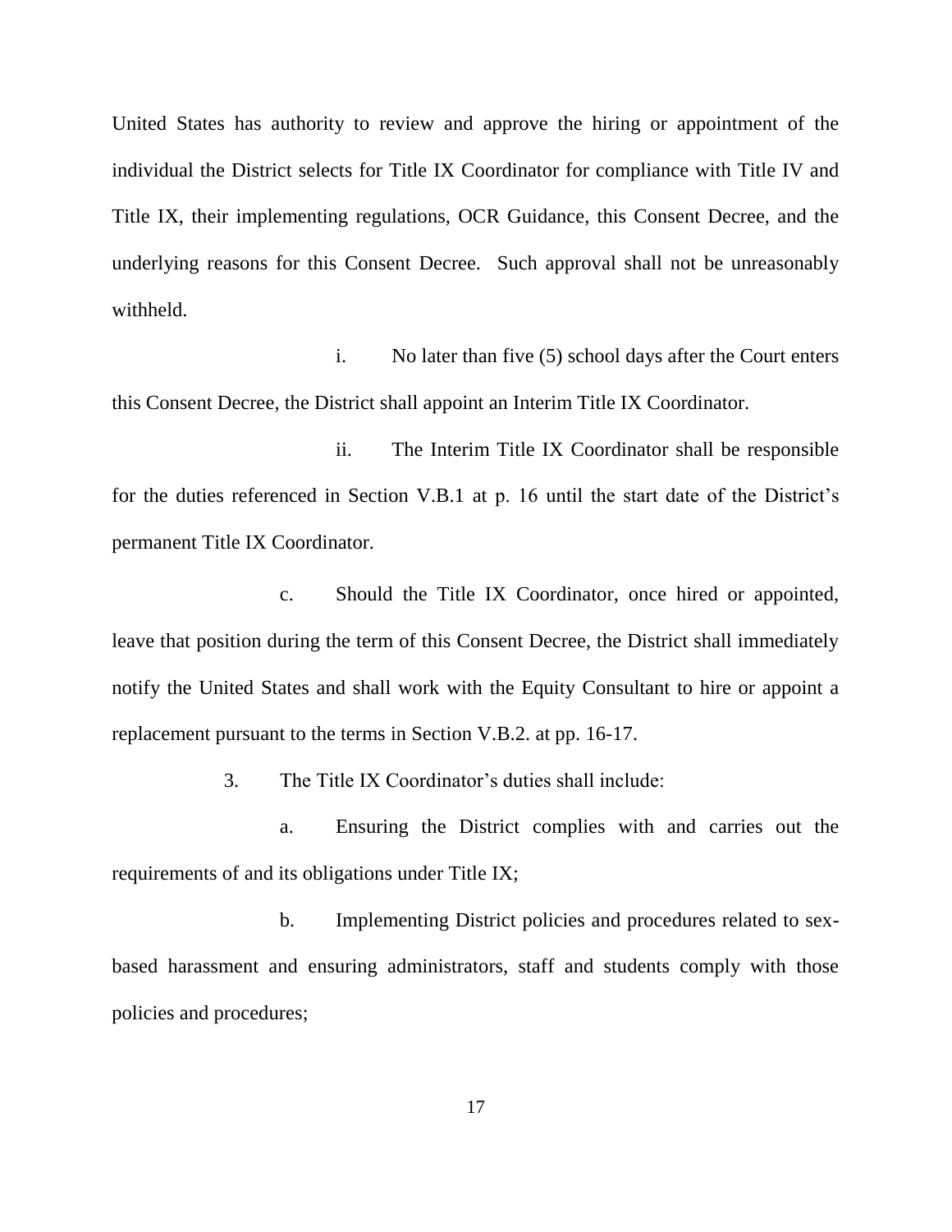United States has authority to review and approve the hiring or appointment of the individual the District selects for Title IX Coordinator for compliance with Title IV and Title IX, their implementing regulations, OCR Guidance, this Consent Decree, and the underlying reasons for this Consent Decree. Such approval shall not be unreasonably withheld.

i. No later than five (5) school days after the Court enters this Consent Decree, the District shall appoint an Interim Title IX Coordinator.

ii. The Interim Title IX Coordinator shall be responsible for the duties referenced in Section V.B.1 at p. 16 until the start date of the District's permanent Title IX Coordinator.

c. Should the Title IX Coordinator, once hired or appointed, leave that position during the term of this Consent Decree, the District shall immediately notify the United States and shall work with the Equity Consultant to hire or appoint a replacement pursuant to the terms in Section V.B.2. at pp. 16-17.

3. The Title IX Coordinator's duties shall include:

a. Ensuring the District complies with and carries out the requirements of and its obligations under Title IX;

b. Implementing District policies and procedures related to sex-based harassment and ensuring administrators, staff and students comply with those policies and procedures;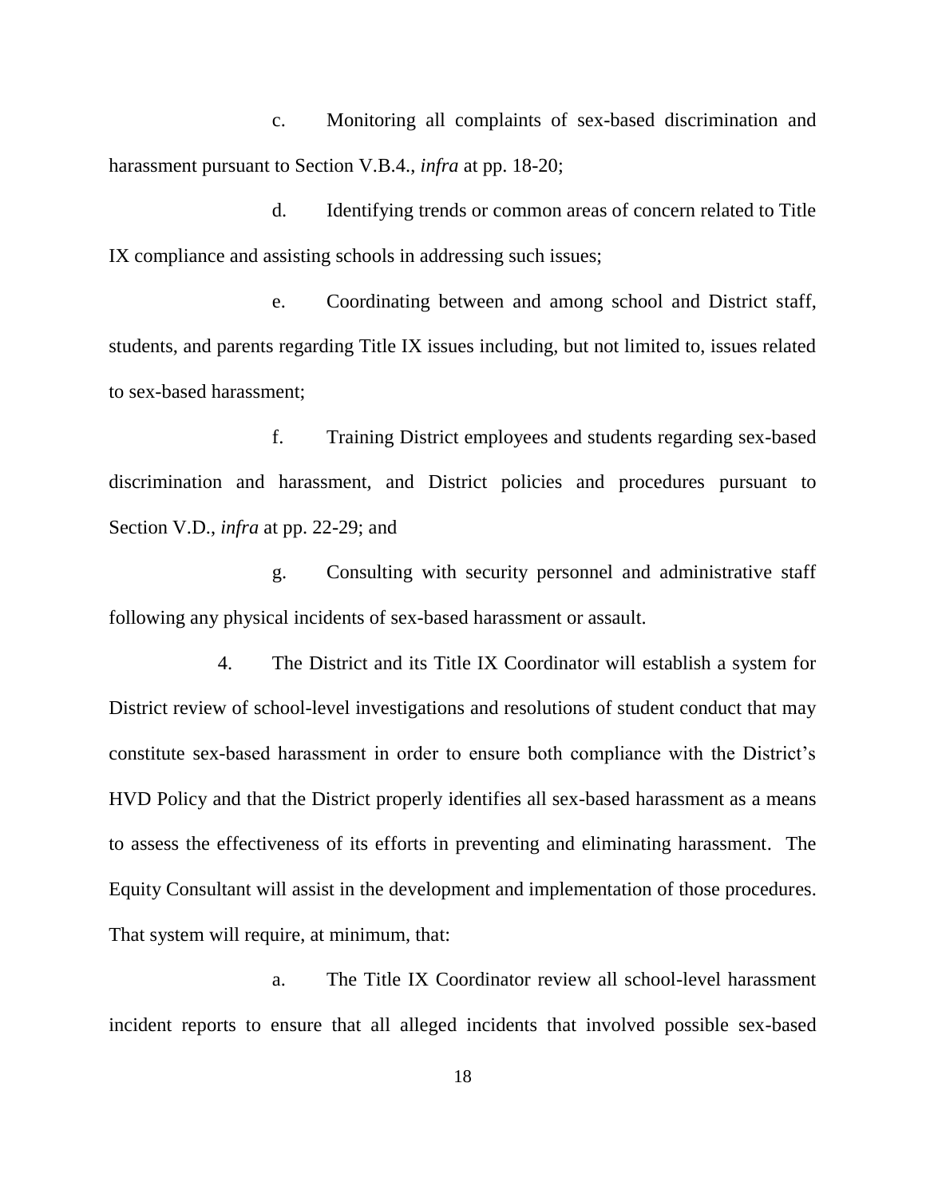c. Monitoring all complaints of sex-based discrimination and harassment pursuant to Section V.B.4., *infra* at pp. 18-20;

d. Identifying trends or common areas of concern related to Title IX compliance and assisting schools in addressing such issues;

e. Coordinating between and among school and District staff, students, and parents regarding Title IX issues including, but not limited to, issues related to sex-based harassment;

f. Training District employees and students regarding sex-based discrimination and harassment, and District policies and procedures pursuant to Section V.D., *infra* at pp. 22-29; and

g. Consulting with security personnel and administrative staff following any physical incidents of sex-based harassment or assault.

4. The District and its Title IX Coordinator will establish a system for District review of school-level investigations and resolutions of student conduct that may constitute sex-based harassment in order to ensure both compliance with the District's HVD Policy and that the District properly identifies all sex-based harassment as a means to assess the effectiveness of its efforts in preventing and eliminating harassment. The Equity Consultant will assist in the development and implementation of those procedures. That system will require, at minimum, that:

a. The Title IX Coordinator review all school-level harassment incident reports to ensure that all alleged incidents that involved possible sex-based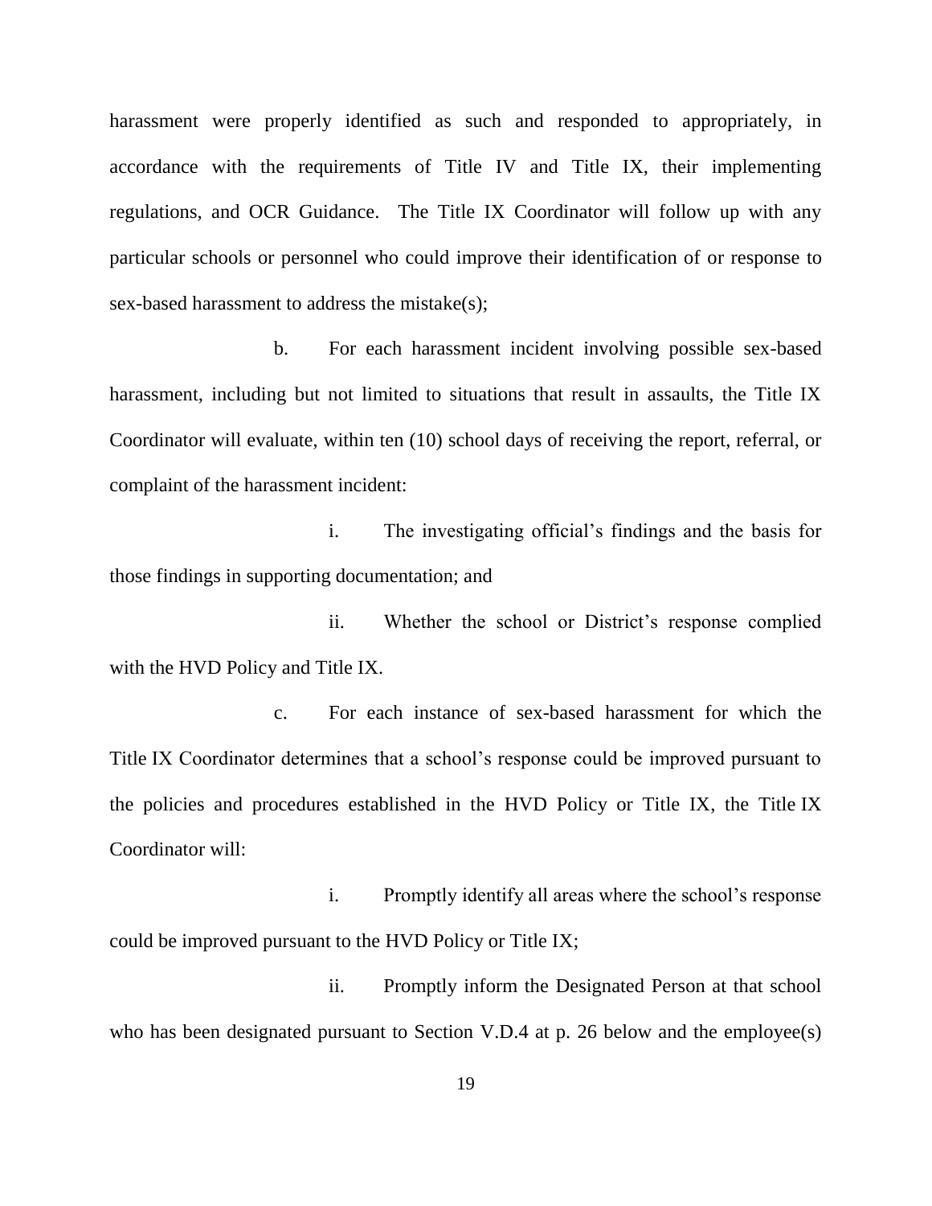harassment were properly identified as such and responded to appropriately, in accordance with the requirements of Title IV and Title IX, their implementing regulations, and OCR Guidance. The Title IX Coordinator will follow up with any particular schools or personnel who could improve their identification of or response to sex-based harassment to address the mistake(s);

b. For each harassment incident involving possible sex-based harassment, including but not limited to situations that result in assaults, the Title IX Coordinator will evaluate, within ten (10) school days of receiving the report, referral, or complaint of the harassment incident:

i. The investigating official's findings and the basis for those findings in supporting documentation; and

ii. Whether the school or District's response complied with the HVD Policy and Title IX.

c. For each instance of sex-based harassment for which the Title IX Coordinator determines that a school's response could be improved pursuant to the policies and procedures established in the HVD Policy or Title IX, the Title IX Coordinator will:

i. Promptly identify all areas where the school's response could be improved pursuant to the HVD Policy or Title IX;

ii. Promptly inform the Designated Person at that school who has been designated pursuant to Section V.D.4 at p. 26 below and the employee(s)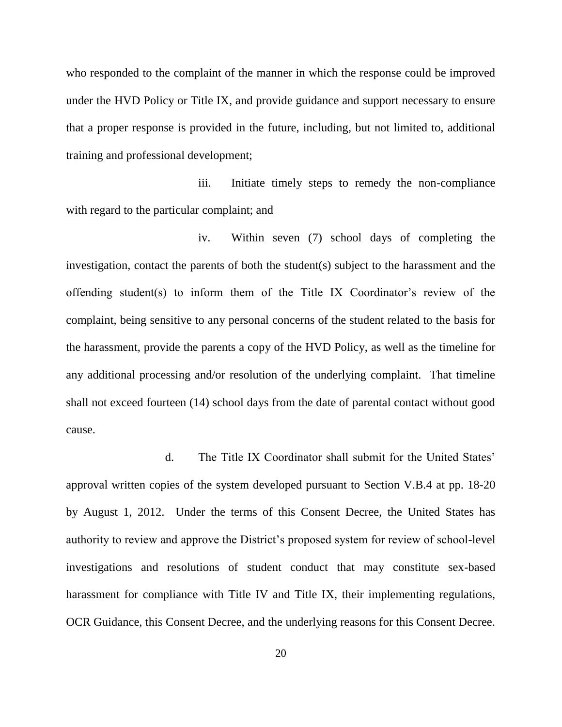who responded to the complaint of the manner in which the response could be improved under the HVD Policy or Title IX, and provide guidance and support necessary to ensure that a proper response is provided in the future, including, but not limited to, additional training and professional development;

iii. Initiate timely steps to remedy the non-compliance with regard to the particular complaint; and

iv. Within seven (7) school days of completing the investigation, contact the parents of both the student(s) subject to the harassment and the offending student(s) to inform them of the Title IX Coordinator's review of the complaint, being sensitive to any personal concerns of the student related to the basis for the harassment, provide the parents a copy of the HVD Policy, as well as the timeline for any additional processing and/or resolution of the underlying complaint. That timeline shall not exceed fourteen (14) school days from the date of parental contact without good cause.

d. The Title IX Coordinator shall submit for the United States' approval written copies of the system developed pursuant to Section V.B.4 at pp. 18-20 by August 1, 2012. Under the terms of this Consent Decree, the United States has authority to review and approve the District's proposed system for review of school-level investigations and resolutions of student conduct that may constitute sex-based harassment for compliance with Title IV and Title IX, their implementing regulations, OCR Guidance, this Consent Decree, and the underlying reasons for this Consent Decree.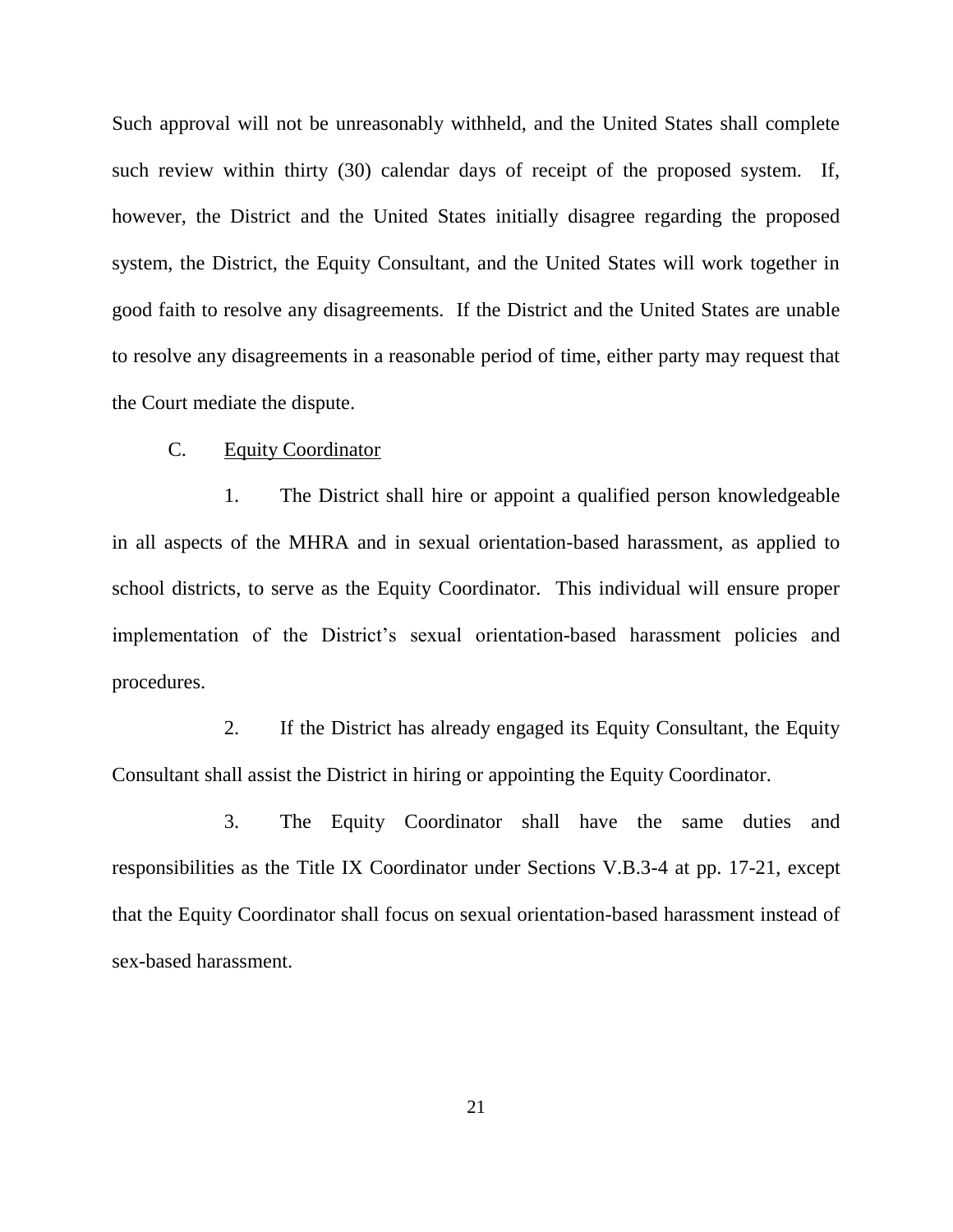Such approval will not be unreasonably withheld, and the United States shall complete such review within thirty (30) calendar days of receipt of the proposed system. If, however, the District and the United States initially disagree regarding the proposed system, the District, the Equity Consultant, and the United States will work together in good faith to resolve any disagreements. If the District and the United States are unable to resolve any disagreements in a reasonable period of time, either party may request that the Court mediate the dispute.

C. Equity Coordinator

1. The District shall hire or appoint a qualified person knowledgeable in all aspects of the MHRA and in sexual orientation-based harassment, as applied to school districts, to serve as the Equity Coordinator. This individual will ensure proper implementation of the District's sexual orientation-based harassment policies and procedures.

2. If the District has already engaged its Equity Consultant, the Equity Consultant shall assist the District in hiring or appointing the Equity Coordinator.

3. The Equity Coordinator shall have the same duties and responsibilities as the Title IX Coordinator under Sections V.B.3-4 at pp. 17-21, except that the Equity Coordinator shall focus on sexual orientation-based harassment instead of sex-based harassment.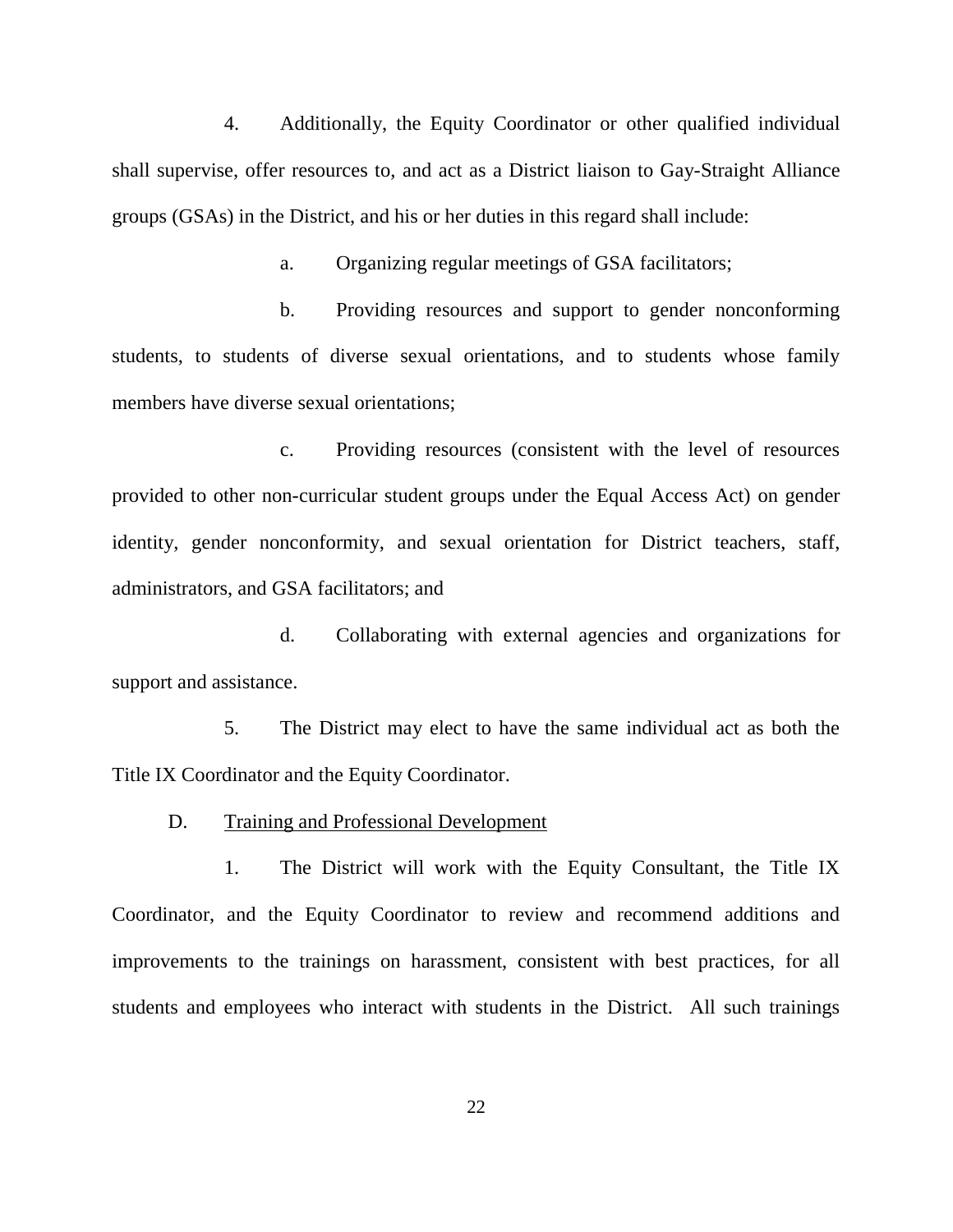4. Additionally, the Equity Coordinator or other qualified individual shall supervise, offer resources to, and act as a District liaison to Gay-Straight Alliance groups (GSAs) in the District, and his or her duties in this regard shall include:

a. Organizing regular meetings of GSA facilitators;

b. Providing resources and support to gender nonconforming students, to students of diverse sexual orientations, and to students whose family members have diverse sexual orientations;

c. Providing resources (consistent with the level of resources provided to other non-curricular student groups under the Equal Access Act) on gender identity, gender nonconformity, and sexual orientation for District teachers, staff, administrators, and GSA facilitators; and

d. Collaborating with external agencies and organizations for support and assistance.

5. The District may elect to have the same individual act as both the Title IX Coordinator and the Equity Coordinator.

D. Training and Professional Development

1. The District will work with the Equity Consultant, the Title IX Coordinator, and the Equity Coordinator to review and recommend additions and improvements to the trainings on harassment, consistent with best practices, for all students and employees who interact with students in the District. All such trainings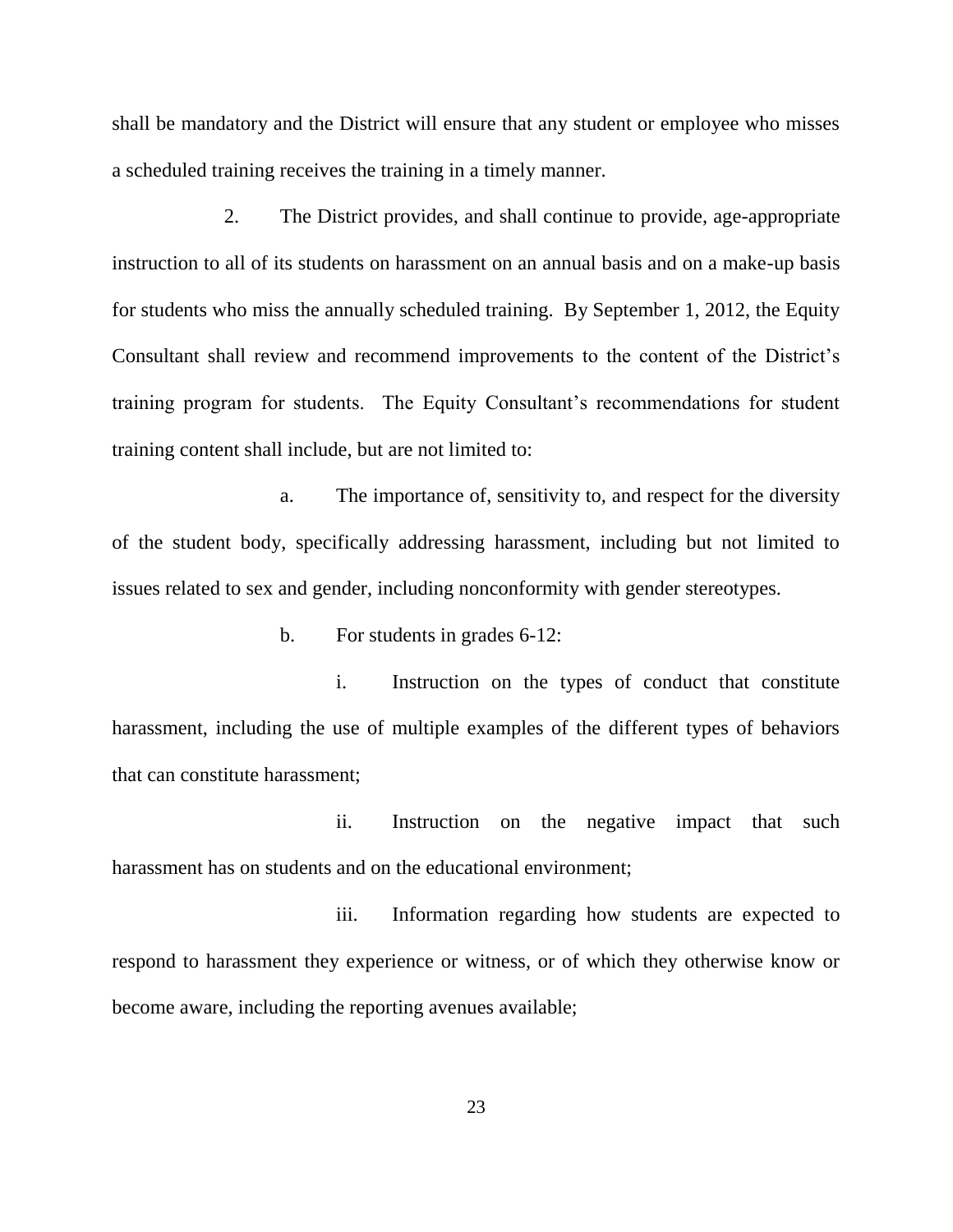shall be mandatory and the District will ensure that any student or employee who misses a scheduled training receives the training in a timely manner.

2. The District provides, and shall continue to provide, age-appropriate instruction to all of its students on harassment on an annual basis and on a make-up basis for students who miss the annually scheduled training. By September 1, 2012, the Equity Consultant shall review and recommend improvements to the content of the District's training program for students. The Equity Consultant's recommendations for student training content shall include, but are not limited to:

a. The importance of, sensitivity to, and respect for the diversity of the student body, specifically addressing harassment, including but not limited to issues related to sex and gender, including nonconformity with gender stereotypes.

b. For students in grades 6-12:

i. Instruction on the types of conduct that constitute harassment, including the use of multiple examples of the different types of behaviors that can constitute harassment;

ii. Instruction on the negative impact that such harassment has on students and on the educational environment;

iii. Information regarding how students are expected to respond to harassment they experience or witness, or of which they otherwise know or become aware, including the reporting avenues available;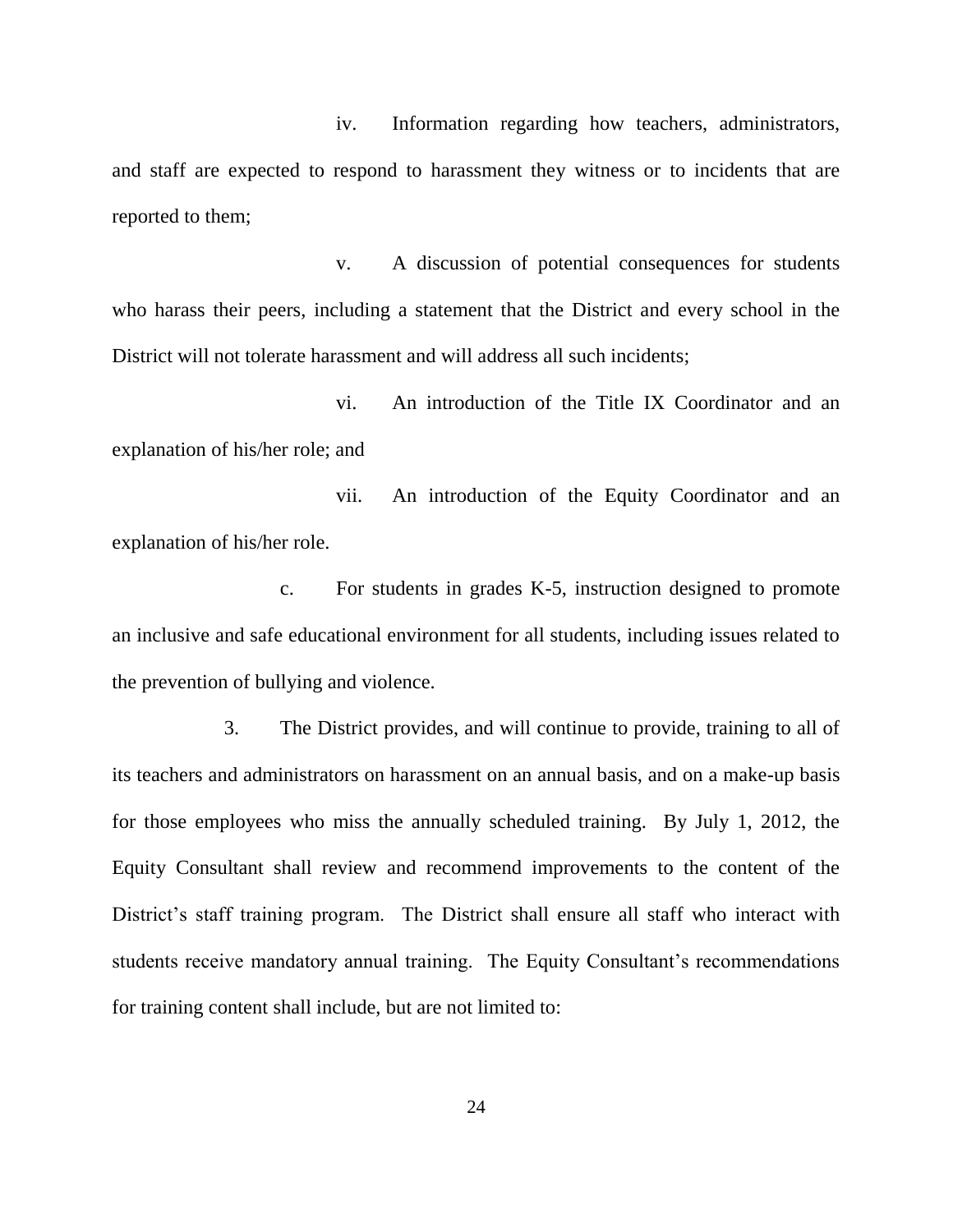iv. Information regarding how teachers, administrators, and staff are expected to respond to harassment they witness or to incidents that are reported to them;

v. A discussion of potential consequences for students who harass their peers, including a statement that the District and every school in the District will not tolerate harassment and will address all such incidents;

vi. An introduction of the Title IX Coordinator and an explanation of his/her role; and

vii. An introduction of the Equity Coordinator and an explanation of his/her role.

c. For students in grades K-5, instruction designed to promote an inclusive and safe educational environment for all students, including issues related to the prevention of bullying and violence.

3. The District provides, and will continue to provide, training to all of its teachers and administrators on harassment on an annual basis, and on a make-up basis for those employees who miss the annually scheduled training. By July 1, 2012, the Equity Consultant shall review and recommend improvements to the content of the District's staff training program. The District shall ensure all staff who interact with students receive mandatory annual training. The Equity Consultant's recommendations for training content shall include, but are not limited to: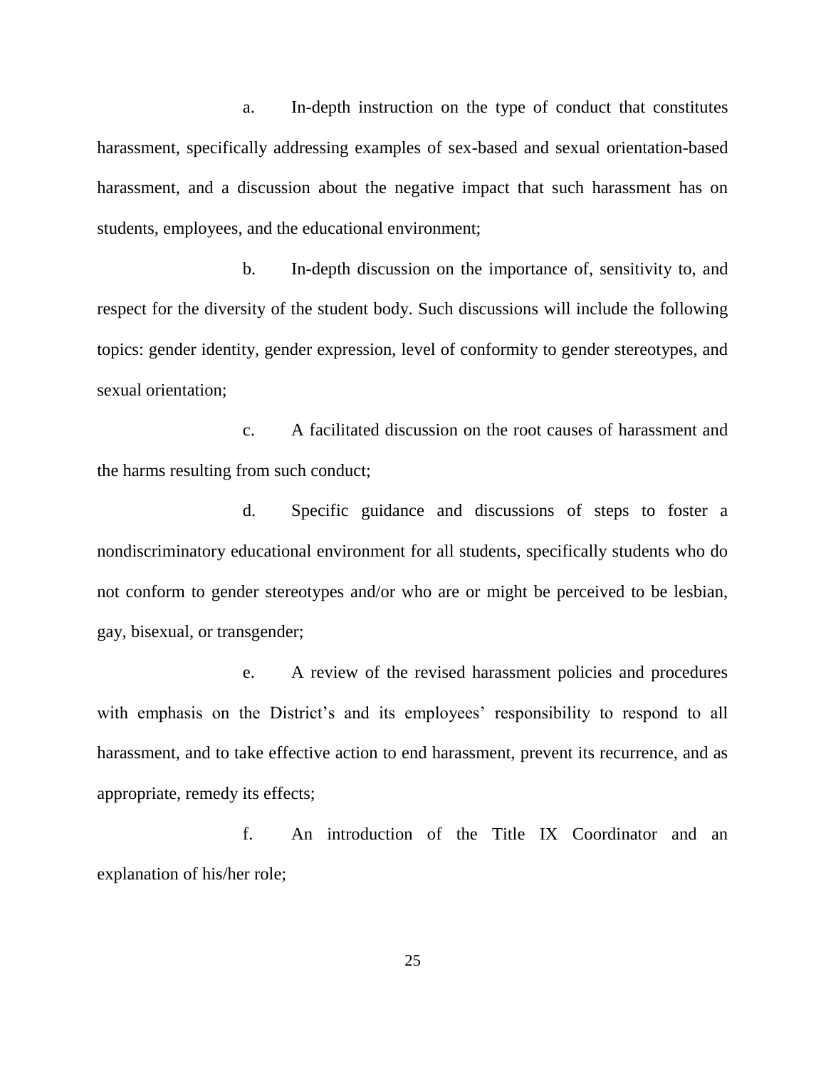a. In-depth instruction on the type of conduct that constitutes harassment, specifically addressing examples of sex-based and sexual orientation-based harassment, and a discussion about the negative impact that such harassment has on students, employees, and the educational environment;

b. In-depth discussion on the importance of, sensitivity to, and respect for the diversity of the student body. Such discussions will include the following topics: gender identity, gender expression, level of conformity to gender stereotypes, and sexual orientation;

c. A facilitated discussion on the root causes of harassment and the harms resulting from such conduct;

d. Specific guidance and discussions of steps to foster a nondiscriminatory educational environment for all students, specifically students who do not conform to gender stereotypes and/or who are or might be perceived to be lesbian, gay, bisexual, or transgender;

e. A review of the revised harassment policies and procedures with emphasis on the District's and its employees' responsibility to respond to all harassment, and to take effective action to end harassment, prevent its recurrence, and as appropriate, remedy its effects;

f. An introduction of the Title IX Coordinator and an explanation of his/her role;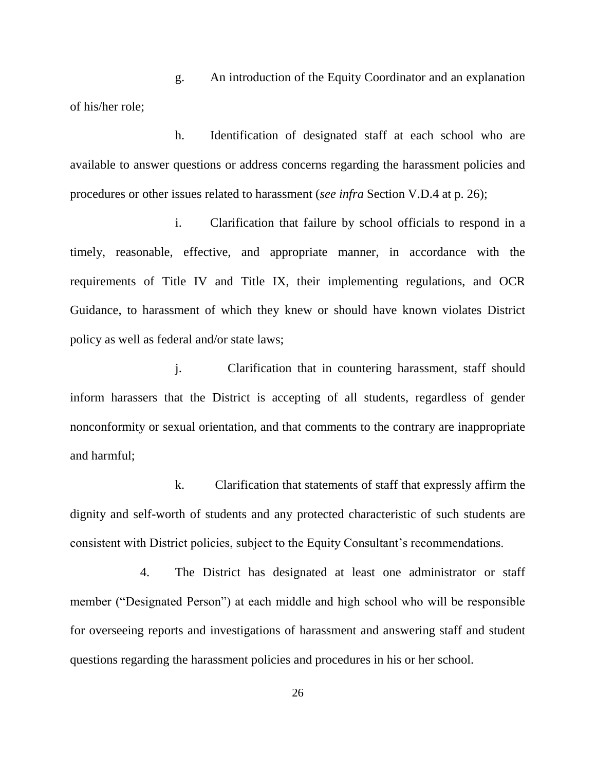g. An introduction of the Equity Coordinator and an explanation of his/her role;

h. Identification of designated staff at each school who are available to answer questions or address concerns regarding the harassment policies and procedures or other issues related to harassment (*see infra* Section V.D.4 at p. 26);

i. Clarification that failure by school officials to respond in a timely, reasonable, effective, and appropriate manner, in accordance with the requirements of Title IV and Title IX, their implementing regulations, and OCR Guidance, to harassment of which they knew or should have known violates District policy as well as federal and/or state laws;

j. Clarification that in countering harassment, staff should inform harassers that the District is accepting of all students, regardless of gender nonconformity or sexual orientation, and that comments to the contrary are inappropriate and harmful;

k. Clarification that statements of staff that expressly affirm the dignity and self-worth of students and any protected characteristic of such students are consistent with District policies, subject to the Equity Consultant's recommendations.

4. The District has designated at least one administrator or staff member ("Designated Person") at each middle and high school who will be responsible for overseeing reports and investigations of harassment and answering staff and student questions regarding the harassment policies and procedures in his or her school.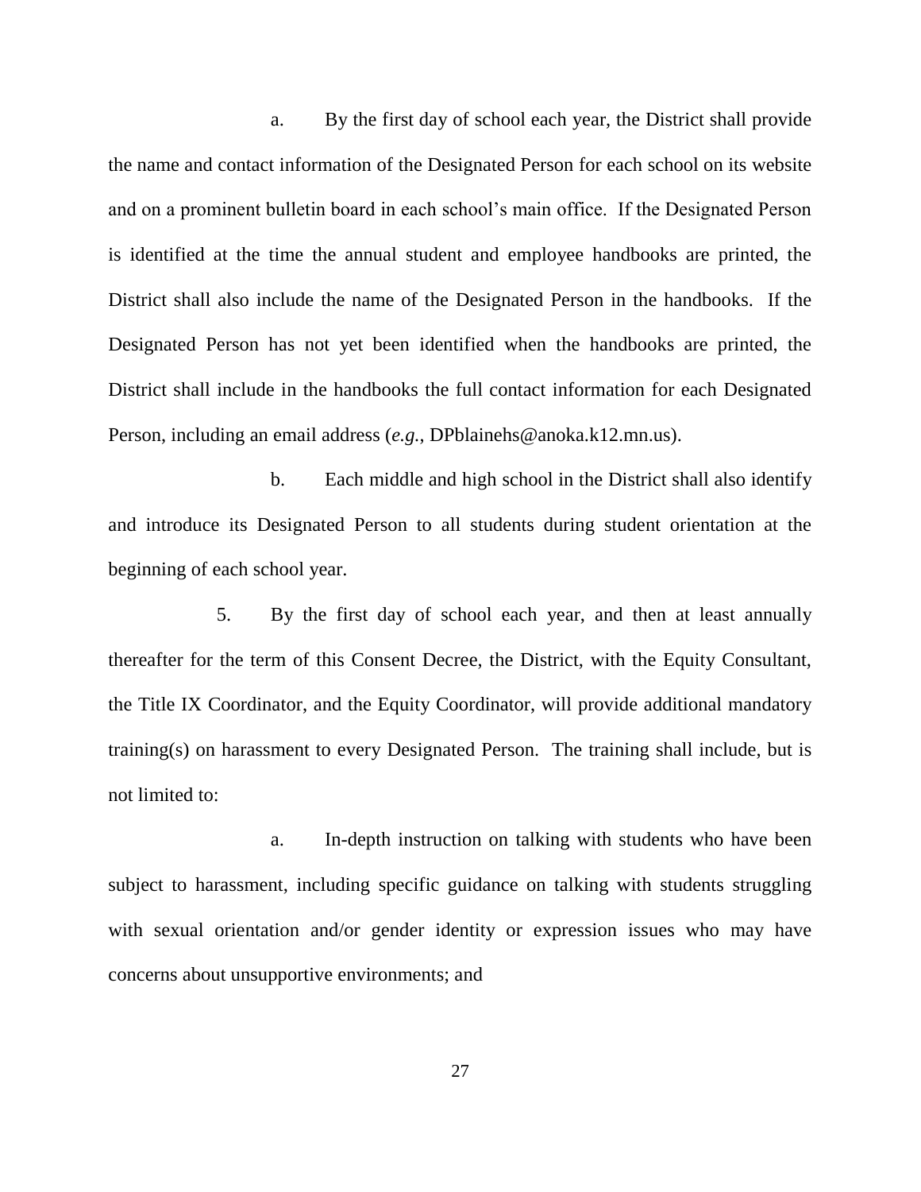a. By the first day of school each year, the District shall provide the name and contact information of the Designated Person for each school on its website and on a prominent bulletin board in each school's main office. If the Designated Person is identified at the time the annual student and employee handbooks are printed, the District shall also include the name of the Designated Person in the handbooks. If the Designated Person has not yet been identified when the handbooks are printed, the District shall include in the handbooks the full contact information for each Designated Person, including an email address (*e.g.*, DPblainehs@anoka.k12.mn.us).

b. Each middle and high school in the District shall also identify and introduce its Designated Person to all students during student orientation at the beginning of each school year.

5. By the first day of school each year, and then at least annually thereafter for the term of this Consent Decree, the District, with the Equity Consultant, the Title IX Coordinator, and the Equity Coordinator, will provide additional mandatory training(s) on harassment to every Designated Person. The training shall include, but is not limited to:

a. In-depth instruction on talking with students who have been subject to harassment, including specific guidance on talking with students struggling with sexual orientation and/or gender identity or expression issues who may have concerns about unsupportive environments; and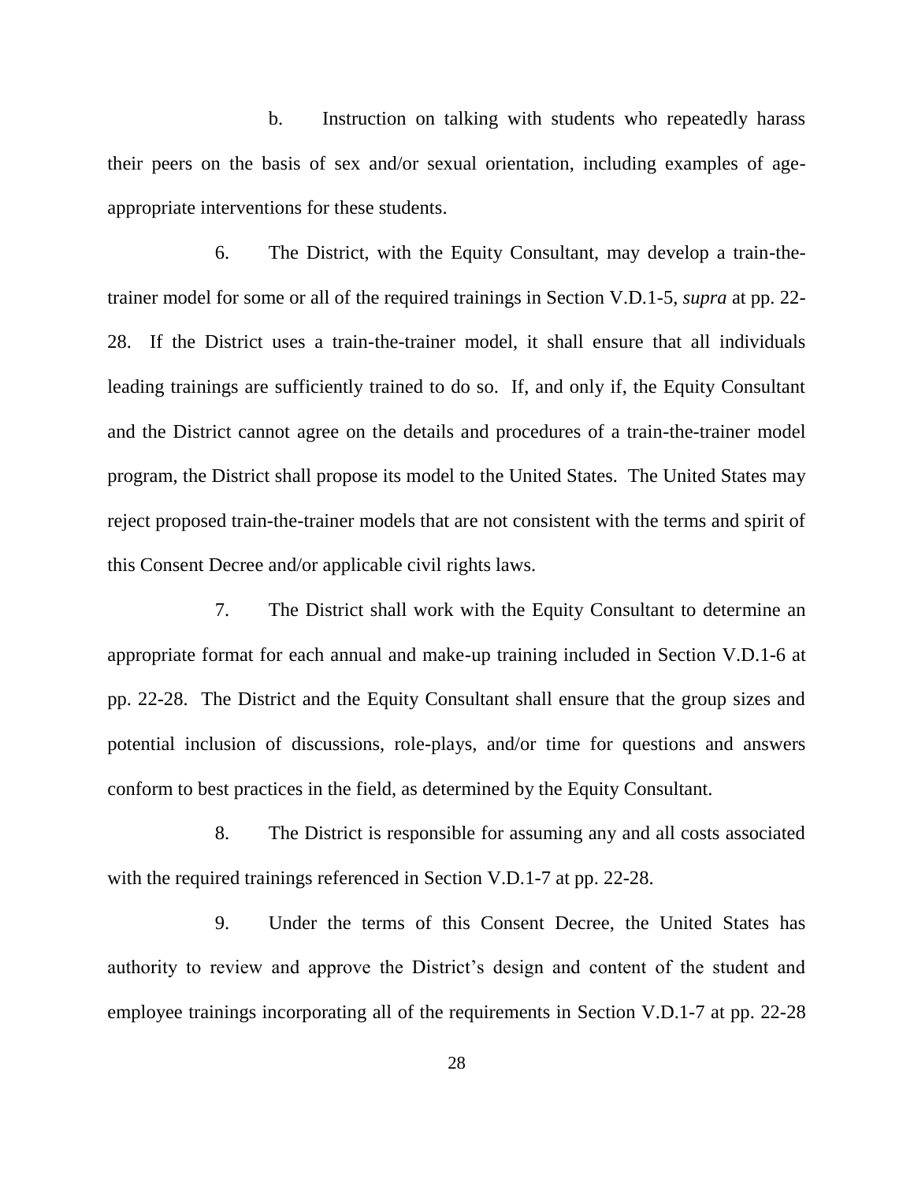b. Instruction on talking with students who repeatedly harass their peers on the basis of sex and/or sexual orientation, including examples of age-appropriate interventions for these students.

6. The District, with the Equity Consultant, may develop a train-the-trainer model for some or all of the required trainings in Section V.D.1-5, *supra* at pp. 22-28. If the District uses a train-the-trainer model, it shall ensure that all individuals leading trainings are sufficiently trained to do so. If, and only if, the Equity Consultant and the District cannot agree on the details and procedures of a train-the-trainer model program, the District shall propose its model to the United States. The United States may reject proposed train-the-trainer models that are not consistent with the terms and spirit of this Consent Decree and/or applicable civil rights laws.

7. The District shall work with the Equity Consultant to determine an appropriate format for each annual and make-up training included in Section V.D.1-6 at pp. 22-28. The District and the Equity Consultant shall ensure that the group sizes and potential inclusion of discussions, role-plays, and/or time for questions and answers conform to best practices in the field, as determined by the Equity Consultant.

8. The District is responsible for assuming any and all costs associated with the required trainings referenced in Section V.D.1-7 at pp. 22-28.

9. Under the terms of this Consent Decree, the United States has authority to review and approve the District's design and content of the student and employee trainings incorporating all of the requirements in Section V.D.1-7 at pp. 22-28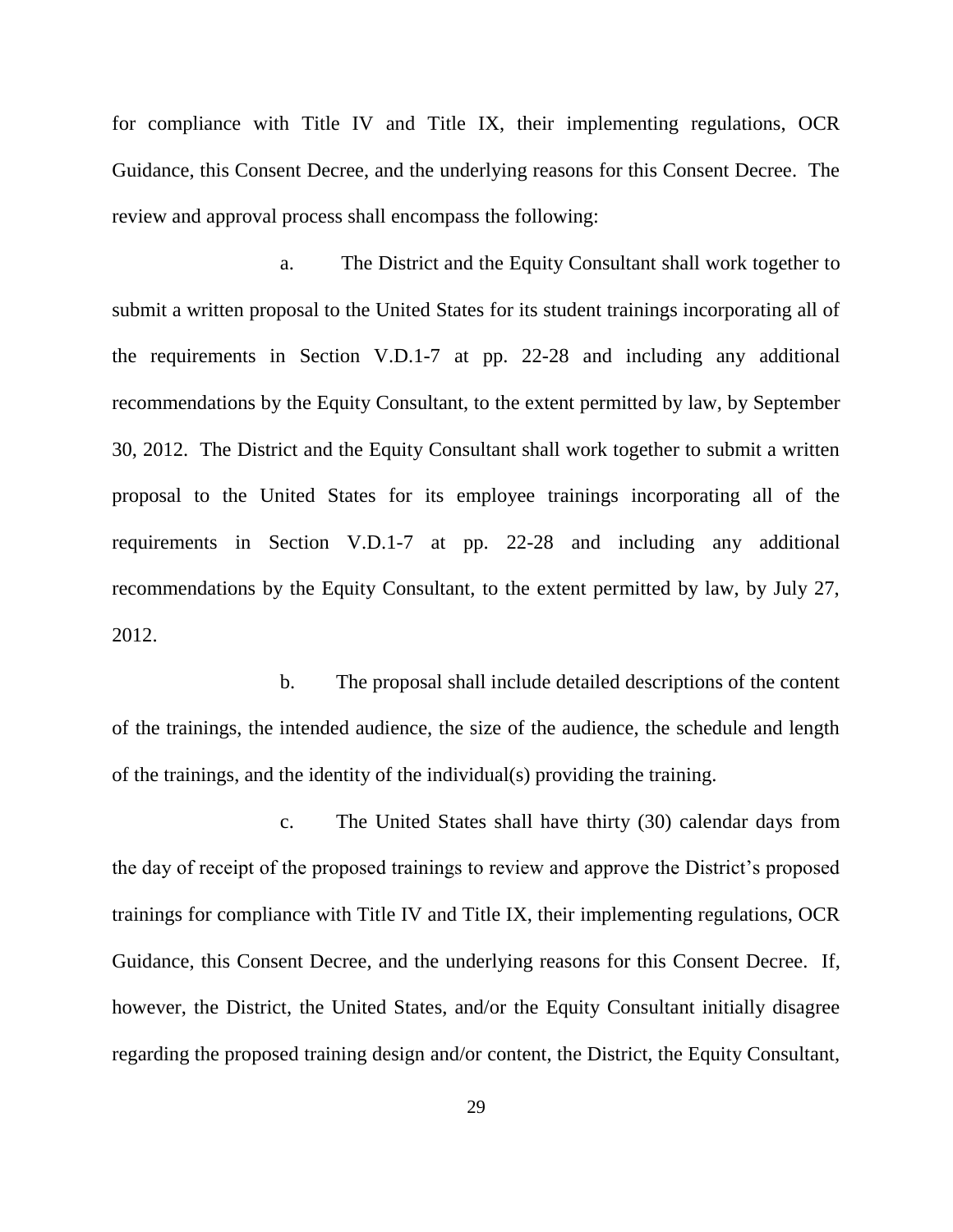for compliance with Title IV and Title IX, their implementing regulations, OCR Guidance, this Consent Decree, and the underlying reasons for this Consent Decree. The review and approval process shall encompass the following:

a. The District and the Equity Consultant shall work together to submit a written proposal to the United States for its student trainings incorporating all of the requirements in Section V.D.1-7 at pp. 22-28 and including any additional recommendations by the Equity Consultant, to the extent permitted by law, by September 30, 2012. The District and the Equity Consultant shall work together to submit a written proposal to the United States for its employee trainings incorporating all of the requirements in Section V.D.1-7 at pp. 22-28 and including any additional recommendations by the Equity Consultant, to the extent permitted by law, by July 27, 2012.

b. The proposal shall include detailed descriptions of the content of the trainings, the intended audience, the size of the audience, the schedule and length of the trainings, and the identity of the individual(s) providing the training.

c. The United States shall have thirty (30) calendar days from the day of receipt of the proposed trainings to review and approve the District's proposed trainings for compliance with Title IV and Title IX, their implementing regulations, OCR Guidance, this Consent Decree, and the underlying reasons for this Consent Decree. If, however, the District, the United States, and/or the Equity Consultant initially disagree regarding the proposed training design and/or content, the District, the Equity Consultant,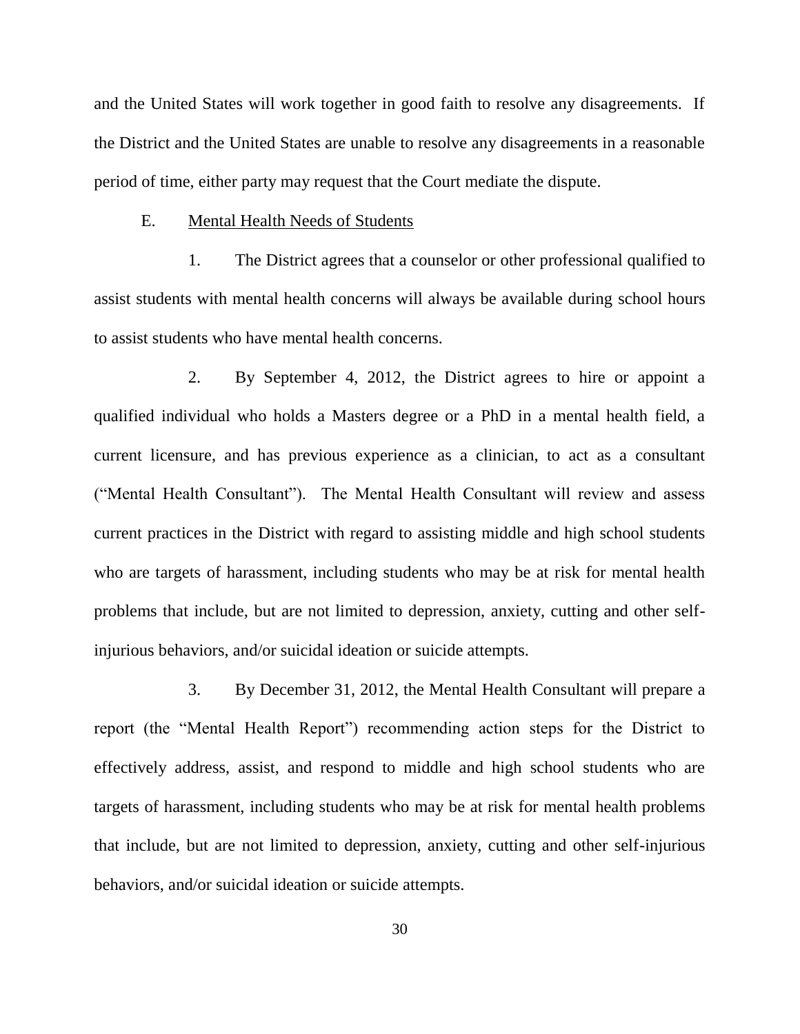and the United States will work together in good faith to resolve any disagreements. If the District and the United States are unable to resolve any disagreements in a reasonable period of time, either party may request that the Court mediate the dispute.

E. Mental Health Needs of Students

1. The District agrees that a counselor or other professional qualified to assist students with mental health concerns will always be available during school hours to assist students who have mental health concerns.

2. By September 4, 2012, the District agrees to hire or appoint a qualified individual who holds a Masters degree or a PhD in a mental health field, a current licensure, and has previous experience as a clinician, to act as a consultant ("Mental Health Consultant"). The Mental Health Consultant will review and assess current practices in the District with regard to assisting middle and high school students who are targets of harassment, including students who may be at risk for mental health problems that include, but are not limited to depression, anxiety, cutting and other self-injurious behaviors, and/or suicidal ideation or suicide attempts.

3. By December 31, 2012, the Mental Health Consultant will prepare a report (the "Mental Health Report") recommending action steps for the District to effectively address, assist, and respond to middle and high school students who are targets of harassment, including students who may be at risk for mental health problems that include, but are not limited to depression, anxiety, cutting and other self-injurious behaviors, and/or suicidal ideation or suicide attempts.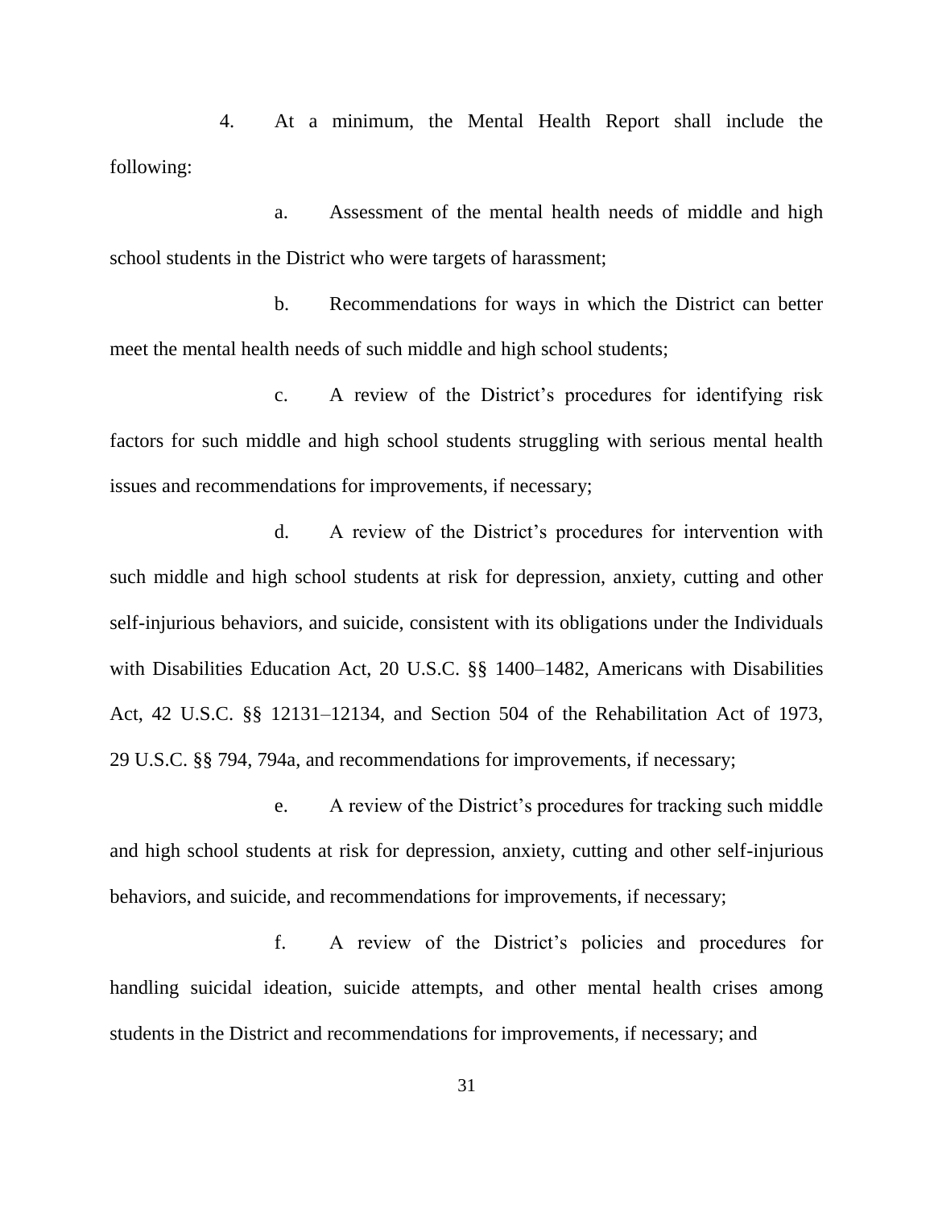4. At a minimum, the Mental Health Report shall include the following:

a. Assessment of the mental health needs of middle and high school students in the District who were targets of harassment;

b. Recommendations for ways in which the District can better meet the mental health needs of such middle and high school students;

c. A review of the District's procedures for identifying risk factors for such middle and high school students struggling with serious mental health issues and recommendations for improvements, if necessary;

d. A review of the District's procedures for intervention with such middle and high school students at risk for depression, anxiety, cutting and other self-injurious behaviors, and suicide, consistent with its obligations under the Individuals with Disabilities Education Act, 20 U.S.C. §§ 1400–1482, Americans with Disabilities Act, 42 U.S.C. §§ 12131–12134, and Section 504 of the Rehabilitation Act of 1973, 29 U.S.C. §§ 794, 794a, and recommendations for improvements, if necessary;

e. A review of the District's procedures for tracking such middle and high school students at risk for depression, anxiety, cutting and other self-injurious behaviors, and suicide, and recommendations for improvements, if necessary;

f. A review of the District's policies and procedures for handling suicidal ideation, suicide attempts, and other mental health crises among students in the District and recommendations for improvements, if necessary; and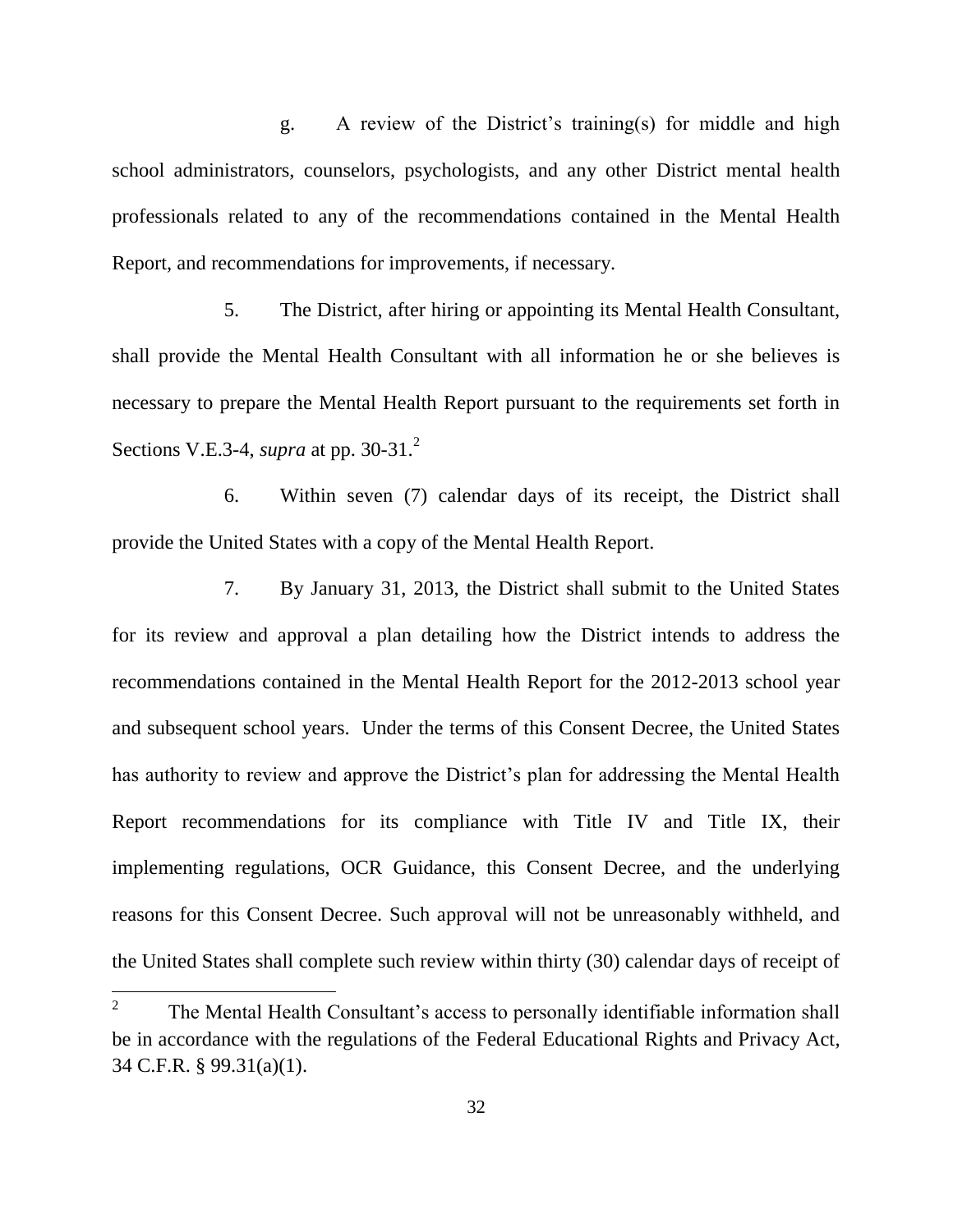g. A review of the District's training(s) for middle and high school administrators, counselors, psychologists, and any other District mental health professionals related to any of the recommendations contained in the Mental Health Report, and recommendations for improvements, if necessary.

5. The District, after hiring or appointing its Mental Health Consultant, shall provide the Mental Health Consultant with all information he or she believes is necessary to prepare the Mental Health Report pursuant to the requirements set forth in Sections V.E.3-4, *supra* at pp. 30-31.[2]

6. Within seven (7) calendar days of its receipt, the District shall provide the United States with a copy of the Mental Health Report.

7. By January 31, 2013, the District shall submit to the United States for its review and approval a plan detailing how the District intends to address the recommendations contained in the Mental Health Report for the 2012-2013 school year and subsequent school years. Under the terms of this Consent Decree, the United States has authority to review and approve the District's plan for addressing the Mental Health Report recommendations for its compliance with Title IV and Title IX, their implementing regulations, OCR Guidance, this Consent Decree, and the underlying reasons for this Consent Decree. Such approval will not be unreasonably withheld, and the United States shall complete such review within thirty (30) calendar days of receipt of

---

[2] The Mental Health Consultant's access to personally identifiable information shall be in accordance with the regulations of the Federal Educational Rights and Privacy Act, 34 C.F.R. § 99.31(a)(1).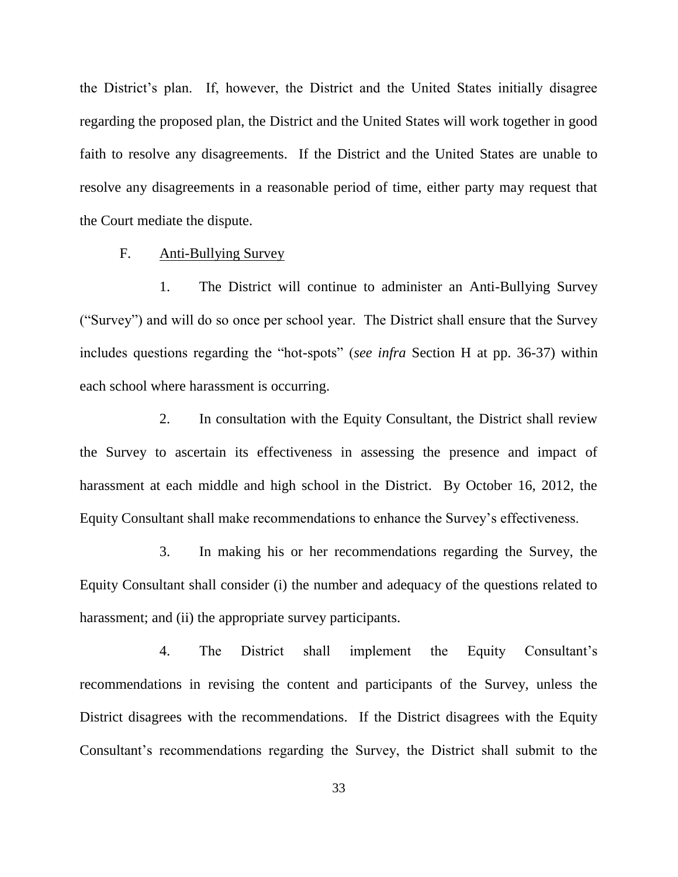the District's plan. If, however, the District and the United States initially disagree regarding the proposed plan, the District and the United States will work together in good faith to resolve any disagreements. If the District and the United States are unable to resolve any disagreements in a reasonable period of time, either party may request that the Court mediate the dispute.

F. Anti-Bullying Survey

1. The District will continue to administer an Anti-Bullying Survey ("Survey") and will do so once per school year. The District shall ensure that the Survey includes questions regarding the "hot-spots" (*see infra* Section H at pp. 36-37) within each school where harassment is occurring.

2. In consultation with the Equity Consultant, the District shall review the Survey to ascertain its effectiveness in assessing the presence and impact of harassment at each middle and high school in the District. By October 16, 2012, the Equity Consultant shall make recommendations to enhance the Survey's effectiveness.

3. In making his or her recommendations regarding the Survey, the Equity Consultant shall consider (i) the number and adequacy of the questions related to harassment; and (ii) the appropriate survey participants.

4. The District shall implement the Equity Consultant's recommendations in revising the content and participants of the Survey, unless the District disagrees with the recommendations. If the District disagrees with the Equity Consultant's recommendations regarding the Survey, the District shall submit to the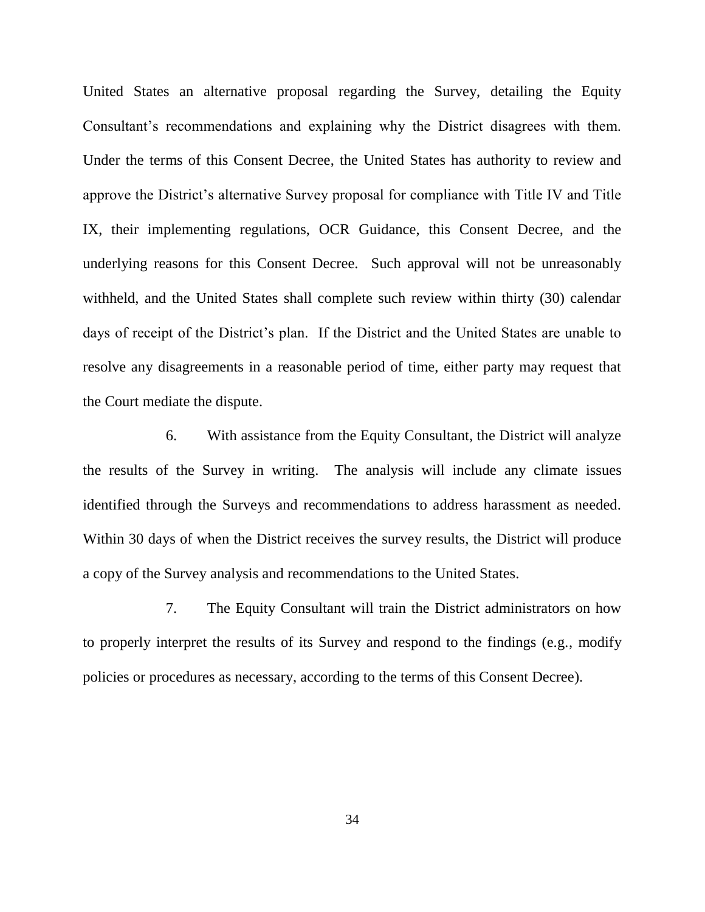United States an alternative proposal regarding the Survey, detailing the Equity Consultant's recommendations and explaining why the District disagrees with them. Under the terms of this Consent Decree, the United States has authority to review and approve the District's alternative Survey proposal for compliance with Title IV and Title IX, their implementing regulations, OCR Guidance, this Consent Decree, and the underlying reasons for this Consent Decree. Such approval will not be unreasonably withheld, and the United States shall complete such review within thirty (30) calendar days of receipt of the District's plan. If the District and the United States are unable to resolve any disagreements in a reasonable period of time, either party may request that the Court mediate the dispute.

6. With assistance from the Equity Consultant, the District will analyze the results of the Survey in writing. The analysis will include any climate issues identified through the Surveys and recommendations to address harassment as needed. Within 30 days of when the District receives the survey results, the District will produce a copy of the Survey analysis and recommendations to the United States.

7. The Equity Consultant will train the District administrators on how to properly interpret the results of its Survey and respond to the findings (e.g., modify policies or procedures as necessary, according to the terms of this Consent Decree).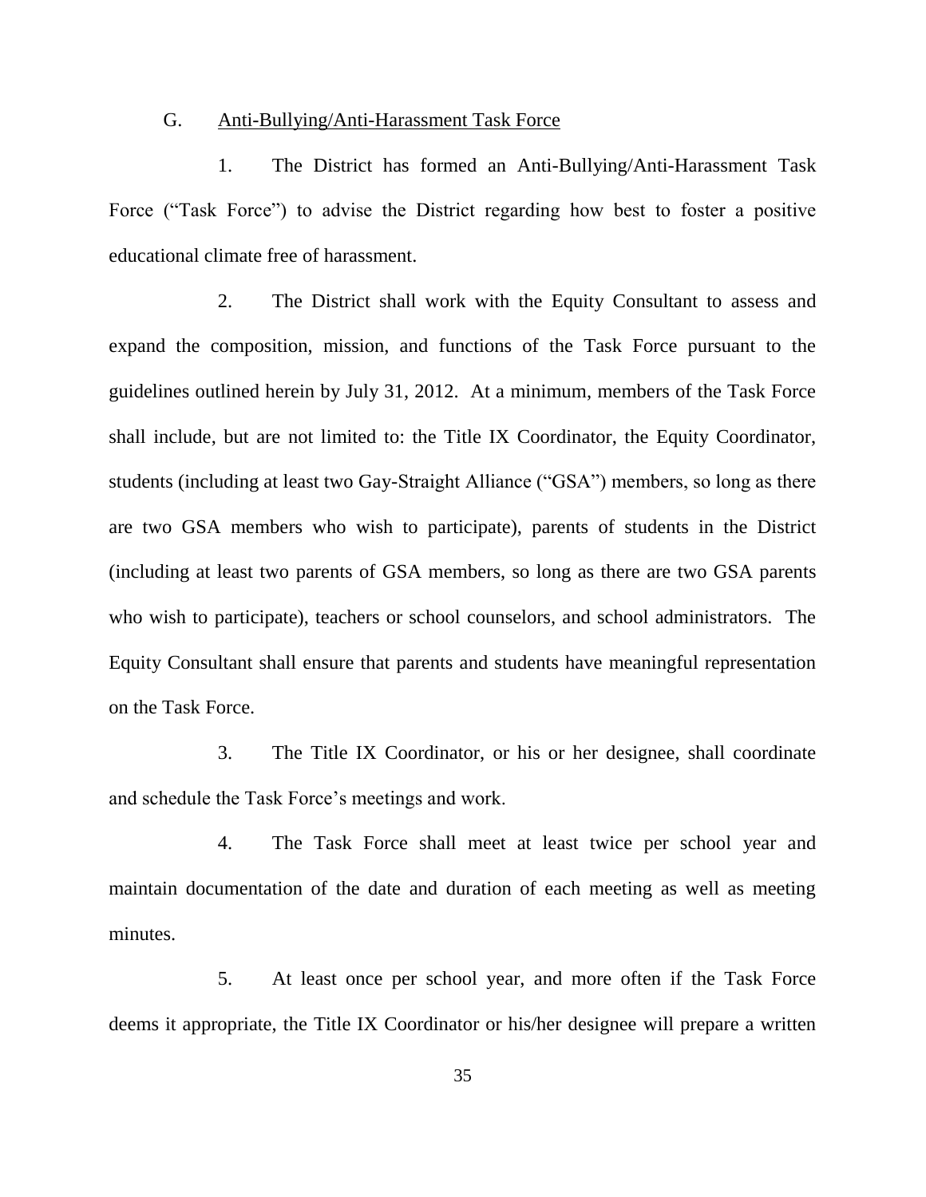## G. Anti-Bullying/Anti-Harassment Task Force

1. The District has formed an Anti-Bullying/Anti-Harassment Task Force ("Task Force") to advise the District regarding how best to foster a positive educational climate free of harassment.

2. The District shall work with the Equity Consultant to assess and expand the composition, mission, and functions of the Task Force pursuant to the guidelines outlined herein by July 31, 2012. At a minimum, members of the Task Force shall include, but are not limited to: the Title IX Coordinator, the Equity Coordinator, students (including at least two Gay-Straight Alliance ("GSA") members, so long as there are two GSA members who wish to participate), parents of students in the District (including at least two parents of GSA members, so long as there are two GSA parents who wish to participate), teachers or school counselors, and school administrators. The Equity Consultant shall ensure that parents and students have meaningful representation on the Task Force.

3. The Title IX Coordinator, or his or her designee, shall coordinate and schedule the Task Force's meetings and work.

4. The Task Force shall meet at least twice per school year and maintain documentation of the date and duration of each meeting as well as meeting minutes.

5. At least once per school year, and more often if the Task Force deems it appropriate, the Title IX Coordinator or his/her designee will prepare a written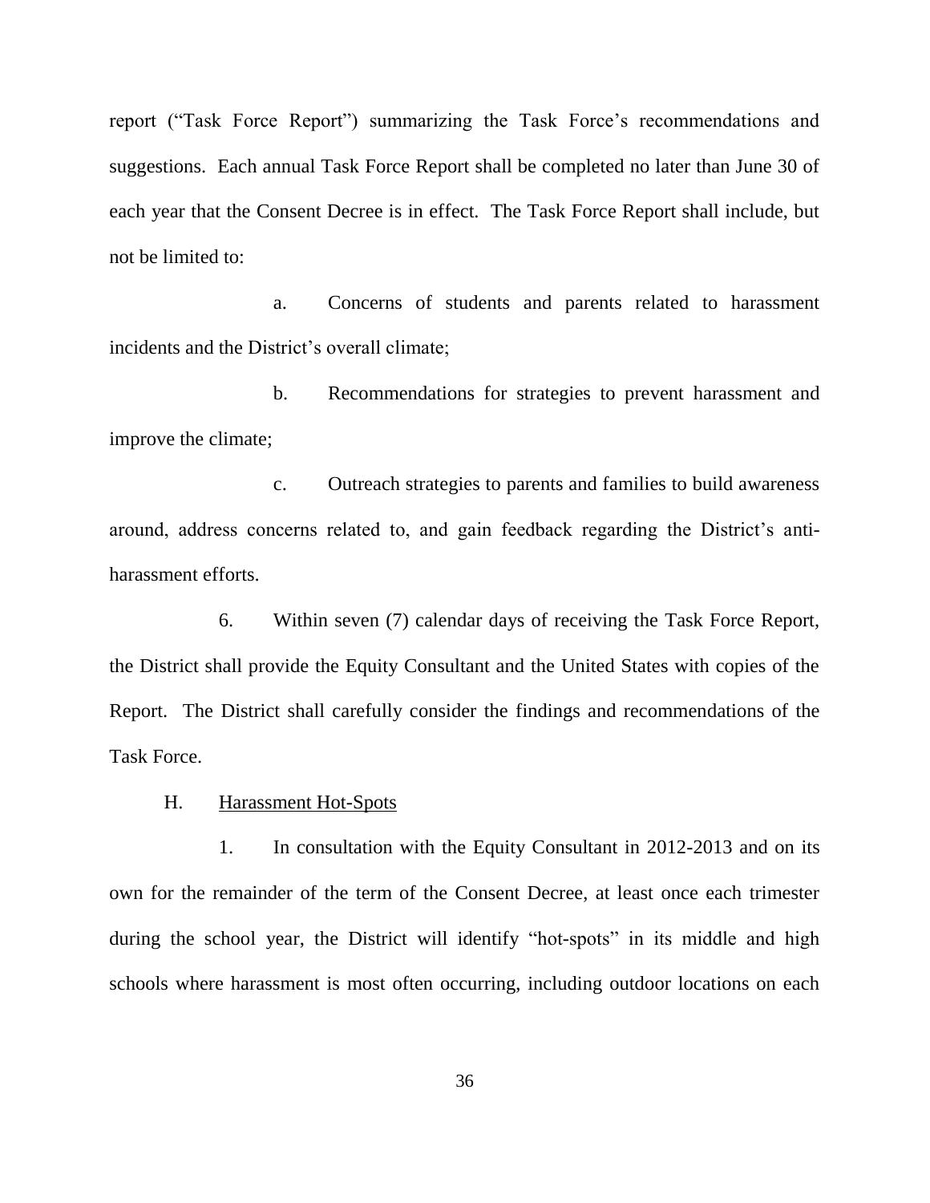report ("Task Force Report") summarizing the Task Force's recommendations and suggestions. Each annual Task Force Report shall be completed no later than June 30 of each year that the Consent Decree is in effect. The Task Force Report shall include, but not be limited to:

a. Concerns of students and parents related to harassment incidents and the District's overall climate;

b. Recommendations for strategies to prevent harassment and improve the climate;

c. Outreach strategies to parents and families to build awareness around, address concerns related to, and gain feedback regarding the District's anti-harassment efforts.

6. Within seven (7) calendar days of receiving the Task Force Report, the District shall provide the Equity Consultant and the United States with copies of the Report. The District shall carefully consider the findings and recommendations of the Task Force.

H. Harassment Hot-Spots

1. In consultation with the Equity Consultant in 2012-2013 and on its own for the remainder of the term of the Consent Decree, at least once each trimester during the school year, the District will identify "hot-spots" in its middle and high schools where harassment is most often occurring, including outdoor locations on each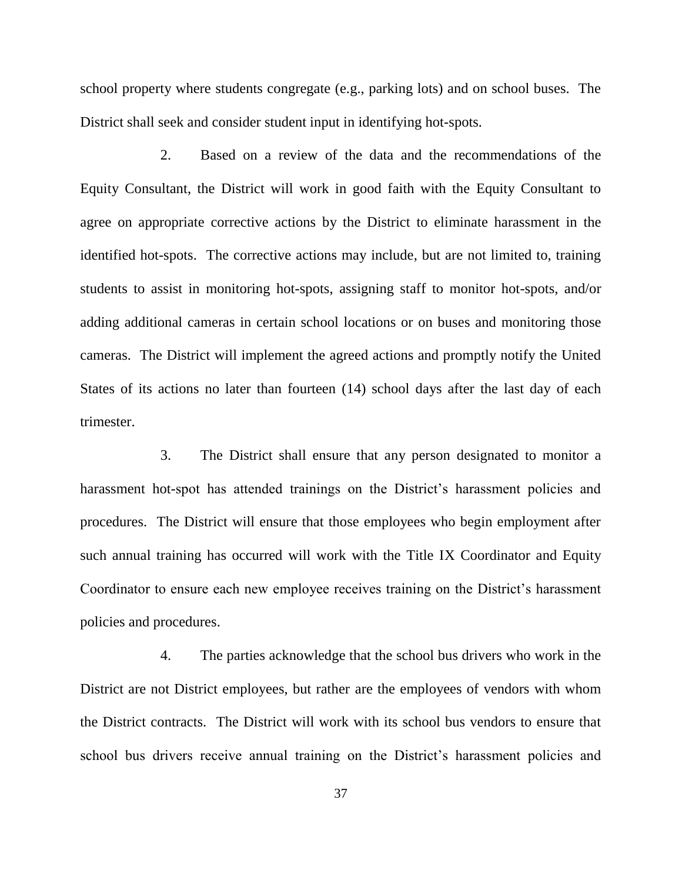school property where students congregate (e.g., parking lots) and on school buses. The District shall seek and consider student input in identifying hot-spots.

2. Based on a review of the data and the recommendations of the Equity Consultant, the District will work in good faith with the Equity Consultant to agree on appropriate corrective actions by the District to eliminate harassment in the identified hot-spots. The corrective actions may include, but are not limited to, training students to assist in monitoring hot-spots, assigning staff to monitor hot-spots, and/or adding additional cameras in certain school locations or on buses and monitoring those cameras. The District will implement the agreed actions and promptly notify the United States of its actions no later than fourteen (14) school days after the last day of each trimester.

3. The District shall ensure that any person designated to monitor a harassment hot-spot has attended trainings on the District's harassment policies and procedures. The District will ensure that those employees who begin employment after such annual training has occurred will work with the Title IX Coordinator and Equity Coordinator to ensure each new employee receives training on the District's harassment policies and procedures.

4. The parties acknowledge that the school bus drivers who work in the District are not District employees, but rather are the employees of vendors with whom the District contracts. The District will work with its school bus vendors to ensure that school bus drivers receive annual training on the District's harassment policies and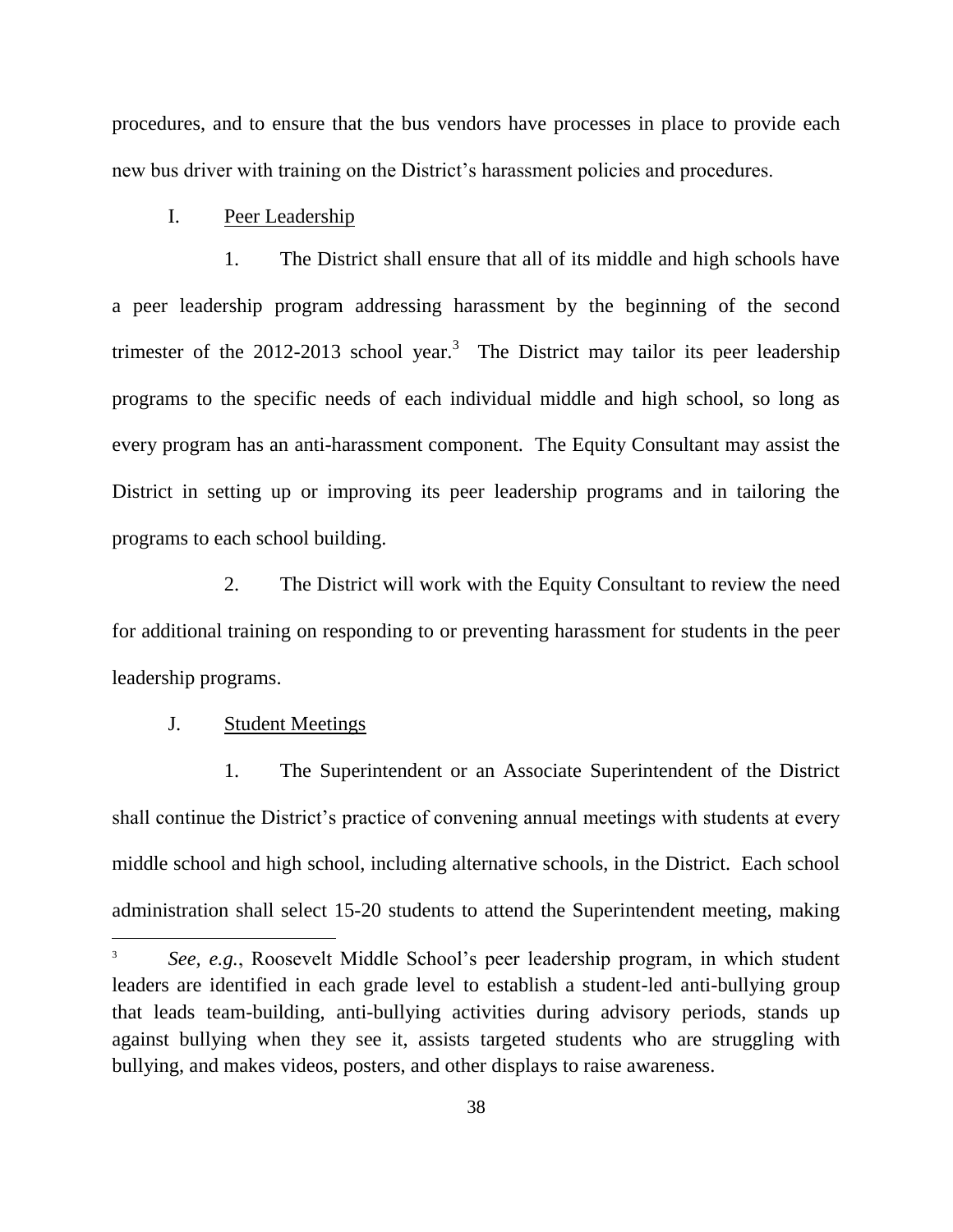procedures, and to ensure that the bus vendors have processes in place to provide each new bus driver with training on the District's harassment policies and procedures.

I. Peer Leadership

1. The District shall ensure that all of its middle and high schools have a peer leadership program addressing harassment by the beginning of the second trimester of the 2012-2013 school year.[3] The District may tailor its peer leadership programs to the specific needs of each individual middle and high school, so long as every program has an anti-harassment component. The Equity Consultant may assist the District in setting up or improving its peer leadership programs and in tailoring the programs to each school building.

2. The District will work with the Equity Consultant to review the need for additional training on responding to or preventing harassment for students in the peer leadership programs.

J. Student Meetings

1. The Superintendent or an Associate Superintendent of the District shall continue the District's practice of convening annual meetings with students at every middle school and high school, including alternative schools, in the District. Each school administration shall select 15-20 students to attend the Superintendent meeting, making

---

[3] *See, e.g.*, Roosevelt Middle School's peer leadership program, in which student leaders are identified in each grade level to establish a student-led anti-bullying group that leads team-building, anti-bullying activities during advisory periods, stands up against bullying when they see it, assists targeted students who are struggling with bullying, and makes videos, posters, and other displays to raise awareness.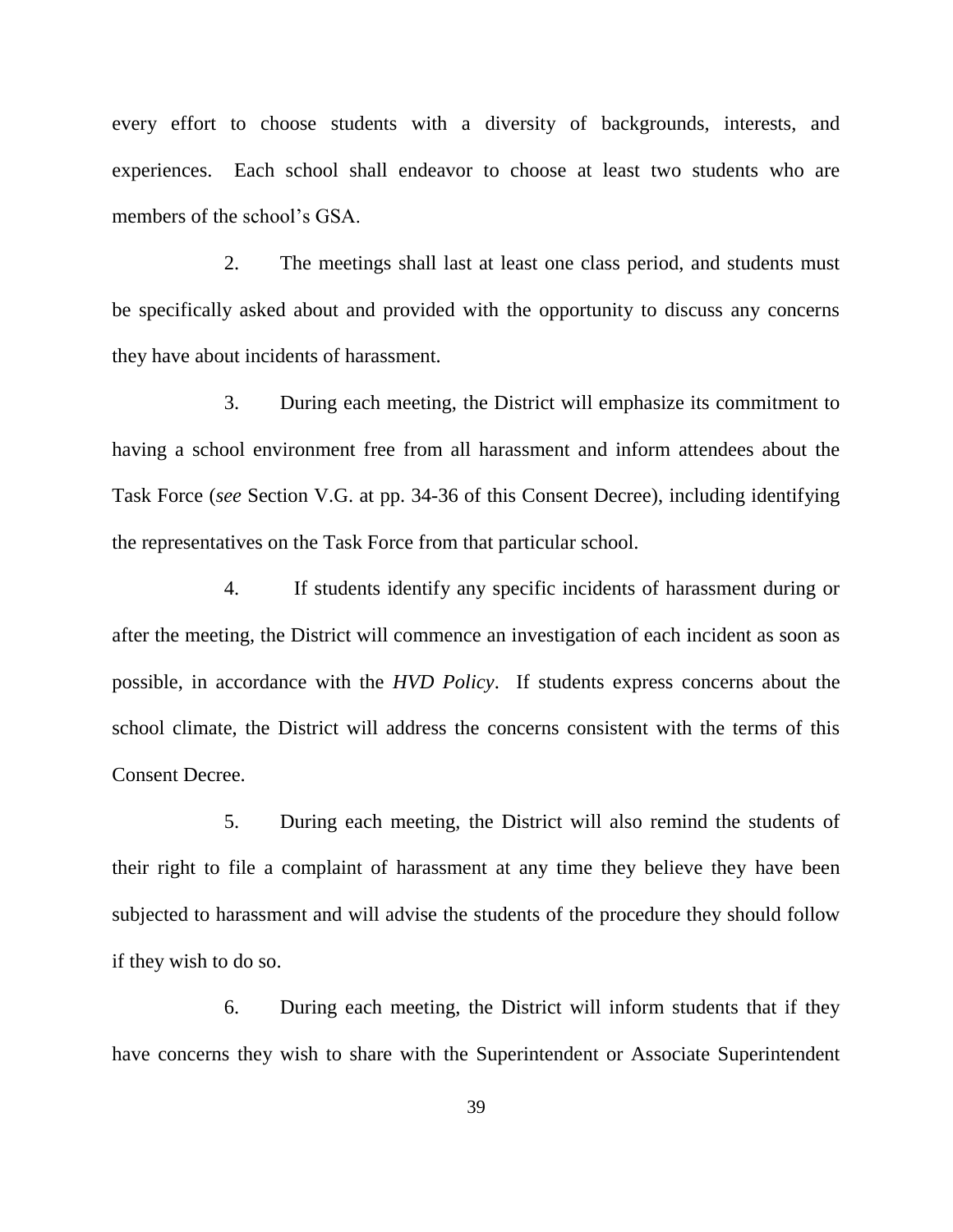every effort to choose students with a diversity of backgrounds, interests, and experiences. Each school shall endeavor to choose at least two students who are members of the school's GSA.

2. The meetings shall last at least one class period, and students must be specifically asked about and provided with the opportunity to discuss any concerns they have about incidents of harassment.

3. During each meeting, the District will emphasize its commitment to having a school environment free from all harassment and inform attendees about the Task Force (*see* Section V.G. at pp. 34-36 of this Consent Decree), including identifying the representatives on the Task Force from that particular school.

4. If students identify any specific incidents of harassment during or after the meeting, the District will commence an investigation of each incident as soon as possible, in accordance with the *HVD Policy*. If students express concerns about the school climate, the District will address the concerns consistent with the terms of this Consent Decree.

5. During each meeting, the District will also remind the students of their right to file a complaint of harassment at any time they believe they have been subjected to harassment and will advise the students of the procedure they should follow if they wish to do so.

6. During each meeting, the District will inform students that if they have concerns they wish to share with the Superintendent or Associate Superintendent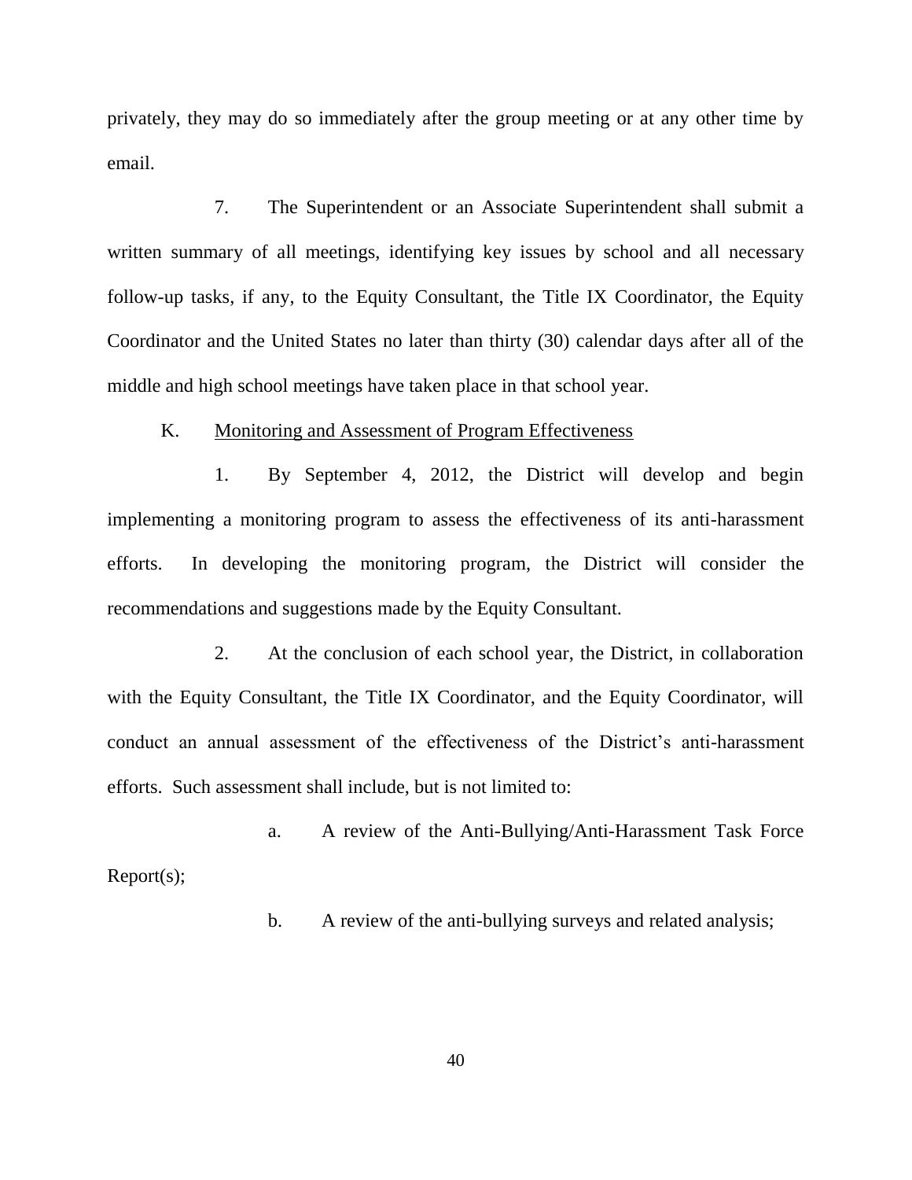privately, they may do so immediately after the group meeting or at any other time by email.

7. The Superintendent or an Associate Superintendent shall submit a written summary of all meetings, identifying key issues by school and all necessary follow-up tasks, if any, to the Equity Consultant, the Title IX Coordinator, the Equity Coordinator and the United States no later than thirty (30) calendar days after all of the middle and high school meetings have taken place in that school year.

K. <u>Monitoring and Assessment of Program Effectiveness</u>

1. By September 4, 2012, the District will develop and begin implementing a monitoring program to assess the effectiveness of its anti-harassment efforts. In developing the monitoring program, the District will consider the recommendations and suggestions made by the Equity Consultant.

2. At the conclusion of each school year, the District, in collaboration with the Equity Consultant, the Title IX Coordinator, and the Equity Coordinator, will conduct an annual assessment of the effectiveness of the District's anti-harassment efforts. Such assessment shall include, but is not limited to:

a. A review of the Anti-Bullying/Anti-Harassment Task Force Report(s);

b. A review of the anti-bullying surveys and related analysis;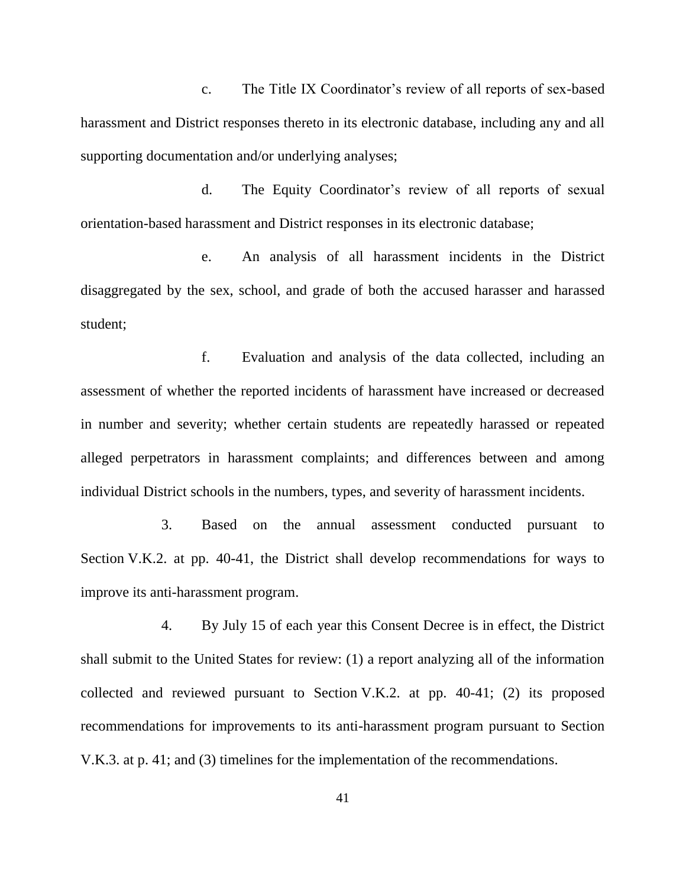c. The Title IX Coordinator's review of all reports of sex-based harassment and District responses thereto in its electronic database, including any and all supporting documentation and/or underlying analyses;

d. The Equity Coordinator's review of all reports of sexual orientation-based harassment and District responses in its electronic database;

e. An analysis of all harassment incidents in the District disaggregated by the sex, school, and grade of both the accused harasser and harassed student;

f. Evaluation and analysis of the data collected, including an assessment of whether the reported incidents of harassment have increased or decreased in number and severity; whether certain students are repeatedly harassed or repeated alleged perpetrators in harassment complaints; and differences between and among individual District schools in the numbers, types, and severity of harassment incidents.

3. Based on the annual assessment conducted pursuant to Section V.K.2. at pp. 40-41, the District shall develop recommendations for ways to improve its anti-harassment program.

4. By July 15 of each year this Consent Decree is in effect, the District shall submit to the United States for review: (1) a report analyzing all of the information collected and reviewed pursuant to Section V.K.2. at pp. 40-41; (2) its proposed recommendations for improvements to its anti-harassment program pursuant to Section V.K.3. at p. 41; and (3) timelines for the implementation of the recommendations.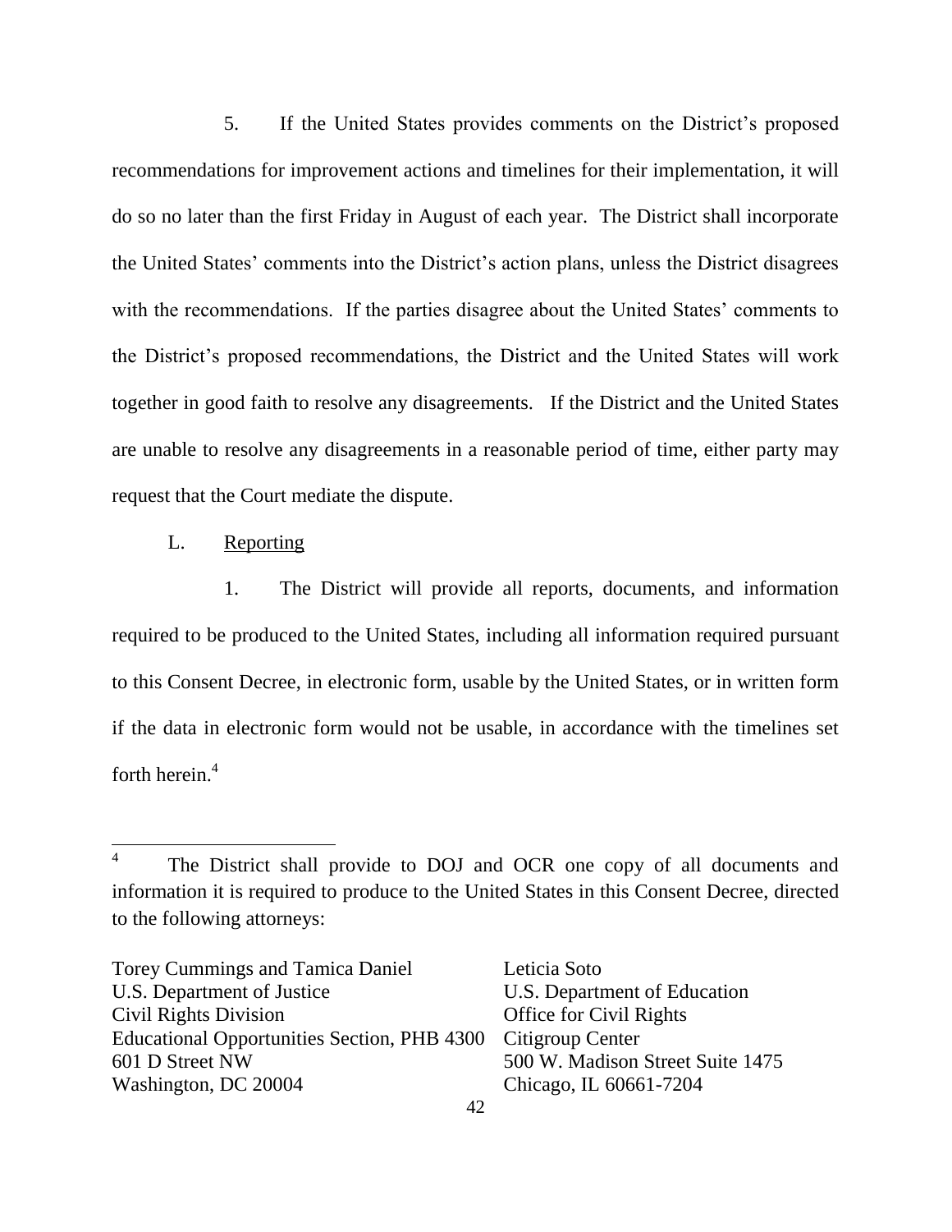5. If the United States provides comments on the District's proposed recommendations for improvement actions and timelines for their implementation, it will do so no later than the first Friday in August of each year. The District shall incorporate the United States' comments into the District's action plans, unless the District disagrees with the recommendations. If the parties disagree about the United States' comments to the District's proposed recommendations, the District and the United States will work together in good faith to resolve any disagreements. If the District and the United States are unable to resolve any disagreements in a reasonable period of time, either party may request that the Court mediate the dispute.

L. Reporting

1. The District will provide all reports, documents, and information required to be produced to the United States, including all information required pursuant to this Consent Decree, in electronic form, usable by the United States, or in written form if the data in electronic form would not be usable, in accordance with the timelines set forth herein.[4]

---

[4] The District shall provide to DOJ and OCR one copy of all documents and information it is required to produce to the United States in this Consent Decree, directed to the following attorneys:

Torey Cummings and Tamica Daniel
U.S. Department of Justice
Civil Rights Division
Educational Opportunities Section, PHB 4300
601 D Street NW
Washington, DC 20004

Leticia Soto
U.S. Department of Education
Office for Civil Rights
Citigroup Center
500 W. Madison Street Suite 1475
Chicago, IL 60661-7204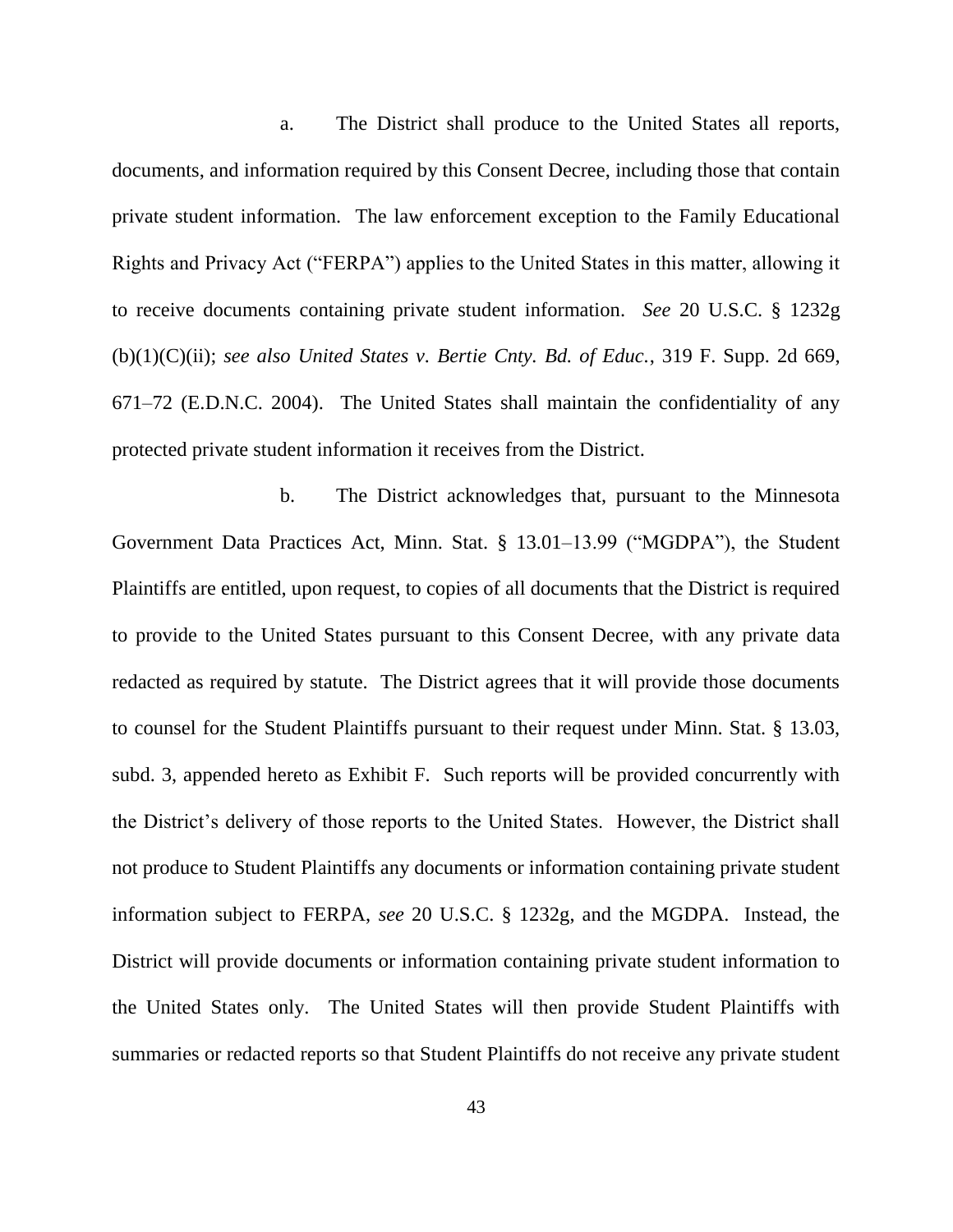a. The District shall produce to the United States all reports, documents, and information required by this Consent Decree, including those that contain private student information. The law enforcement exception to the Family Educational Rights and Privacy Act ("FERPA") applies to the United States in this matter, allowing it to receive documents containing private student information. *See* 20 U.S.C. § 1232g (b)(1)(C)(ii); *see also United States v. Bertie Cnty. Bd. of Educ.*, 319 F. Supp. 2d 669, 671–72 (E.D.N.C. 2004). The United States shall maintain the confidentiality of any protected private student information it receives from the District.

b. The District acknowledges that, pursuant to the Minnesota Government Data Practices Act, Minn. Stat. § 13.01–13.99 ("MGDPA"), the Student Plaintiffs are entitled, upon request, to copies of all documents that the District is required to provide to the United States pursuant to this Consent Decree, with any private data redacted as required by statute. The District agrees that it will provide those documents to counsel for the Student Plaintiffs pursuant to their request under Minn. Stat. § 13.03, subd. 3, appended hereto as Exhibit F. Such reports will be provided concurrently with the District's delivery of those reports to the United States. However, the District shall not produce to Student Plaintiffs any documents or information containing private student information subject to FERPA, *see* 20 U.S.C. § 1232g, and the MGDPA. Instead, the District will provide documents or information containing private student information to the United States only. The United States will then provide Student Plaintiffs with summaries or redacted reports so that Student Plaintiffs do not receive any private student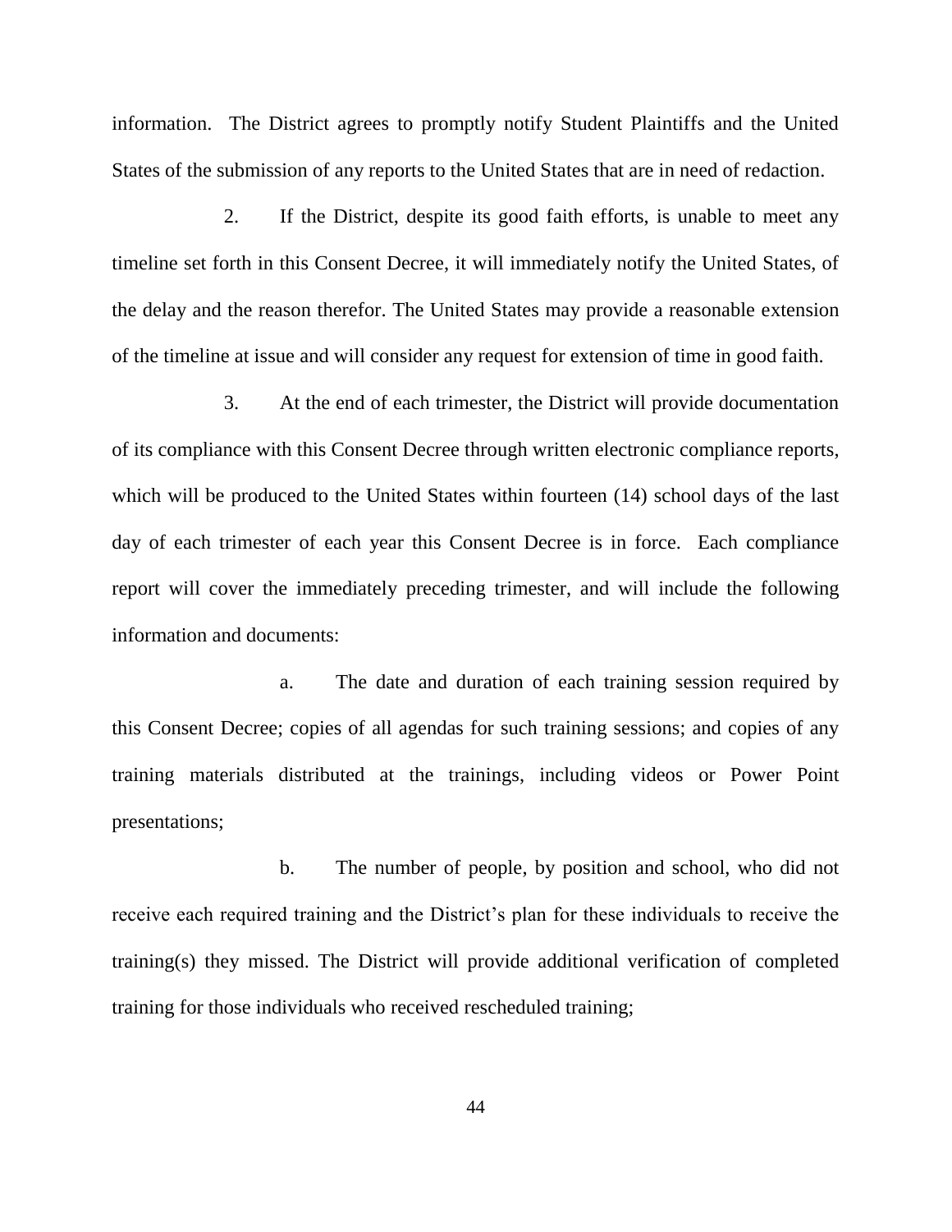information. The District agrees to promptly notify Student Plaintiffs and the United States of the submission of any reports to the United States that are in need of redaction.

2. If the District, despite its good faith efforts, is unable to meet any timeline set forth in this Consent Decree, it will immediately notify the United States, of the delay and the reason therefor. The United States may provide a reasonable extension of the timeline at issue and will consider any request for extension of time in good faith.

3. At the end of each trimester, the District will provide documentation of its compliance with this Consent Decree through written electronic compliance reports, which will be produced to the United States within fourteen (14) school days of the last day of each trimester of each year this Consent Decree is in force. Each compliance report will cover the immediately preceding trimester, and will include the following information and documents:

a. The date and duration of each training session required by this Consent Decree; copies of all agendas for such training sessions; and copies of any training materials distributed at the trainings, including videos or Power Point presentations;

b. The number of people, by position and school, who did not receive each required training and the District's plan for these individuals to receive the training(s) they missed. The District will provide additional verification of completed training for those individuals who received rescheduled training;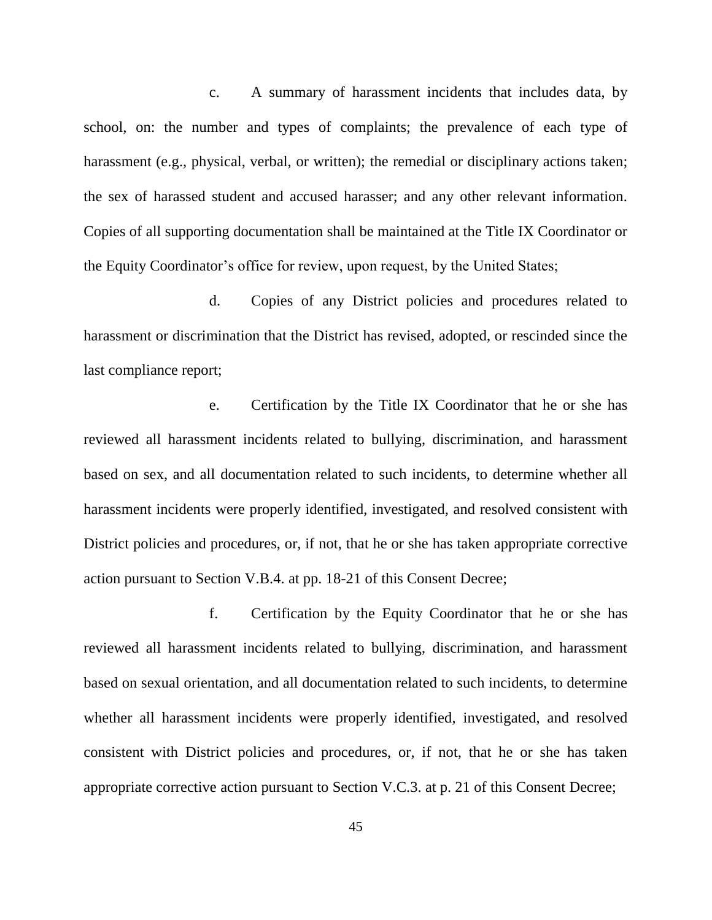c. A summary of harassment incidents that includes data, by school, on: the number and types of complaints; the prevalence of each type of harassment (e.g., physical, verbal, or written); the remedial or disciplinary actions taken; the sex of harassed student and accused harasser; and any other relevant information. Copies of all supporting documentation shall be maintained at the Title IX Coordinator or the Equity Coordinator's office for review, upon request, by the United States;

d. Copies of any District policies and procedures related to harassment or discrimination that the District has revised, adopted, or rescinded since the last compliance report;

e. Certification by the Title IX Coordinator that he or she has reviewed all harassment incidents related to bullying, discrimination, and harassment based on sex, and all documentation related to such incidents, to determine whether all harassment incidents were properly identified, investigated, and resolved consistent with District policies and procedures, or, if not, that he or she has taken appropriate corrective action pursuant to Section V.B.4. at pp. 18-21 of this Consent Decree;

f. Certification by the Equity Coordinator that he or she has reviewed all harassment incidents related to bullying, discrimination, and harassment based on sexual orientation, and all documentation related to such incidents, to determine whether all harassment incidents were properly identified, investigated, and resolved consistent with District policies and procedures, or, if not, that he or she has taken appropriate corrective action pursuant to Section V.C.3. at p. 21 of this Consent Decree;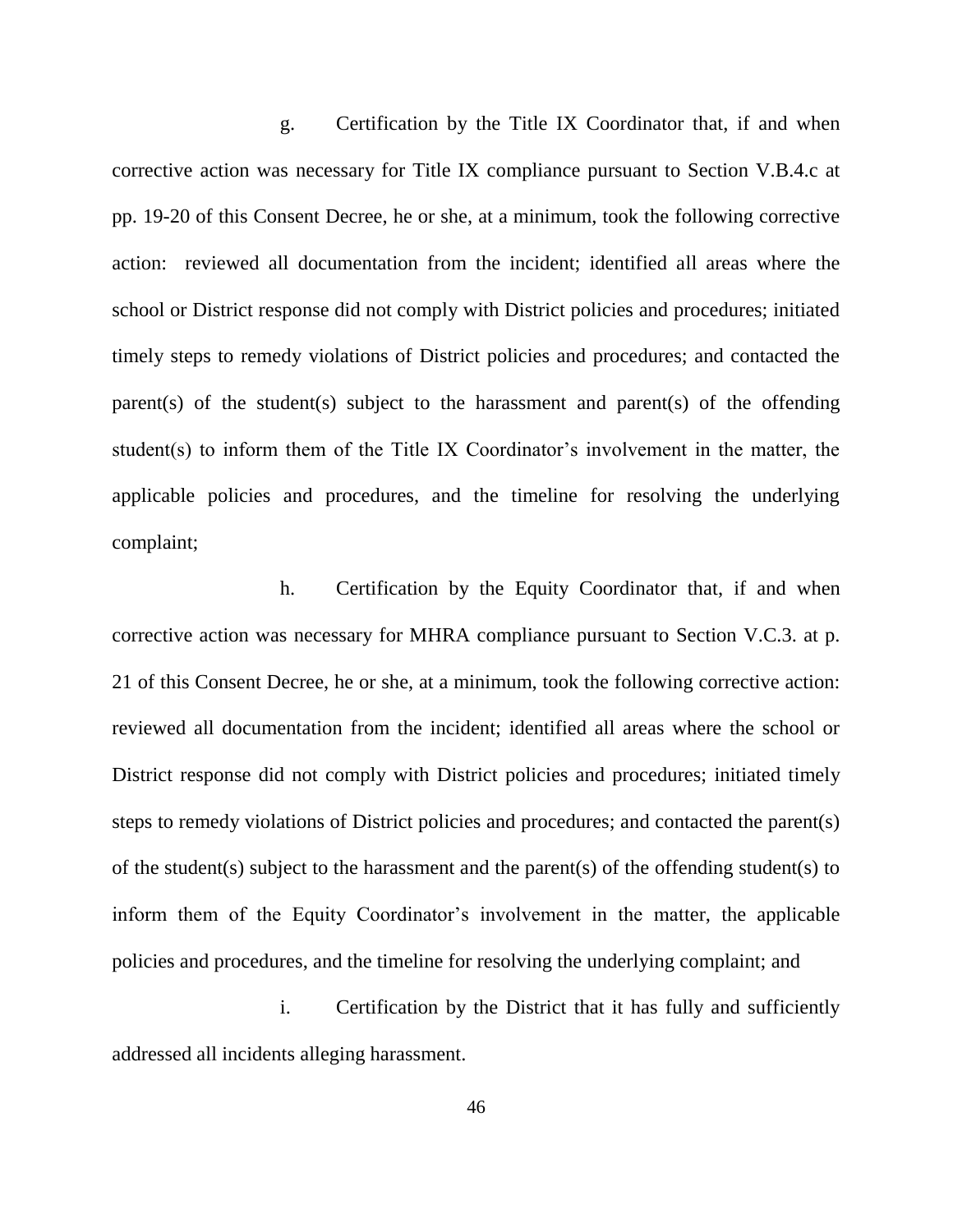g. Certification by the Title IX Coordinator that, if and when corrective action was necessary for Title IX compliance pursuant to Section V.B.4.c at pp. 19-20 of this Consent Decree, he or she, at a minimum, took the following corrective action: reviewed all documentation from the incident; identified all areas where the school or District response did not comply with District policies and procedures; initiated timely steps to remedy violations of District policies and procedures; and contacted the parent(s) of the student(s) subject to the harassment and parent(s) of the offending student(s) to inform them of the Title IX Coordinator's involvement in the matter, the applicable policies and procedures, and the timeline for resolving the underlying complaint;

h. Certification by the Equity Coordinator that, if and when corrective action was necessary for MHRA compliance pursuant to Section V.C.3. at p. 21 of this Consent Decree, he or she, at a minimum, took the following corrective action: reviewed all documentation from the incident; identified all areas where the school or District response did not comply with District policies and procedures; initiated timely steps to remedy violations of District policies and procedures; and contacted the parent(s) of the student(s) subject to the harassment and the parent(s) of the offending student(s) to inform them of the Equity Coordinator's involvement in the matter, the applicable policies and procedures, and the timeline for resolving the underlying complaint; and

i. Certification by the District that it has fully and sufficiently addressed all incidents alleging harassment.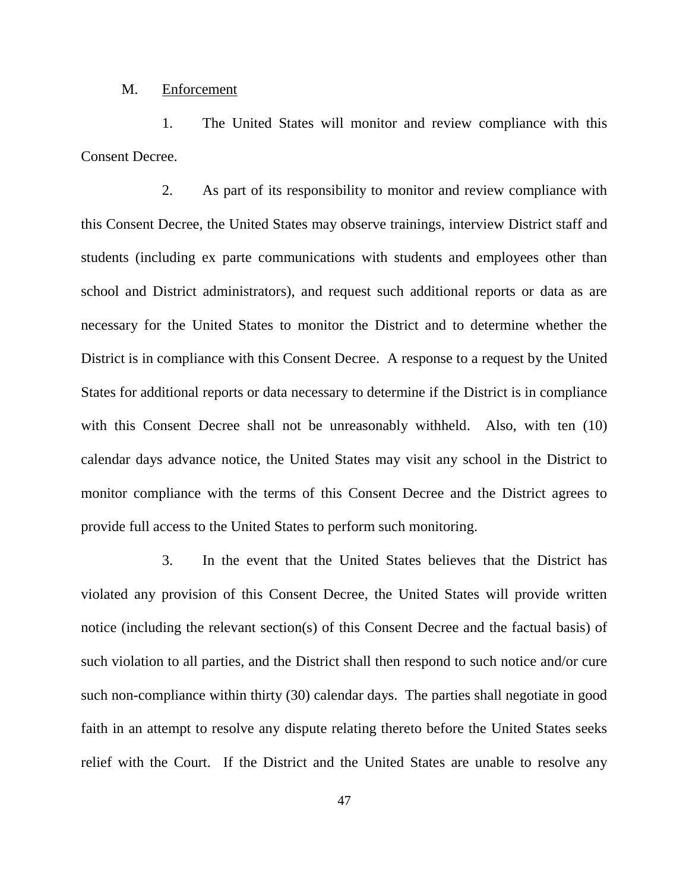M. Enforcement

1. The United States will monitor and review compliance with this Consent Decree.

2. As part of its responsibility to monitor and review compliance with this Consent Decree, the United States may observe trainings, interview District staff and students (including ex parte communications with students and employees other than school and District administrators), and request such additional reports or data as are necessary for the United States to monitor the District and to determine whether the District is in compliance with this Consent Decree. A response to a request by the United States for additional reports or data necessary to determine if the District is in compliance with this Consent Decree shall not be unreasonably withheld. Also, with ten (10) calendar days advance notice, the United States may visit any school in the District to monitor compliance with the terms of this Consent Decree and the District agrees to provide full access to the United States to perform such monitoring.

3. In the event that the United States believes that the District has violated any provision of this Consent Decree, the United States will provide written notice (including the relevant section(s) of this Consent Decree and the factual basis) of such violation to all parties, and the District shall then respond to such notice and/or cure such non-compliance within thirty (30) calendar days. The parties shall negotiate in good faith in an attempt to resolve any dispute relating thereto before the United States seeks relief with the Court. If the District and the United States are unable to resolve any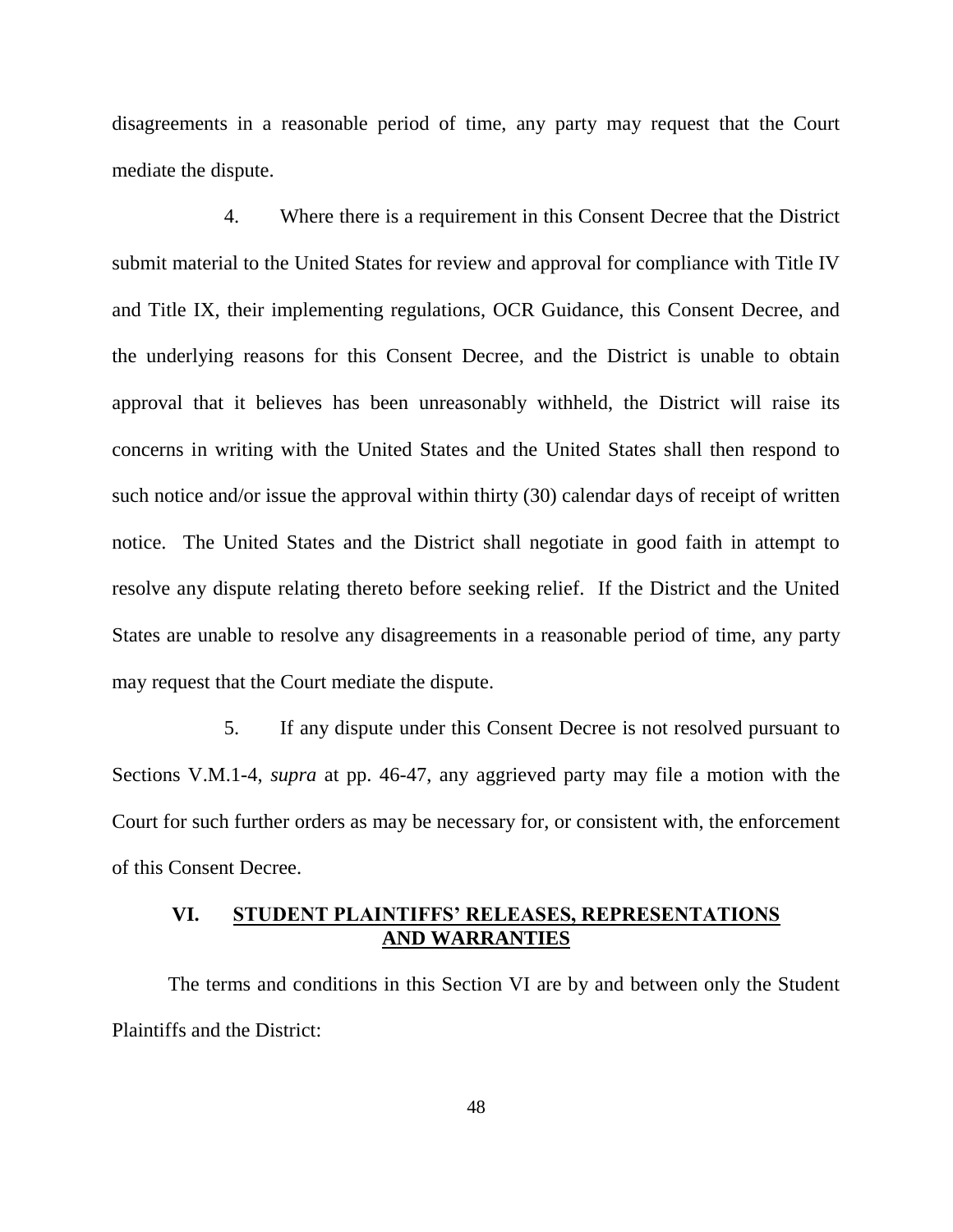disagreements in a reasonable period of time, any party may request that the Court mediate the dispute.

4. Where there is a requirement in this Consent Decree that the District submit material to the United States for review and approval for compliance with Title IV and Title IX, their implementing regulations, OCR Guidance, this Consent Decree, and the underlying reasons for this Consent Decree, and the District is unable to obtain approval that it believes has been unreasonably withheld, the District will raise its concerns in writing with the United States and the United States shall then respond to such notice and/or issue the approval within thirty (30) calendar days of receipt of written notice. The United States and the District shall negotiate in good faith in attempt to resolve any dispute relating thereto before seeking relief. If the District and the United States are unable to resolve any disagreements in a reasonable period of time, any party may request that the Court mediate the dispute.

5. If any dispute under this Consent Decree is not resolved pursuant to Sections V.M.1-4, *supra* at pp. 46-47, any aggrieved party may file a motion with the Court for such further orders as may be necessary for, or consistent with, the enforcement of this Consent Decree.

## VI. STUDENT PLAINTIFFS' RELEASES, REPRESENTATIONS AND WARRANTIES

The terms and conditions in this Section VI are by and between only the Student Plaintiffs and the District: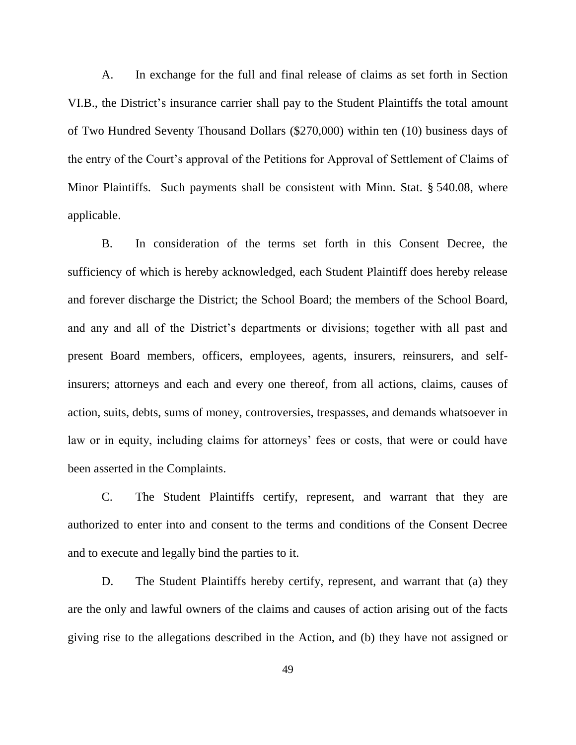A. In exchange for the full and final release of claims as set forth in Section VI.B., the District's insurance carrier shall pay to the Student Plaintiffs the total amount of Two Hundred Seventy Thousand Dollars ($270,000) within ten (10) business days of the entry of the Court's approval of the Petitions for Approval of Settlement of Claims of Minor Plaintiffs. Such payments shall be consistent with Minn. Stat. § 540.08, where applicable.

B. In consideration of the terms set forth in this Consent Decree, the sufficiency of which is hereby acknowledged, each Student Plaintiff does hereby release and forever discharge the District; the School Board; the members of the School Board, and any and all of the District's departments or divisions; together with all past and present Board members, officers, employees, agents, insurers, reinsurers, and self-insurers; attorneys and each and every one thereof, from all actions, claims, causes of action, suits, debts, sums of money, controversies, trespasses, and demands whatsoever in law or in equity, including claims for attorneys' fees or costs, that were or could have been asserted in the Complaints.

C. The Student Plaintiffs certify, represent, and warrant that they are authorized to enter into and consent to the terms and conditions of the Consent Decree and to execute and legally bind the parties to it.

D. The Student Plaintiffs hereby certify, represent, and warrant that (a) they are the only and lawful owners of the claims and causes of action arising out of the facts giving rise to the allegations described in the Action, and (b) they have not assigned or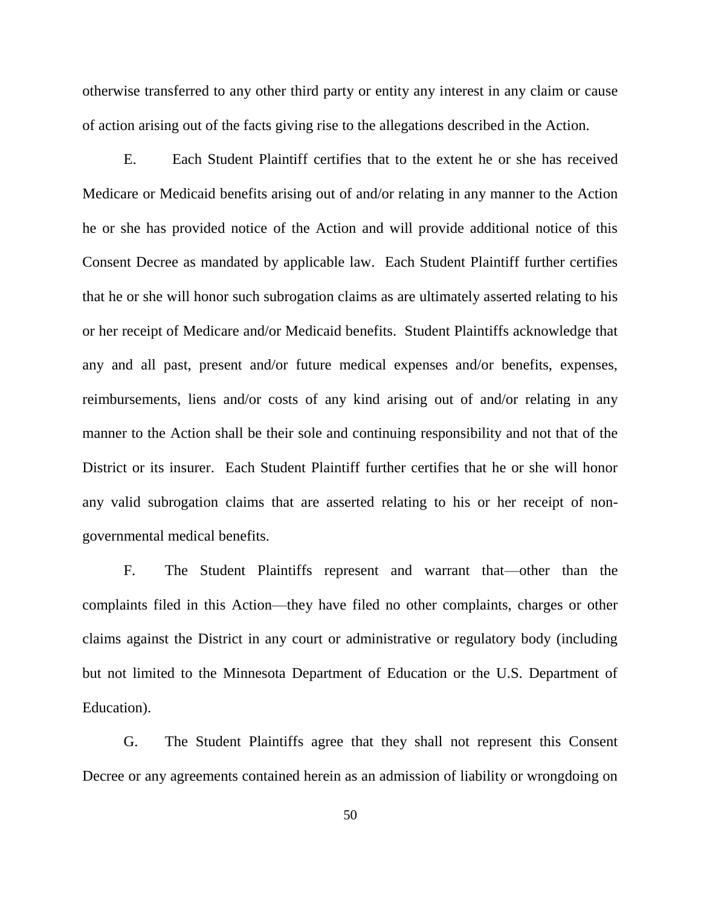otherwise transferred to any other third party or entity any interest in any claim or cause of action arising out of the facts giving rise to the allegations described in the Action.

E. Each Student Plaintiff certifies that to the extent he or she has received Medicare or Medicaid benefits arising out of and/or relating in any manner to the Action he or she has provided notice of the Action and will provide additional notice of this Consent Decree as mandated by applicable law. Each Student Plaintiff further certifies that he or she will honor such subrogation claims as are ultimately asserted relating to his or her receipt of Medicare and/or Medicaid benefits. Student Plaintiffs acknowledge that any and all past, present and/or future medical expenses and/or benefits, expenses, reimbursements, liens and/or costs of any kind arising out of and/or relating in any manner to the Action shall be their sole and continuing responsibility and not that of the District or its insurer. Each Student Plaintiff further certifies that he or she will honor any valid subrogation claims that are asserted relating to his or her receipt of non-governmental medical benefits.

F. The Student Plaintiffs represent and warrant that—other than the complaints filed in this Action—they have filed no other complaints, charges or other claims against the District in any court or administrative or regulatory body (including but not limited to the Minnesota Department of Education or the U.S. Department of Education).

G. The Student Plaintiffs agree that they shall not represent this Consent Decree or any agreements contained herein as an admission of liability or wrongdoing on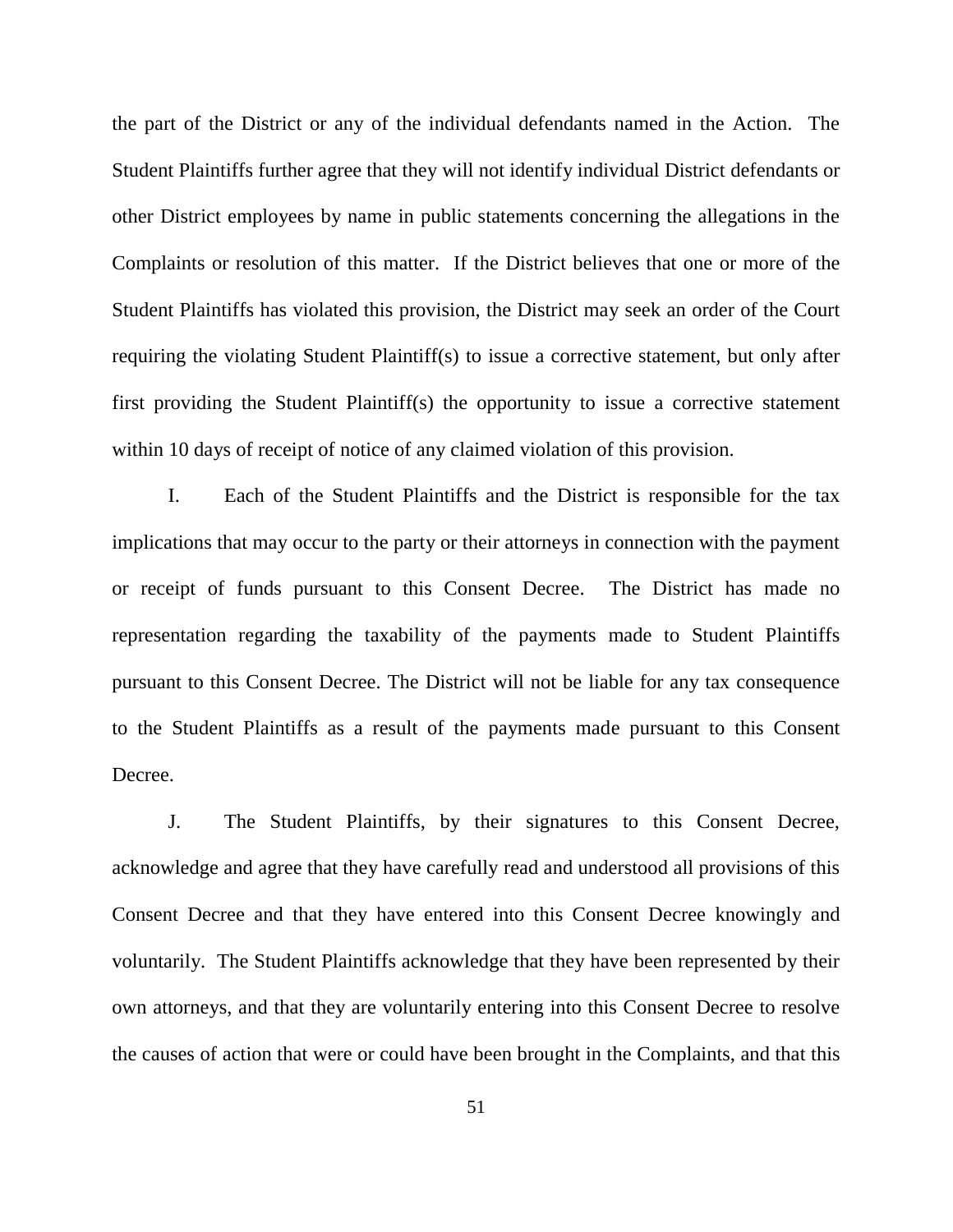the part of the District or any of the individual defendants named in the Action. The Student Plaintiffs further agree that they will not identify individual District defendants or other District employees by name in public statements concerning the allegations in the Complaints or resolution of this matter. If the District believes that one or more of the Student Plaintiffs has violated this provision, the District may seek an order of the Court requiring the violating Student Plaintiff(s) to issue a corrective statement, but only after first providing the Student Plaintiff(s) the opportunity to issue a corrective statement within 10 days of receipt of notice of any claimed violation of this provision.

I. Each of the Student Plaintiffs and the District is responsible for the tax implications that may occur to the party or their attorneys in connection with the payment or receipt of funds pursuant to this Consent Decree. The District has made no representation regarding the taxability of the payments made to Student Plaintiffs pursuant to this Consent Decree. The District will not be liable for any tax consequence to the Student Plaintiffs as a result of the payments made pursuant to this Consent Decree.

J. The Student Plaintiffs, by their signatures to this Consent Decree, acknowledge and agree that they have carefully read and understood all provisions of this Consent Decree and that they have entered into this Consent Decree knowingly and voluntarily. The Student Plaintiffs acknowledge that they have been represented by their own attorneys, and that they are voluntarily entering into this Consent Decree to resolve the causes of action that were or could have been brought in the Complaints, and that this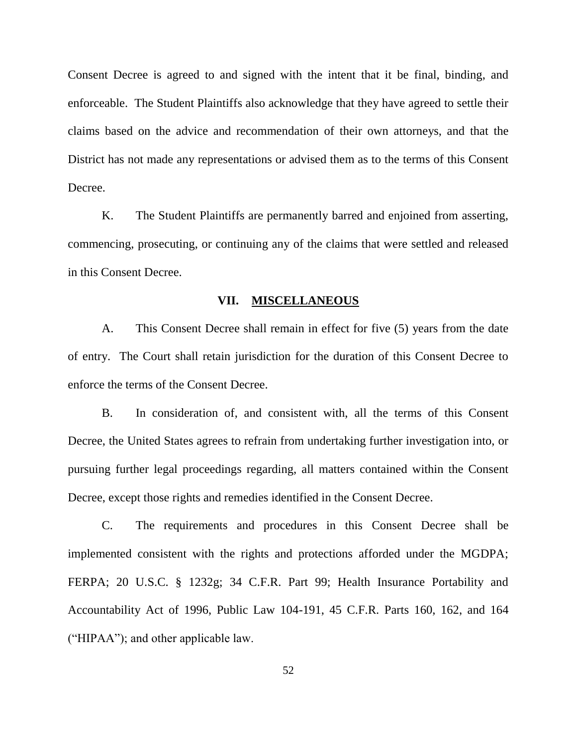Consent Decree is agreed to and signed with the intent that it be final, binding, and enforceable. The Student Plaintiffs also acknowledge that they have agreed to settle their claims based on the advice and recommendation of their own attorneys, and that the District has not made any representations or advised them as to the terms of this Consent Decree.

K. The Student Plaintiffs are permanently barred and enjoined from asserting, commencing, prosecuting, or continuing any of the claims that were settled and released in this Consent Decree.

## VII. MISCELLANEOUS

A. This Consent Decree shall remain in effect for five (5) years from the date of entry. The Court shall retain jurisdiction for the duration of this Consent Decree to enforce the terms of the Consent Decree.

B. In consideration of, and consistent with, all the terms of this Consent Decree, the United States agrees to refrain from undertaking further investigation into, or pursuing further legal proceedings regarding, all matters contained within the Consent Decree, except those rights and remedies identified in the Consent Decree.

C. The requirements and procedures in this Consent Decree shall be implemented consistent with the rights and protections afforded under the MGDPA; FERPA; 20 U.S.C. § 1232g; 34 C.F.R. Part 99; Health Insurance Portability and Accountability Act of 1996, Public Law 104-191, 45 C.F.R. Parts 160, 162, and 164 ("HIPAA"); and other applicable law.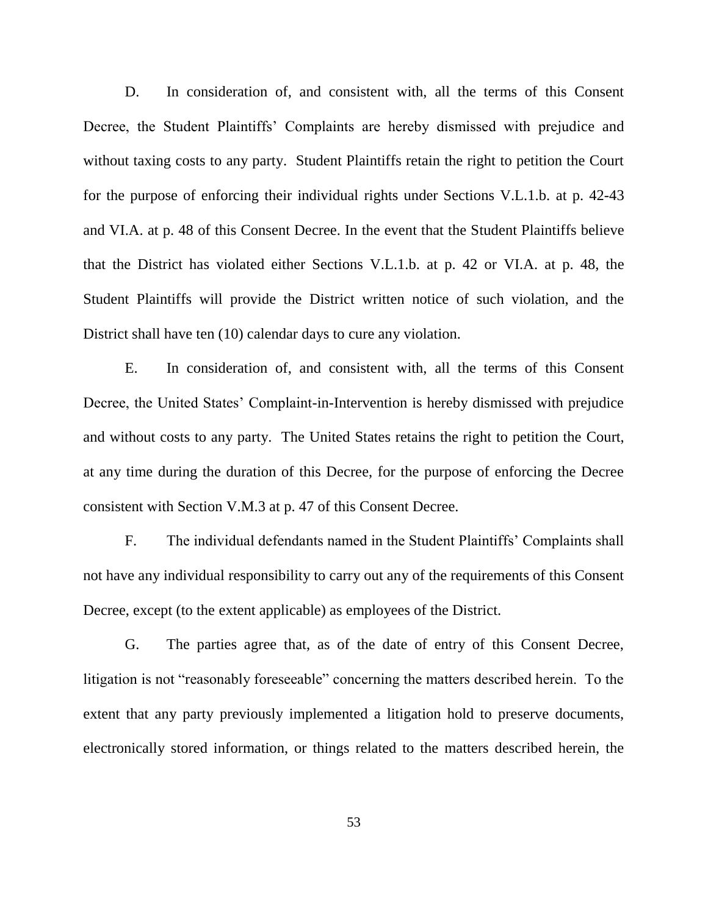D. In consideration of, and consistent with, all the terms of this Consent Decree, the Student Plaintiffs' Complaints are hereby dismissed with prejudice and without taxing costs to any party. Student Plaintiffs retain the right to petition the Court for the purpose of enforcing their individual rights under Sections V.L.1.b. at p. 42-43 and VI.A. at p. 48 of this Consent Decree. In the event that the Student Plaintiffs believe that the District has violated either Sections V.L.1.b. at p. 42 or VI.A. at p. 48, the Student Plaintiffs will provide the District written notice of such violation, and the District shall have ten (10) calendar days to cure any violation.

E. In consideration of, and consistent with, all the terms of this Consent Decree, the United States' Complaint-in-Intervention is hereby dismissed with prejudice and without costs to any party. The United States retains the right to petition the Court, at any time during the duration of this Decree, for the purpose of enforcing the Decree consistent with Section V.M.3 at p. 47 of this Consent Decree.

F. The individual defendants named in the Student Plaintiffs' Complaints shall not have any individual responsibility to carry out any of the requirements of this Consent Decree, except (to the extent applicable) as employees of the District.

G. The parties agree that, as of the date of entry of this Consent Decree, litigation is not "reasonably foreseeable" concerning the matters described herein. To the extent that any party previously implemented a litigation hold to preserve documents, electronically stored information, or things related to the matters described herein, the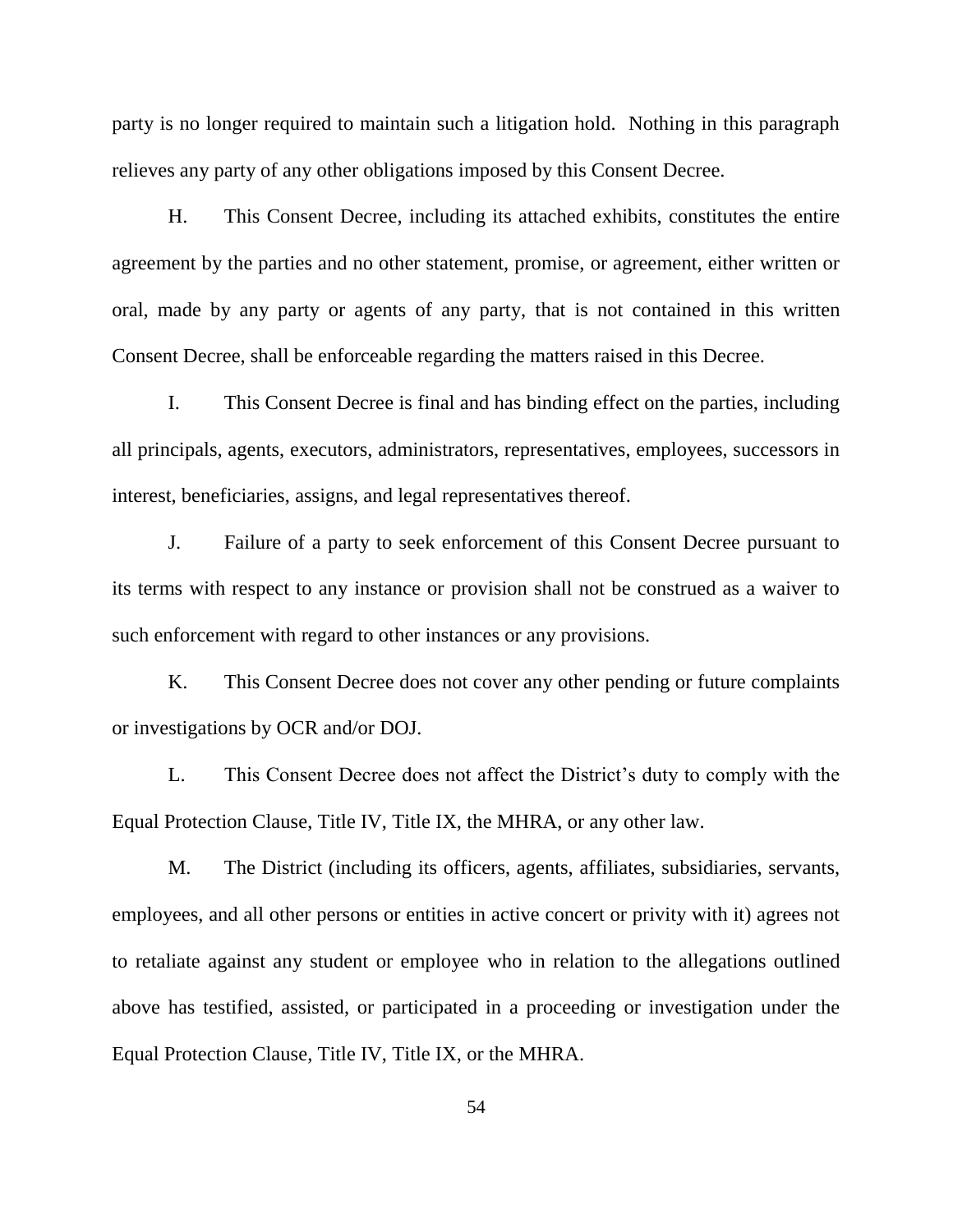party is no longer required to maintain such a litigation hold. Nothing in this paragraph relieves any party of any other obligations imposed by this Consent Decree.

H. This Consent Decree, including its attached exhibits, constitutes the entire agreement by the parties and no other statement, promise, or agreement, either written or oral, made by any party or agents of any party, that is not contained in this written Consent Decree, shall be enforceable regarding the matters raised in this Decree.

I. This Consent Decree is final and has binding effect on the parties, including all principals, agents, executors, administrators, representatives, employees, successors in interest, beneficiaries, assigns, and legal representatives thereof.

J. Failure of a party to seek enforcement of this Consent Decree pursuant to its terms with respect to any instance or provision shall not be construed as a waiver to such enforcement with regard to other instances or any provisions.

K. This Consent Decree does not cover any other pending or future complaints or investigations by OCR and/or DOJ.

L. This Consent Decree does not affect the District's duty to comply with the Equal Protection Clause, Title IV, Title IX, the MHRA, or any other law.

M. The District (including its officers, agents, affiliates, subsidiaries, servants, employees, and all other persons or entities in active concert or privity with it) agrees not to retaliate against any student or employee who in relation to the allegations outlined above has testified, assisted, or participated in a proceeding or investigation under the Equal Protection Clause, Title IV, Title IX, or the MHRA.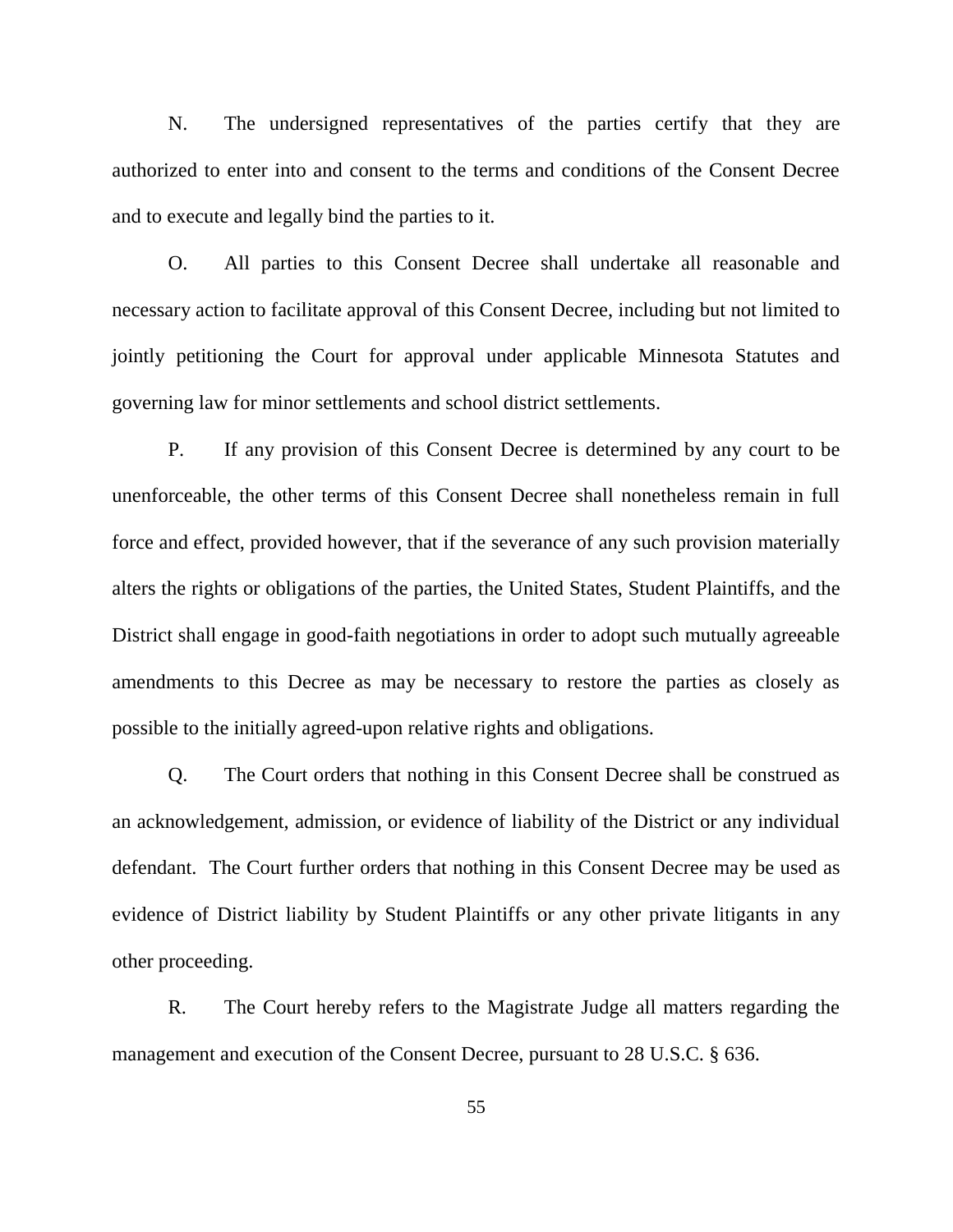N. The undersigned representatives of the parties certify that they are authorized to enter into and consent to the terms and conditions of the Consent Decree and to execute and legally bind the parties to it.

O. All parties to this Consent Decree shall undertake all reasonable and necessary action to facilitate approval of this Consent Decree, including but not limited to jointly petitioning the Court for approval under applicable Minnesota Statutes and governing law for minor settlements and school district settlements.

P. If any provision of this Consent Decree is determined by any court to be unenforceable, the other terms of this Consent Decree shall nonetheless remain in full force and effect, provided however, that if the severance of any such provision materially alters the rights or obligations of the parties, the United States, Student Plaintiffs, and the District shall engage in good-faith negotiations in order to adopt such mutually agreeable amendments to this Decree as may be necessary to restore the parties as closely as possible to the initially agreed-upon relative rights and obligations.

Q. The Court orders that nothing in this Consent Decree shall be construed as an acknowledgement, admission, or evidence of liability of the District or any individual defendant. The Court further orders that nothing in this Consent Decree may be used as evidence of District liability by Student Plaintiffs or any other private litigants in any other proceeding.

R. The Court hereby refers to the Magistrate Judge all matters regarding the management and execution of the Consent Decree, pursuant to 28 U.S.C. § 636.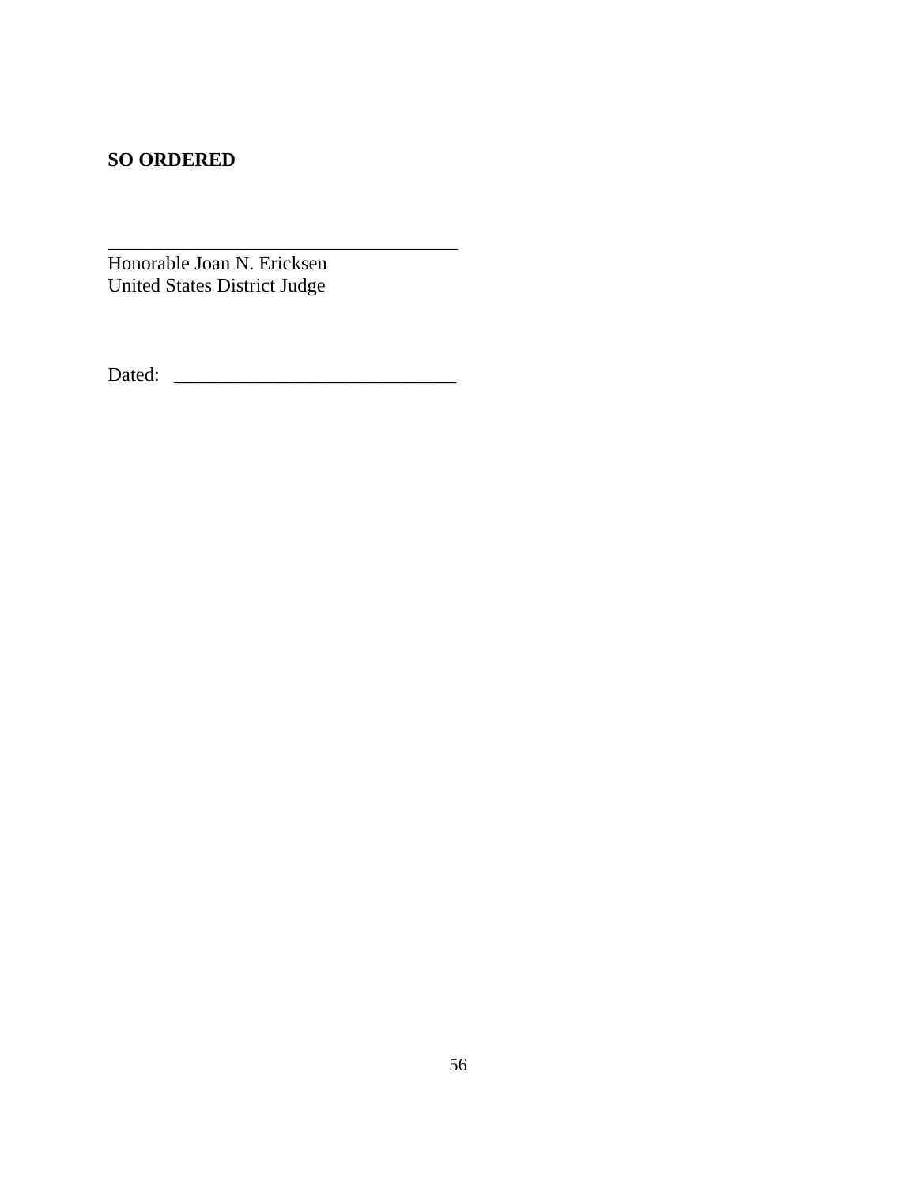**SO ORDERED**

\_\_\_\_\_\_\_\_\_\_\_\_\_\_\_\_\_\_\_\_\_\_\_\_\_\_\_\_\_\_\_\_\_\_\_\_\_\_\_
Honorable Joan N. Ericksen
United States District Judge

Dated: \_\_\_\_\_\_\_\_\_\_\_\_\_\_\_\_\_\_\_\_\_\_\_\_\_\_\_\_\_\_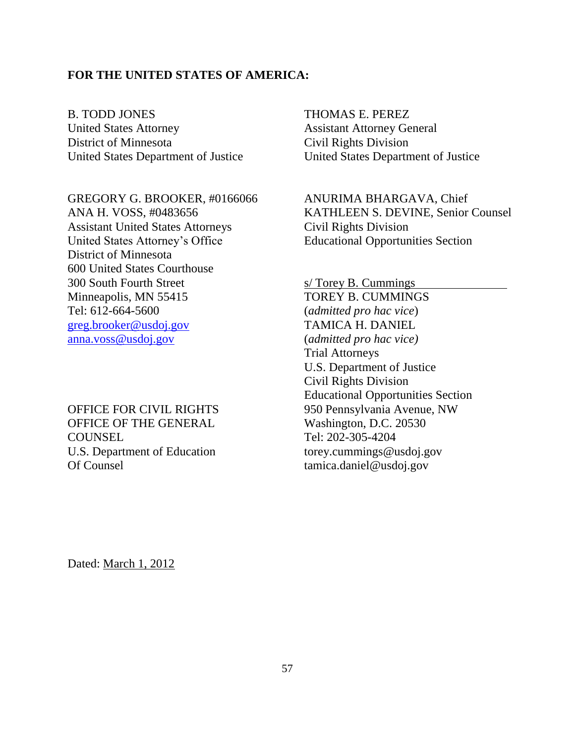**FOR THE UNITED STATES OF AMERICA:**

B. TODD JONES
United States Attorney
District of Minnesota
United States Department of Justice

GREGORY G. BROOKER, #0166066
ANA H. VOSS, #0483656
Assistant United States Attorneys
United States Attorney's Office
District of Minnesota
600 United States Courthouse
300 South Fourth Street
Minneapolis, MN 55415
Tel: 612-664-5600
greg.brooker@usdoj.gov
anna.voss@usdoj.gov

OFFICE FOR CIVIL RIGHTS
OFFICE OF THE GENERAL COUNSEL
U.S. Department of Education
Of Counsel

THOMAS E. PEREZ
Assistant Attorney General
Civil Rights Division
United States Department of Justice

ANURIMA BHARGAVA, Chief
KATHLEEN S. DEVINE, Senior Counsel
Civil Rights Division
Educational Opportunities Section

s/ Torey B. Cummings
TOREY B. CUMMINGS
(*admitted pro hac vice*)
TAMICA H. DANIEL
(*admitted pro hac vice)*
Trial Attorneys
U.S. Department of Justice
Civil Rights Division
Educational Opportunities Section
950 Pennsylvania Avenue, NW
Washington, D.C. 20530
Tel: 202-305-4204
torey.cummings@usdoj.gov
tamica.daniel@usdoj.gov

Dated: March 1, 2012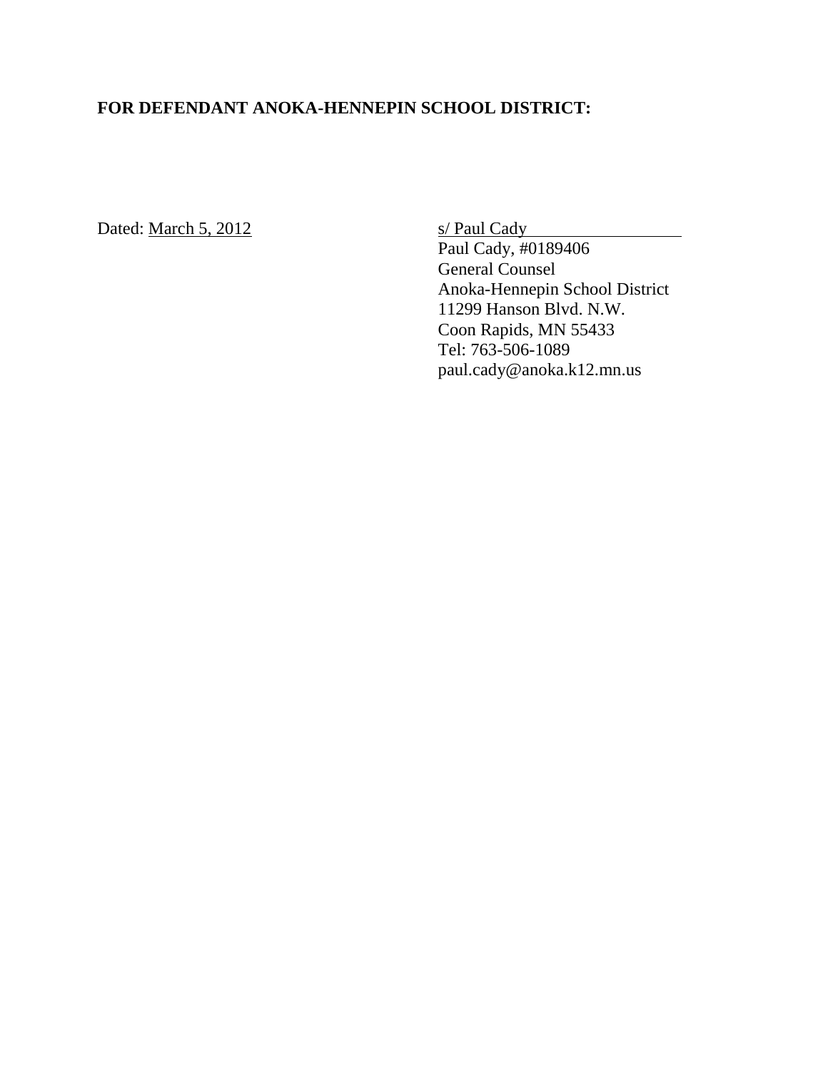**FOR DEFENDANT ANOKA-HENNEPIN SCHOOL DISTRICT:**

Dated: March 5, 2012

s/ Paul Cady
Paul Cady, #0189406
General Counsel
Anoka-Hennepin School District
11299 Hanson Blvd. N.W.
Coon Rapids, MN 55433
Tel: 763-506-1089
paul.cady@anoka.k12.mn.us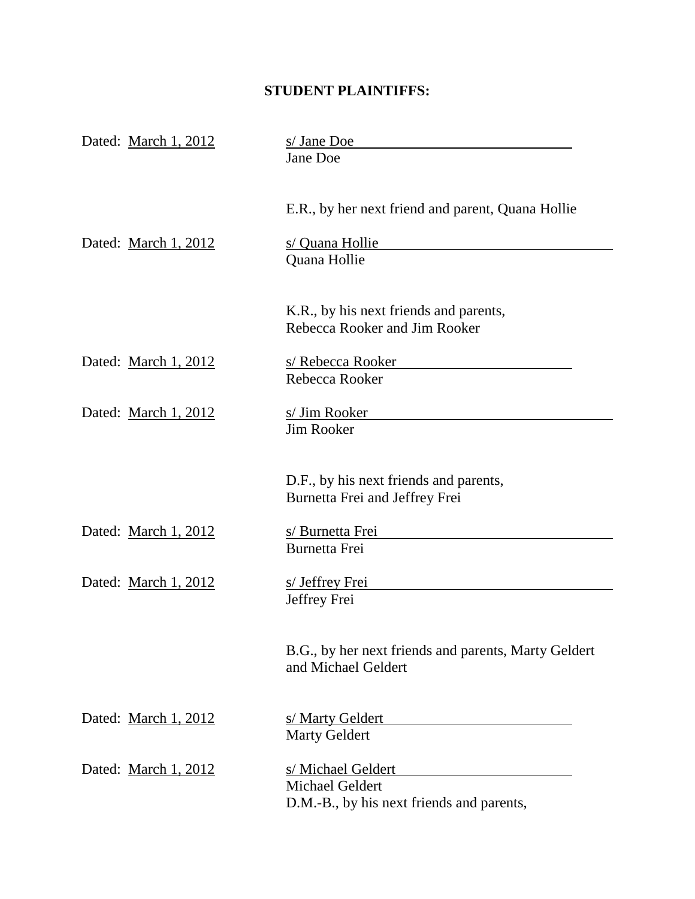**STUDENT PLAINTIFFS:**

Dated: March 1, 2012 s/ Jane Doe
Jane Doe

E.R., by her next friend and parent, Quana Hollie

Dated: March 1, 2012 s/ Quana Hollie
Quana Hollie

K.R., by his next friends and parents, Rebecca Rooker and Jim Rooker

Dated: March 1, 2012 s/ Rebecca Rooker
Rebecca Rooker

Dated: March 1, 2012 s/ Jim Rooker
Jim Rooker

D.F., by his next friends and parents, Burnetta Frei and Jeffrey Frei

Dated: March 1, 2012 s/ Burnetta Frei
Burnetta Frei

Dated: March 1, 2012 s/ Jeffrey Frei
Jeffrey Frei

B.G., by her next friends and parents, Marty Geldert and Michael Geldert

Dated: March 1, 2012 s/ Marty Geldert
Marty Geldert

Dated: March 1, 2012 s/ Michael Geldert
Michael Geldert

D.M.-B., by his next friends and parents,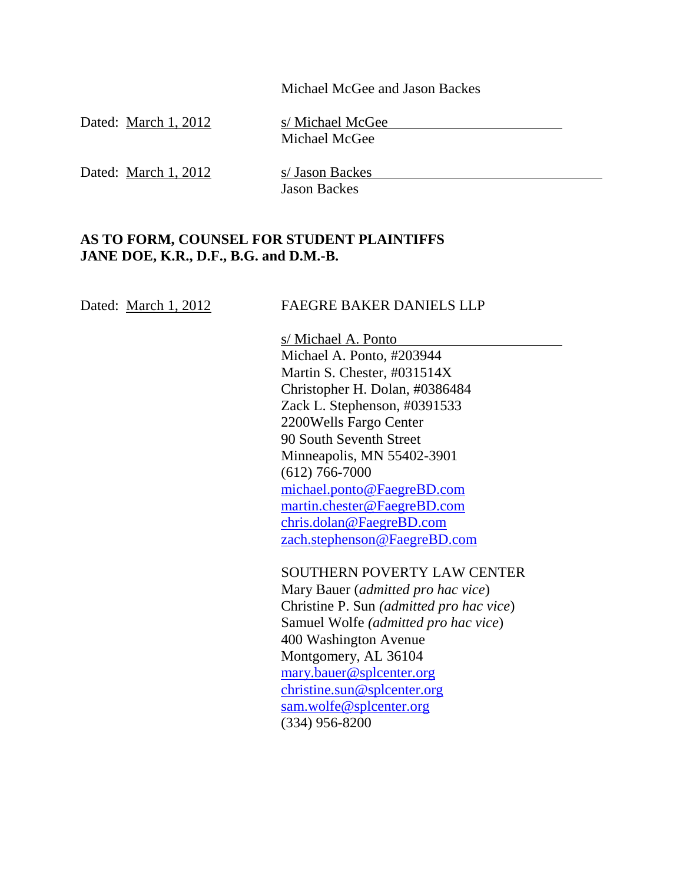Michael McGee and Jason Backes

Dated: March 1, 2012 s/ Michael McGee
Michael McGee

Dated: March 1, 2012 s/ Jason Backes
Jason Backes

**AS TO FORM, COUNSEL FOR STUDENT PLAINTIFFS JANE DOE, K.R., D.F., B.G. and D.M.-B.**

Dated: March 1, 2012 FAEGRE BAKER DANIELS LLP

s/ Michael A. Ponto
Michael A. Ponto, #203944
Martin S. Chester, #031514X
Christopher H. Dolan, #0386484
Zack L. Stephenson, #0391533
2200Wells Fargo Center
90 South Seventh Street
Minneapolis, MN 55402-3901
(612) 766-7000
michael.ponto@FaegreBD.com
martin.chester@FaegreBD.com
chris.dolan@FaegreBD.com
zach.stephenson@FaegreBD.com

SOUTHERN POVERTY LAW CENTER
Mary Bauer (*admitted pro hac vice*)
Christine P. Sun *(admitted pro hac vice*)
Samuel Wolfe *(admitted pro hac vice*)
400 Washington Avenue
Montgomery, AL 36104
mary.bauer@splcenter.org
christine.sun@splcenter.org
sam.wolfe@splcenter.org
(334) 956-8200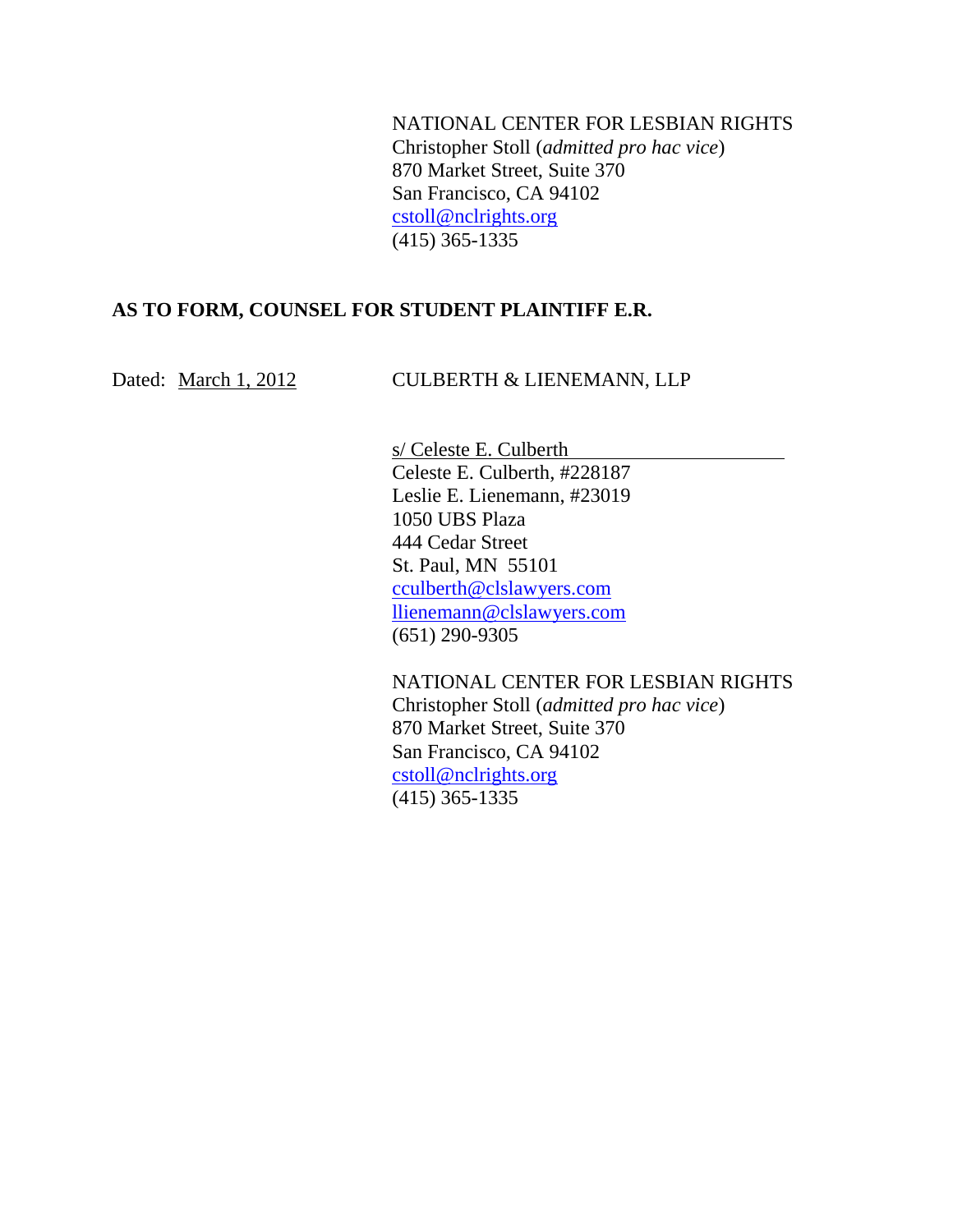NATIONAL CENTER FOR LESBIAN RIGHTS
Christopher Stoll (*admitted pro hac vice*)
870 Market Street, Suite 370
San Francisco, CA 94102
cstoll@nclrights.org
(415) 365-1335

**AS TO FORM, COUNSEL FOR STUDENT PLAINTIFF E.R.**

Dated: March 1, 2012

CULBERTH & LIENEMANN, LLP

s/ Celeste E. Culberth
Celeste E. Culberth, #228187
Leslie E. Lienemann, #23019
1050 UBS Plaza
444 Cedar Street
St. Paul, MN 55101
cculberth@clslawyers.com
llienemann@clslawyers.com
(651) 290-9305

NATIONAL CENTER FOR LESBIAN RIGHTS
Christopher Stoll (*admitted pro hac vice*)
870 Market Street, Suite 370
San Francisco, CA 94102
cstoll@nclrights.org
(415) 365-1335